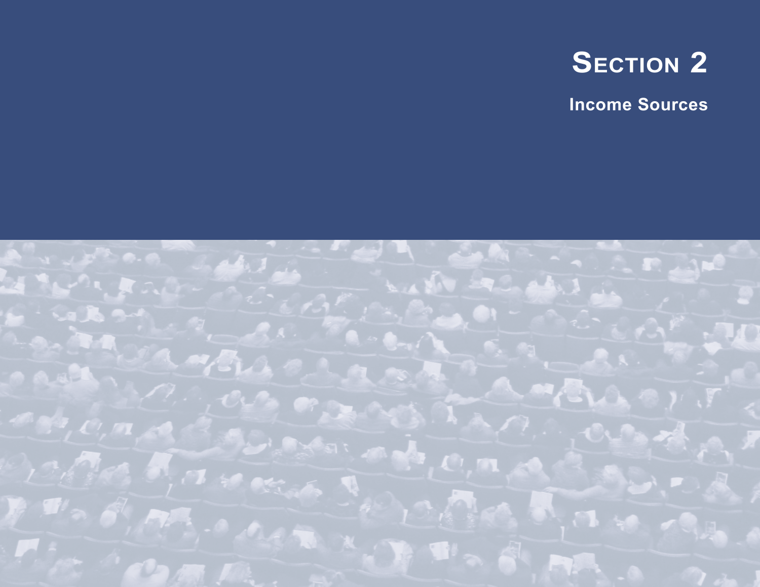# Section 2

## Income Sources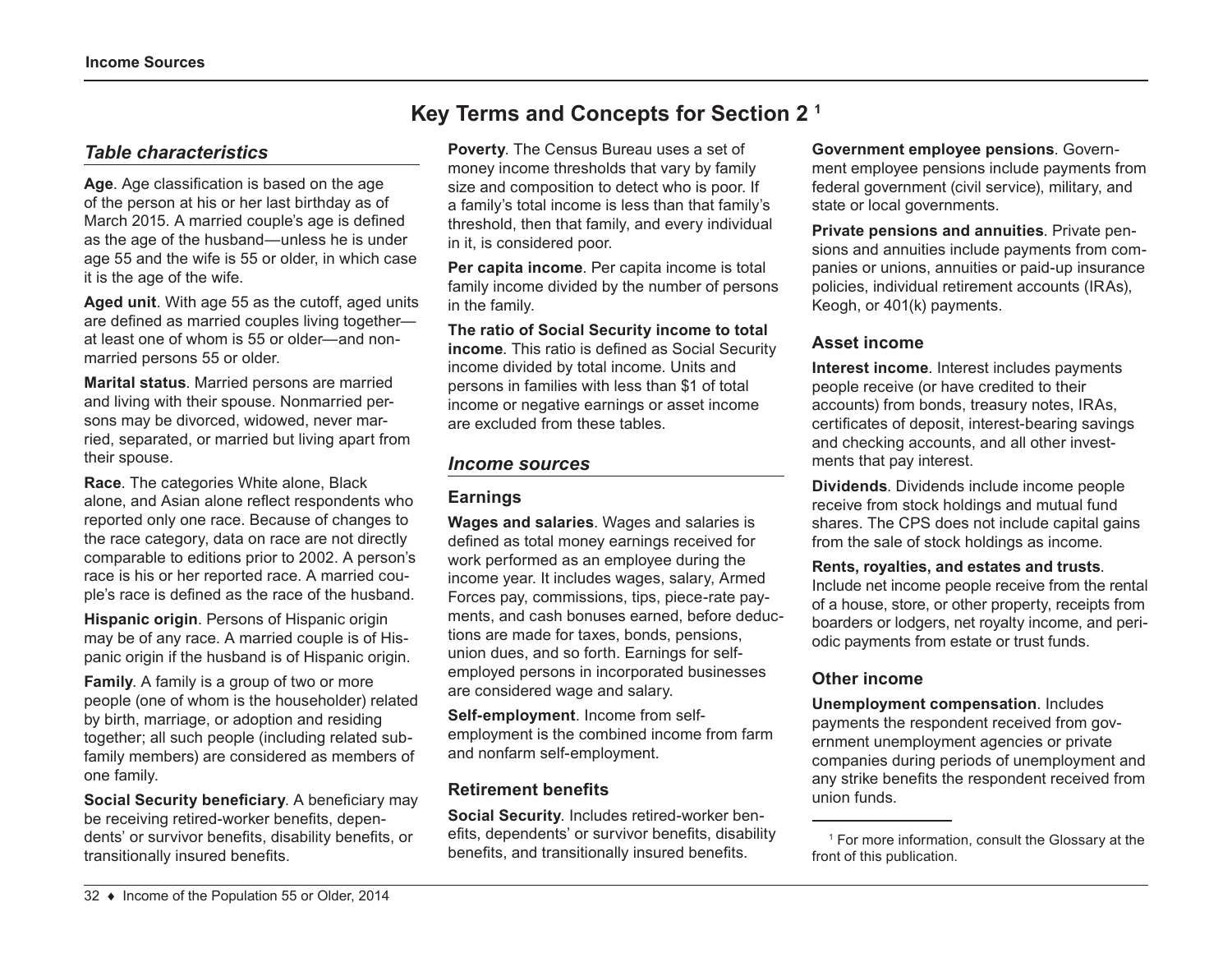# Key Terms and Concepts for Section 2 [1]

## *Table characteristics*

**Age**. Age classification is based on the age of the person at his or her last birthday as of March 2015. A married couple's age is defined as the age of the husband—unless he is under age 55 and the wife is 55 or older, in which case it is the age of the wife.

**Aged unit**. With age 55 as the cutoff, aged units are defined as married couples living together—at least one of whom is 55 or older—and nonmarried persons 55 or older.

**Marital status**. Married persons are married and living with their spouse. Nonmarried persons may be divorced, widowed, never married, separated, or married but living apart from their spouse.

**Race**. The categories White alone, Black alone, and Asian alone reflect respondents who reported only one race. Because of changes to the race category, data on race are not directly comparable to editions prior to 2002. A person's race is his or her reported race. A married couple's race is defined as the race of the husband.

**Hispanic origin**. Persons of Hispanic origin may be of any race. A married couple is of Hispanic origin if the husband is of Hispanic origin.

**Family**. A family is a group of two or more people (one of whom is the householder) related by birth, marriage, or adoption and residing together; all such people (including related subfamily members) are considered as members of one family.

**Social Security beneficiary**. A beneficiary may be receiving retired-worker benefits, dependents' or survivor benefits, disability benefits, or transitionally insured benefits.

**Poverty**. The Census Bureau uses a set of money income thresholds that vary by family size and composition to detect who is poor. If a family's total income is less than that family's threshold, then that family, and every individual in it, is considered poor.

**Per capita income**. Per capita income is total family income divided by the number of persons in the family.

**The ratio of Social Security income to total income**. This ratio is defined as Social Security income divided by total income. Units and persons in families with less than $1 of total income or negative earnings or asset income are excluded from these tables.

## *Income sources*

### Earnings

**Wages and salaries**. Wages and salaries is defined as total money earnings received for work performed as an employee during the income year. It includes wages, salary, Armed Forces pay, commissions, tips, piece-rate payments, and cash bonuses earned, before deductions are made for taxes, bonds, pensions, union dues, and so forth. Earnings for self-employed persons in incorporated businesses are considered wage and salary.

**Self-employment**. Income from self-employment is the combined income from farm and nonfarm self-employment.

### Retirement benefits

**Social Security**. Includes retired-worker benefits, dependents' or survivor benefits, disability benefits, and transitionally insured benefits.

**Government employee pensions**. Government employee pensions include payments from federal government (civil service), military, and state or local governments.

**Private pensions and annuities**. Private pensions and annuities include payments from companies or unions, annuities or paid-up insurance policies, individual retirement accounts (IRAs), Keogh, or 401(k) payments.

### Asset income

**Interest income**. Interest includes payments people receive (or have credited to their accounts) from bonds, treasury notes, IRAs, certificates of deposit, interest-bearing savings and checking accounts, and all other investments that pay interest.

**Dividends**. Dividends include income people receive from stock holdings and mutual fund shares. The CPS does not include capital gains from the sale of stock holdings as income.

**Rents, royalties, and estates and trusts**. Include net income people receive from the rental of a house, store, or other property, receipts from boarders or lodgers, net royalty income, and periodic payments from estate or trust funds.

### Other income

**Unemployment compensation**. Includes payments the respondent received from government unemployment agencies or private companies during periods of unemployment and any strike benefits the respondent received from union funds.

[1] For more information, consult the Glossary at the front of this publication.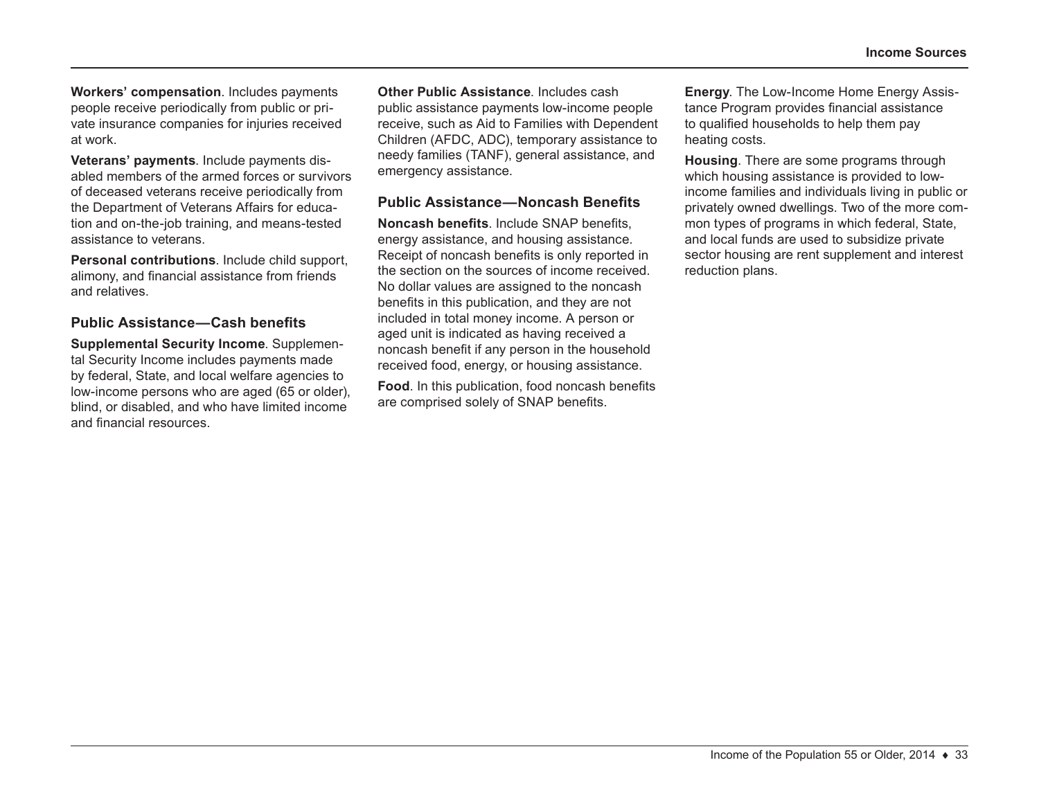**Workers' compensation**. Includes payments people receive periodically from public or private insurance companies for injuries received at work.

**Veterans' payments**. Include payments disabled members of the armed forces or survivors of deceased veterans receive periodically from the Department of Veterans Affairs for education and on-the-job training, and means-tested assistance to veterans.

**Personal contributions**. Include child support, alimony, and financial assistance from friends and relatives.

### Public Assistance—Cash benefits

**Supplemental Security Income**. Supplemental Security Income includes payments made by federal, State, and local welfare agencies to low-income persons who are aged (65 or older), blind, or disabled, and who have limited income and financial resources.

**Other Public Assistance**. Includes cash public assistance payments low-income people receive, such as Aid to Families with Dependent Children (AFDC, ADC), temporary assistance to needy families (TANF), general assistance, and emergency assistance.

### Public Assistance—Noncash Benefits

**Noncash benefits**. Include SNAP benefits, energy assistance, and housing assistance. Receipt of noncash benefits is only reported in the section on the sources of income received. No dollar values are assigned to the noncash benefits in this publication, and they are not included in total money income. A person or aged unit is indicated as having received a noncash benefit if any person in the household received food, energy, or housing assistance.

**Food**. In this publication, food noncash benefits are comprised solely of SNAP benefits.

**Energy**. The Low-Income Home Energy Assistance Program provides financial assistance to qualified households to help them pay heating costs.

**Housing**. There are some programs through which housing assistance is provided to low-income families and individuals living in public or privately owned dwellings. Two of the more common types of programs in which federal, State, and local funds are used to subsidize private sector housing are rent supplement and interest reduction plans.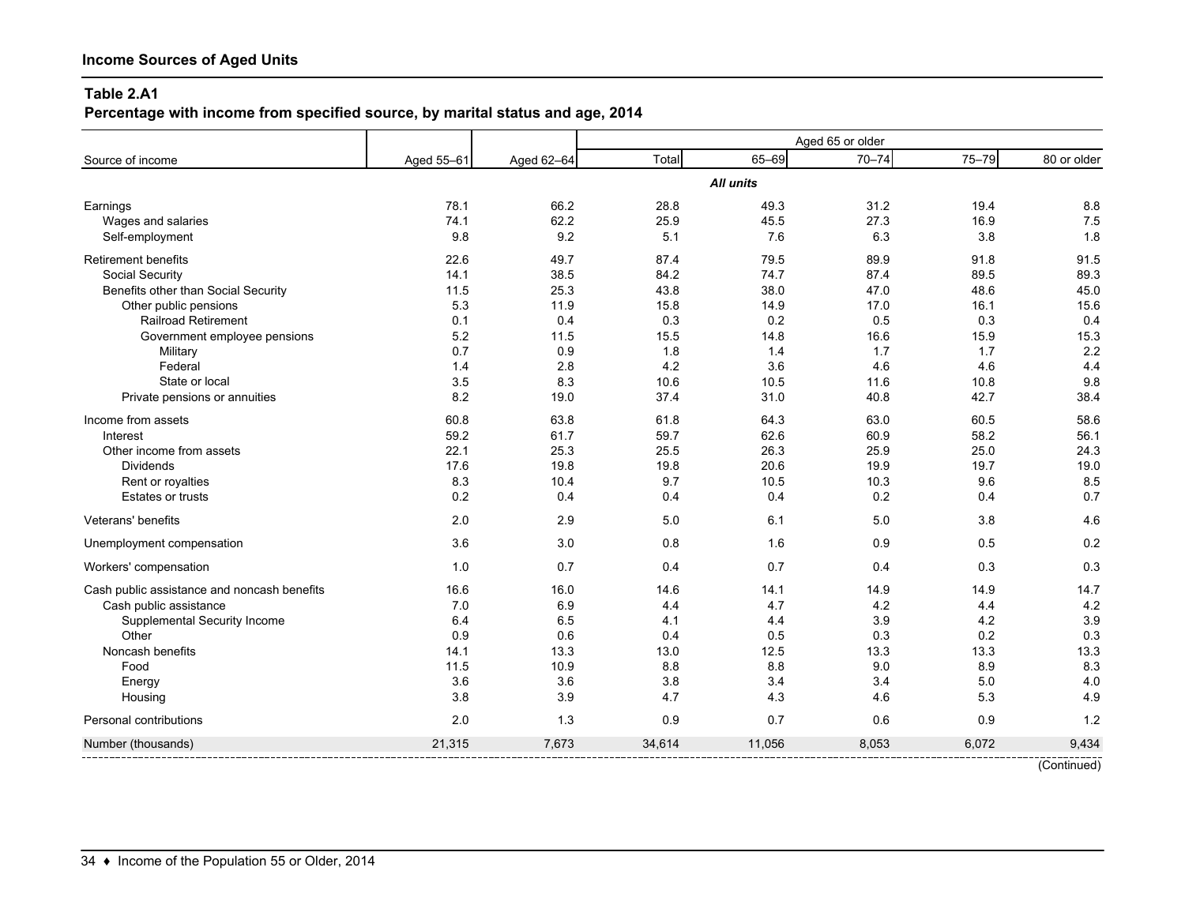## Income Sources of Aged Units

**Table 2.A1**

**Percentage with income from specified source, by marital status and age, 2014**

| Source of income | Aged 55–61 | Aged 62–64 | Aged 65 or older | | | | |
|---|---|---|---|---|---|---|---|
| | | | Total | 65–69 | 70–74 | 75–79 | 80 or older |
| | | | | ***All units*** | | | |
| Earnings | 78.1 | 66.2 | 28.8 | 49.3 | 31.2 | 19.4 | 8.8 |
| Wages and salaries | 74.1 | 62.2 | 25.9 | 45.5 | 27.3 | 16.9 | 7.5 |
| Self-employment | 9.8 | 9.2 | 5.1 | 7.6 | 6.3 | 3.8 | 1.8 |
| Retirement benefits | 22.6 | 49.7 | 87.4 | 79.5 | 89.9 | 91.8 | 91.5 |
| Social Security | 14.1 | 38.5 | 84.2 | 74.7 | 87.4 | 89.5 | 89.3 |
| Benefits other than Social Security | 11.5 | 25.3 | 43.8 | 38.0 | 47.0 | 48.6 | 45.0 |
| Other public pensions | 5.3 | 11.9 | 15.8 | 14.9 | 17.0 | 16.1 | 15.6 |
| Railroad Retirement | 0.1 | 0.4 | 0.3 | 0.2 | 0.5 | 0.3 | 0.4 |
| Government employee pensions | 5.2 | 11.5 | 15.5 | 14.8 | 16.6 | 15.9 | 15.3 |
| Military | 0.7 | 0.9 | 1.8 | 1.4 | 1.7 | 1.7 | 2.2 |
| Federal | 1.4 | 2.8 | 4.2 | 3.6 | 4.6 | 4.6 | 4.4 |
| State or local | 3.5 | 8.3 | 10.6 | 10.5 | 11.6 | 10.8 | 9.8 |
| Private pensions or annuities | 8.2 | 19.0 | 37.4 | 31.0 | 40.8 | 42.7 | 38.4 |
| Income from assets | 60.8 | 63.8 | 61.8 | 64.3 | 63.0 | 60.5 | 58.6 |
| Interest | 59.2 | 61.7 | 59.7 | 62.6 | 60.9 | 58.2 | 56.1 |
| Other income from assets | 22.1 | 25.3 | 25.5 | 26.3 | 25.9 | 25.0 | 24.3 |
| Dividends | 17.6 | 19.8 | 19.8 | 20.6 | 19.9 | 19.7 | 19.0 |
| Rent or royalties | 8.3 | 10.4 | 9.7 | 10.5 | 10.3 | 9.6 | 8.5 |
| Estates or trusts | 0.2 | 0.4 | 0.4 | 0.4 | 0.2 | 0.4 | 0.7 |
| Veterans' benefits | 2.0 | 2.9 | 5.0 | 6.1 | 5.0 | 3.8 | 4.6 |
| Unemployment compensation | 3.6 | 3.0 | 0.8 | 1.6 | 0.9 | 0.5 | 0.2 |
| Workers' compensation | 1.0 | 0.7 | 0.4 | 0.7 | 0.4 | 0.3 | 0.3 |
| Cash public assistance and noncash benefits | 16.6 | 16.0 | 14.6 | 14.1 | 14.9 | 14.9 | 14.7 |
| Cash public assistance | 7.0 | 6.9 | 4.4 | 4.7 | 4.2 | 4.4 | 4.2 |
| Supplemental Security Income | 6.4 | 6.5 | 4.1 | 4.4 | 3.9 | 4.2 | 3.9 |
| Other | 0.9 | 0.6 | 0.4 | 0.5 | 0.3 | 0.2 | 0.3 |
| Noncash benefits | 14.1 | 13.3 | 13.0 | 12.5 | 13.3 | 13.3 | 13.3 |
| Food | 11.5 | 10.9 | 8.8 | 8.8 | 9.0 | 8.9 | 8.3 |
| Energy | 3.6 | 3.6 | 3.8 | 3.4 | 3.4 | 5.0 | 4.0 |
| Housing | 3.8 | 3.9 | 4.7 | 4.3 | 4.6 | 5.3 | 4.9 |
| Personal contributions | 2.0 | 1.3 | 0.9 | 0.7 | 0.6 | 0.9 | 1.2 |
| Number (thousands) | 21,315 | 7,673 | 34,614 | 11,056 | 8,053 | 6,072 | 9,434 |

(Continued)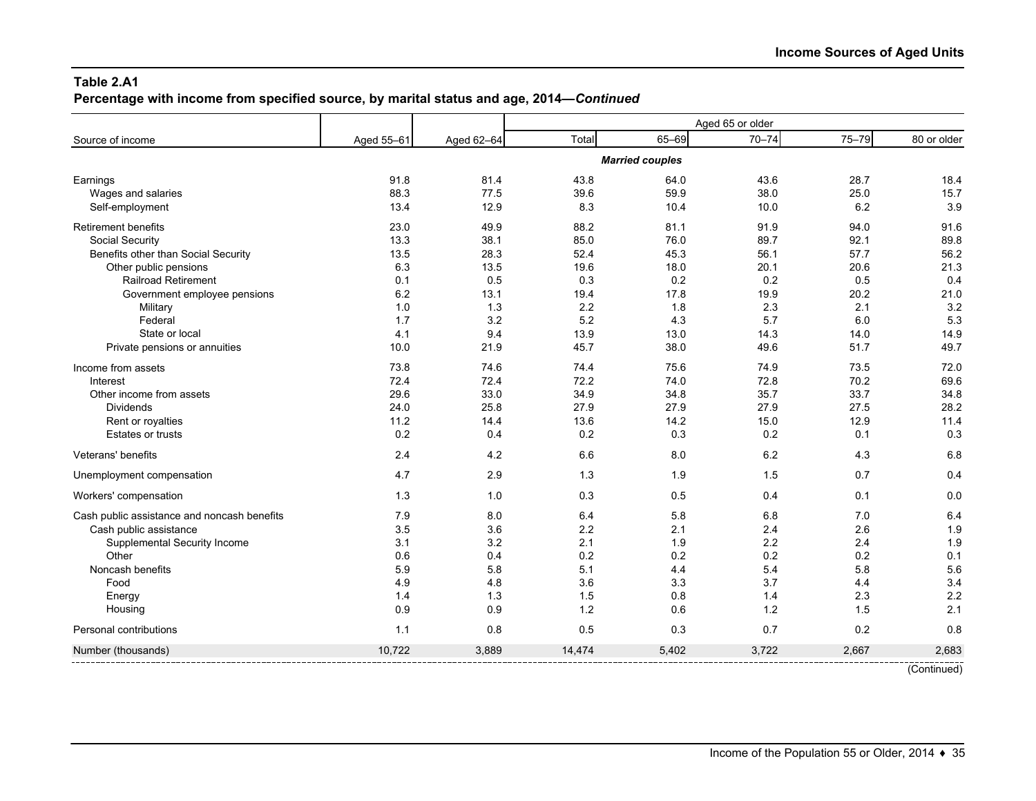**Table 2.A1**
**Percentage with income from specified source, by marital status and age, 2014—*Continued***

| Source of income | Aged 55–61 | Aged 62–64 | Aged 65 or older: Total | 65–69 | 70–74 | 75–79 | 80 or older |
|---|---|---|---|---|---|---|---|
| | | | ***Married couples*** | | | | |
| Earnings | 91.8 | 81.4 | 43.8 | 64.0 | 43.6 | 28.7 | 18.4 |
| Wages and salaries | 88.3 | 77.5 | 39.6 | 59.9 | 38.0 | 25.0 | 15.7 |
| Self-employment | 13.4 | 12.9 | 8.3 | 10.4 | 10.0 | 6.2 | 3.9 |
| Retirement benefits | 23.0 | 49.9 | 88.2 | 81.1 | 91.9 | 94.0 | 91.6 |
| Social Security | 13.3 | 38.1 | 85.0 | 76.0 | 89.7 | 92.1 | 89.8 |
| Benefits other than Social Security | 13.5 | 28.3 | 52.4 | 45.3 | 56.1 | 57.7 | 56.2 |
| Other public pensions | 6.3 | 13.5 | 19.6 | 18.0 | 20.1 | 20.6 | 21.3 |
| Railroad Retirement | 0.1 | 0.5 | 0.3 | 0.2 | 0.2 | 0.5 | 0.4 |
| Government employee pensions | 6.2 | 13.1 | 19.4 | 17.8 | 19.9 | 20.2 | 21.0 |
| Military | 1.0 | 1.3 | 2.2 | 1.8 | 2.3 | 2.1 | 3.2 |
| Federal | 1.7 | 3.2 | 5.2 | 4.3 | 5.7 | 6.0 | 5.3 |
| State or local | 4.1 | 9.4 | 13.9 | 13.0 | 14.3 | 14.0 | 14.9 |
| Private pensions or annuities | 10.0 | 21.9 | 45.7 | 38.0 | 49.6 | 51.7 | 49.7 |
| Income from assets | 73.8 | 74.6 | 74.4 | 75.6 | 74.9 | 73.5 | 72.0 |
| Interest | 72.4 | 72.4 | 72.2 | 74.0 | 72.8 | 70.2 | 69.6 |
| Other income from assets | 29.6 | 33.0 | 34.9 | 34.8 | 35.7 | 33.7 | 34.8 |
| Dividends | 24.0 | 25.8 | 27.9 | 27.9 | 27.9 | 27.5 | 28.2 |
| Rent or royalties | 11.2 | 14.4 | 13.6 | 14.2 | 15.0 | 12.9 | 11.4 |
| Estates or trusts | 0.2 | 0.4 | 0.2 | 0.3 | 0.2 | 0.1 | 0.3 |
| Veterans' benefits | 2.4 | 4.2 | 6.6 | 8.0 | 6.2 | 4.3 | 6.8 |
| Unemployment compensation | 4.7 | 2.9 | 1.3 | 1.9 | 1.5 | 0.7 | 0.4 |
| Workers' compensation | 1.3 | 1.0 | 0.3 | 0.5 | 0.4 | 0.1 | 0.0 |
| Cash public assistance and noncash benefits | 7.9 | 8.0 | 6.4 | 5.8 | 6.8 | 7.0 | 6.4 |
| Cash public assistance | 3.5 | 3.6 | 2.2 | 2.1 | 2.4 | 2.6 | 1.9 |
| Supplemental Security Income | 3.1 | 3.2 | 2.1 | 1.9 | 2.2 | 2.4 | 1.9 |
| Other | 0.6 | 0.4 | 0.2 | 0.2 | 0.2 | 0.2 | 0.1 |
| Noncash benefits | 5.9 | 5.8 | 5.1 | 4.4 | 5.4 | 5.8 | 5.6 |
| Food | 4.9 | 4.8 | 3.6 | 3.3 | 3.7 | 4.4 | 3.4 |
| Energy | 1.4 | 1.3 | 1.5 | 0.8 | 1.4 | 2.3 | 2.2 |
| Housing | 0.9 | 0.9 | 1.2 | 0.6 | 1.2 | 1.5 | 2.1 |
| Personal contributions | 1.1 | 0.8 | 0.5 | 0.3 | 0.7 | 0.2 | 0.8 |
| Number (thousands) | 10,722 | 3,889 | 14,474 | 5,402 | 3,722 | 2,667 | 2,683 |

(Continued)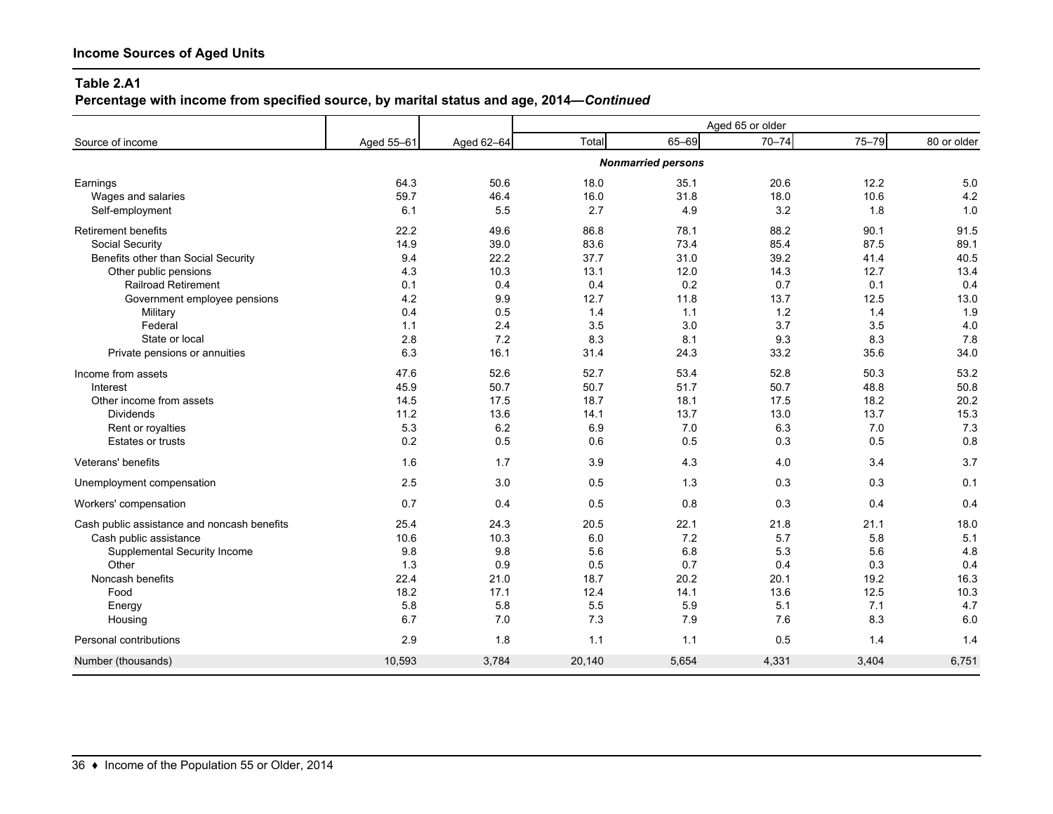## Income Sources of Aged Units

### Table 2.A1
**Percentage with income from specified source, by marital status and age, 2014—*Continued***

| Source of income | Aged 55–61 | Aged 62–64 | Aged 65 or older | | | | |
|---|---|---|---|---|---|---|---|
| | | | Total | 65–69 | 70–74 | 75–79 | 80 or older |
| | | | ***Nonmarried persons*** | | | | |
| Earnings | 64.3 | 50.6 | 18.0 | 35.1 | 20.6 | 12.2 | 5.0 |
| Wages and salaries | 59.7 | 46.4 | 16.0 | 31.8 | 18.0 | 10.6 | 4.2 |
| Self-employment | 6.1 | 5.5 | 2.7 | 4.9 | 3.2 | 1.8 | 1.0 |
| Retirement benefits | 22.2 | 49.6 | 86.8 | 78.1 | 88.2 | 90.1 | 91.5 |
| Social Security | 14.9 | 39.0 | 83.6 | 73.4 | 85.4 | 87.5 | 89.1 |
| Benefits other than Social Security | 9.4 | 22.2 | 37.7 | 31.0 | 39.2 | 41.4 | 40.5 |
| Other public pensions | 4.3 | 10.3 | 13.1 | 12.0 | 14.3 | 12.7 | 13.4 |
| Railroad Retirement | 0.1 | 0.4 | 0.4 | 0.2 | 0.7 | 0.1 | 0.4 |
| Government employee pensions | 4.2 | 9.9 | 12.7 | 11.8 | 13.7 | 12.5 | 13.0 |
| Military | 0.4 | 0.5 | 1.4 | 1.1 | 1.2 | 1.4 | 1.9 |
| Federal | 1.1 | 2.4 | 3.5 | 3.0 | 3.7 | 3.5 | 4.0 |
| State or local | 2.8 | 7.2 | 8.3 | 8.1 | 9.3 | 8.3 | 7.8 |
| Private pensions or annuities | 6.3 | 16.1 | 31.4 | 24.3 | 33.2 | 35.6 | 34.0 |
| Income from assets | 47.6 | 52.6 | 52.7 | 53.4 | 52.8 | 50.3 | 53.2 |
| Interest | 45.9 | 50.7 | 50.7 | 51.7 | 50.7 | 48.8 | 50.8 |
| Other income from assets | 14.5 | 17.5 | 18.7 | 18.1 | 17.5 | 18.2 | 20.2 |
| Dividends | 11.2 | 13.6 | 14.1 | 13.7 | 13.0 | 13.7 | 15.3 |
| Rent or royalties | 5.3 | 6.2 | 6.9 | 7.0 | 6.3 | 7.0 | 7.3 |
| Estates or trusts | 0.2 | 0.5 | 0.6 | 0.5 | 0.3 | 0.5 | 0.8 |
| Veterans' benefits | 1.6 | 1.7 | 3.9 | 4.3 | 4.0 | 3.4 | 3.7 |
| Unemployment compensation | 2.5 | 3.0 | 0.5 | 1.3 | 0.3 | 0.3 | 0.1 |
| Workers' compensation | 0.7 | 0.4 | 0.5 | 0.8 | 0.3 | 0.4 | 0.4 |
| Cash public assistance and noncash benefits | 25.4 | 24.3 | 20.5 | 22.1 | 21.8 | 21.1 | 18.0 |
| Cash public assistance | 10.6 | 10.3 | 6.0 | 7.2 | 5.7 | 5.8 | 5.1 |
| Supplemental Security Income | 9.8 | 9.8 | 5.6 | 6.8 | 5.3 | 5.6 | 4.8 |
| Other | 1.3 | 0.9 | 0.5 | 0.7 | 0.4 | 0.3 | 0.4 |
| Noncash benefits | 22.4 | 21.0 | 18.7 | 20.2 | 20.1 | 19.2 | 16.3 |
| Food | 18.2 | 17.1 | 12.4 | 14.1 | 13.6 | 12.5 | 10.3 |
| Energy | 5.8 | 5.8 | 5.5 | 5.9 | 5.1 | 7.1 | 4.7 |
| Housing | 6.7 | 7.0 | 7.3 | 7.9 | 7.6 | 8.3 | 6.0 |
| Personal contributions | 2.9 | 1.8 | 1.1 | 1.1 | 0.5 | 1.4 | 1.4 |
| Number (thousands) | 10,593 | 3,784 | 20,140 | 5,654 | 4,331 | 3,404 | 6,751 |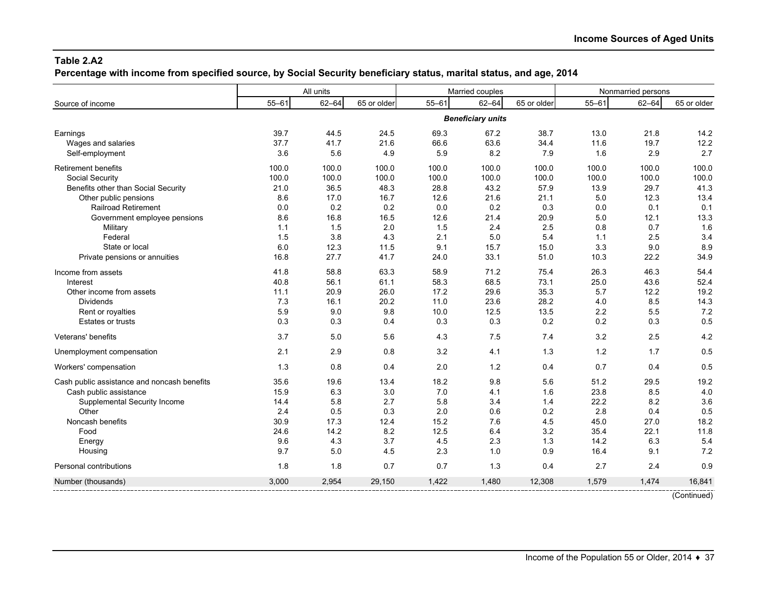## Table 2.A2

**Percentage with income from specified source, by Social Security beneficiary status, marital status, and age, 2014**

| Source of income | All units 55–61 | All units 62–64 | All units 65 or older | Married couples 55–61 | Married couples 62–64 | Married couples 65 or older | Nonmarried persons 55–61 | Nonmarried persons 62–64 | Nonmarried persons 65 or older |
|---|---|---|---|---|---|---|---|---|---|
| | | | | ***Beneficiary units*** | | | | | |
| Earnings | 39.7 | 44.5 | 24.5 | 69.3 | 67.2 | 38.7 | 13.0 | 21.8 | 14.2 |
| Wages and salaries | 37.7 | 41.7 | 21.6 | 66.6 | 63.6 | 34.4 | 11.6 | 19.7 | 12.2 |
| Self-employment | 3.6 | 5.6 | 4.9 | 5.9 | 8.2 | 7.9 | 1.6 | 2.9 | 2.7 |
| Retirement benefits | 100.0 | 100.0 | 100.0 | 100.0 | 100.0 | 100.0 | 100.0 | 100.0 | 100.0 |
| Social Security | 100.0 | 100.0 | 100.0 | 100.0 | 100.0 | 100.0 | 100.0 | 100.0 | 100.0 |
| Benefits other than Social Security | 21.0 | 36.5 | 48.3 | 28.8 | 43.2 | 57.9 | 13.9 | 29.7 | 41.3 |
| Other public pensions | 8.6 | 17.0 | 16.7 | 12.6 | 21.6 | 21.1 | 5.0 | 12.3 | 13.4 |
| Railroad Retirement | 0.0 | 0.2 | 0.2 | 0.0 | 0.2 | 0.3 | 0.0 | 0.1 | 0.1 |
| Government employee pensions | 8.6 | 16.8 | 16.5 | 12.6 | 21.4 | 20.9 | 5.0 | 12.1 | 13.3 |
| Military | 1.1 | 1.5 | 2.0 | 1.5 | 2.4 | 2.5 | 0.8 | 0.7 | 1.6 |
| Federal | 1.5 | 3.8 | 4.3 | 2.1 | 5.0 | 5.4 | 1.1 | 2.5 | 3.4 |
| State or local | 6.0 | 12.3 | 11.5 | 9.1 | 15.7 | 15.0 | 3.3 | 9.0 | 8.9 |
| Private pensions or annuities | 16.8 | 27.7 | 41.7 | 24.0 | 33.1 | 51.0 | 10.3 | 22.2 | 34.9 |
| Income from assets | 41.8 | 58.8 | 63.3 | 58.9 | 71.2 | 75.4 | 26.3 | 46.3 | 54.4 |
| Interest | 40.8 | 56.1 | 61.1 | 58.3 | 68.5 | 73.1 | 25.0 | 43.6 | 52.4 |
| Other income from assets | 11.1 | 20.9 | 26.0 | 17.2 | 29.6 | 35.3 | 5.7 | 12.2 | 19.2 |
| Dividends | 7.3 | 16.1 | 20.2 | 11.0 | 23.6 | 28.2 | 4.0 | 8.5 | 14.3 |
| Rent or royalties | 5.9 | 9.0 | 9.8 | 10.0 | 12.5 | 13.5 | 2.2 | 5.5 | 7.2 |
| Estates or trusts | 0.3 | 0.3 | 0.4 | 0.3 | 0.3 | 0.2 | 0.2 | 0.3 | 0.5 |
| Veterans' benefits | 3.7 | 5.0 | 5.6 | 4.3 | 7.5 | 7.4 | 3.2 | 2.5 | 4.2 |
| Unemployment compensation | 2.1 | 2.9 | 0.8 | 3.2 | 4.1 | 1.3 | 1.2 | 1.7 | 0.5 |
| Workers' compensation | 1.3 | 0.8 | 0.4 | 2.0 | 1.2 | 0.4 | 0.7 | 0.4 | 0.5 |
| Cash public assistance and noncash benefits | 35.6 | 19.6 | 13.4 | 18.2 | 9.8 | 5.6 | 51.2 | 29.5 | 19.2 |
| Cash public assistance | 15.9 | 6.3 | 3.0 | 7.0 | 4.1 | 1.6 | 23.8 | 8.5 | 4.0 |
| Supplemental Security Income | 14.4 | 5.8 | 2.7 | 5.8 | 3.4 | 1.4 | 22.2 | 8.2 | 3.6 |
| Other | 2.4 | 0.5 | 0.3 | 2.0 | 0.6 | 0.2 | 2.8 | 0.4 | 0.5 |
| Noncash benefits | 30.9 | 17.3 | 12.4 | 15.2 | 7.6 | 4.5 | 45.0 | 27.0 | 18.2 |
| Food | 24.6 | 14.2 | 8.2 | 12.5 | 6.4 | 3.2 | 35.4 | 22.1 | 11.8 |
| Energy | 9.6 | 4.3 | 3.7 | 4.5 | 2.3 | 1.3 | 14.2 | 6.3 | 5.4 |
| Housing | 9.7 | 5.0 | 4.5 | 2.3 | 1.0 | 0.9 | 16.4 | 9.1 | 7.2 |
| Personal contributions | 1.8 | 1.8 | 0.7 | 0.7 | 1.3 | 0.4 | 2.7 | 2.4 | 0.9 |
| Number (thousands) | 3,000 | 2,954 | 29,150 | 1,422 | 1,480 | 12,308 | 1,579 | 1,474 | 16,841 |

(Continued)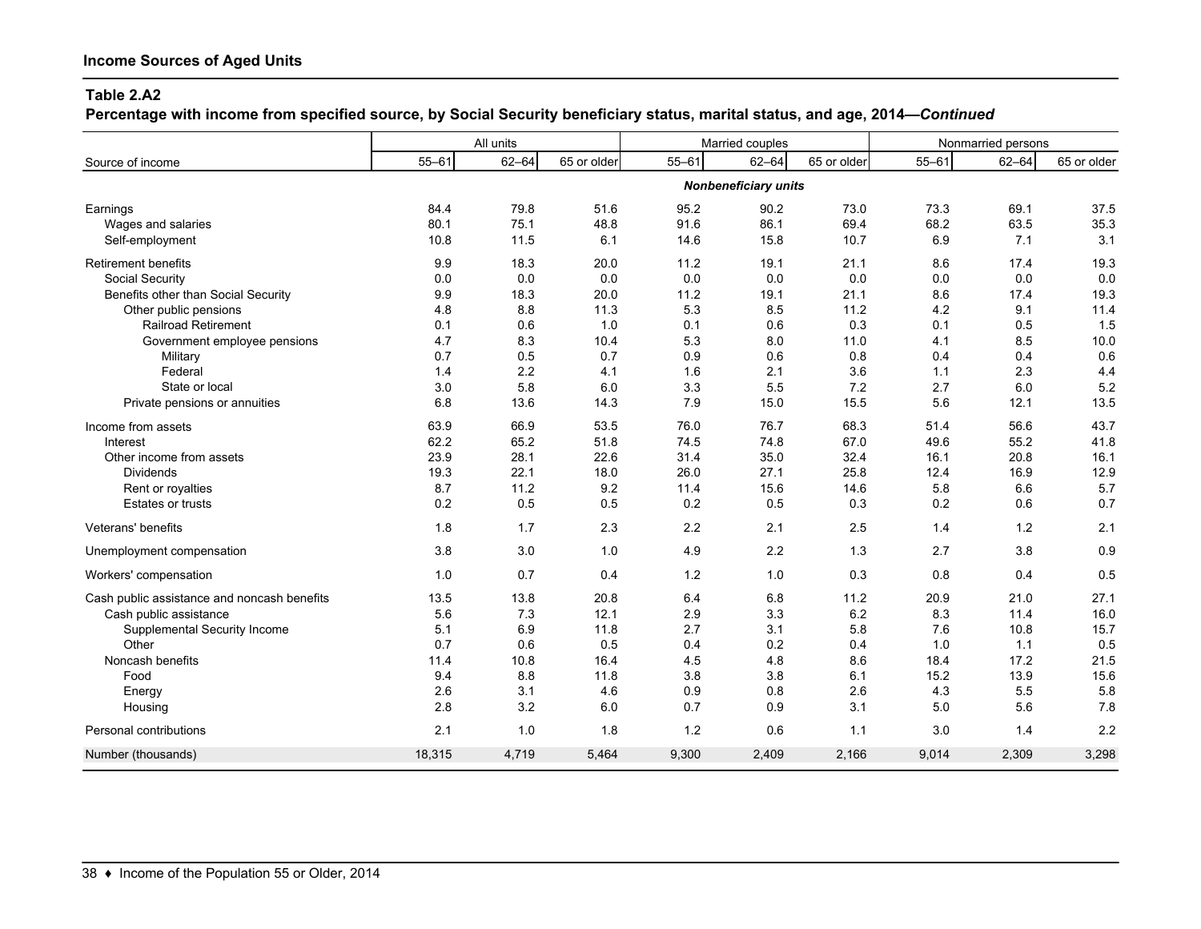## Income Sources of Aged Units

### Table 2.A2

**Percentage with income from specified source, by Social Security beneficiary status, marital status, and age, 2014—*Continued***

| Source of income | All units | | | Married couples | | | Nonmarried persons | | |
|---|---|---|---|---|---|---|---|---|---|
| | 55–61 | 62–64 | 65 or older | 55–61 | 62–64 | 65 or older | 55–61 | 62–64 | 65 or older |
| | | | | ***Nonbeneficiary units*** | | | | | |
| Earnings | 84.4 | 79.8 | 51.6 | 95.2 | 90.2 | 73.0 | 73.3 | 69.1 | 37.5 |
| Wages and salaries | 80.1 | 75.1 | 48.8 | 91.6 | 86.1 | 69.4 | 68.2 | 63.5 | 35.3 |
| Self-employment | 10.8 | 11.5 | 6.1 | 14.6 | 15.8 | 10.7 | 6.9 | 7.1 | 3.1 |
| Retirement benefits | 9.9 | 18.3 | 20.0 | 11.2 | 19.1 | 21.1 | 8.6 | 17.4 | 19.3 |
| Social Security | 0.0 | 0.0 | 0.0 | 0.0 | 0.0 | 0.0 | 0.0 | 0.0 | 0.0 |
| Benefits other than Social Security | 9.9 | 18.3 | 20.0 | 11.2 | 19.1 | 21.1 | 8.6 | 17.4 | 19.3 |
| Other public pensions | 4.8 | 8.8 | 11.3 | 5.3 | 8.5 | 11.2 | 4.2 | 9.1 | 11.4 |
| Railroad Retirement | 0.1 | 0.6 | 1.0 | 0.1 | 0.6 | 0.3 | 0.1 | 0.5 | 1.5 |
| Government employee pensions | 4.7 | 8.3 | 10.4 | 5.3 | 8.0 | 11.0 | 4.1 | 8.5 | 10.0 |
| Military | 0.7 | 0.5 | 0.7 | 0.9 | 0.6 | 0.8 | 0.4 | 0.4 | 0.6 |
| Federal | 1.4 | 2.2 | 4.1 | 1.6 | 2.1 | 3.6 | 1.1 | 2.3 | 4.4 |
| State or local | 3.0 | 5.8 | 6.0 | 3.3 | 5.5 | 7.2 | 2.7 | 6.0 | 5.2 |
| Private pensions or annuities | 6.8 | 13.6 | 14.3 | 7.9 | 15.0 | 15.5 | 5.6 | 12.1 | 13.5 |
| Income from assets | 63.9 | 66.9 | 53.5 | 76.0 | 76.7 | 68.3 | 51.4 | 56.6 | 43.7 |
| Interest | 62.2 | 65.2 | 51.8 | 74.5 | 74.8 | 67.0 | 49.6 | 55.2 | 41.8 |
| Other income from assets | 23.9 | 28.1 | 22.6 | 31.4 | 35.0 | 32.4 | 16.1 | 20.8 | 16.1 |
| Dividends | 19.3 | 22.1 | 18.0 | 26.0 | 27.1 | 25.8 | 12.4 | 16.9 | 12.9 |
| Rent or royalties | 8.7 | 11.2 | 9.2 | 11.4 | 15.6 | 14.6 | 5.8 | 6.6 | 5.7 |
| Estates or trusts | 0.2 | 0.5 | 0.5 | 0.2 | 0.5 | 0.3 | 0.2 | 0.6 | 0.7 |
| Veterans' benefits | 1.8 | 1.7 | 2.3 | 2.2 | 2.1 | 2.5 | 1.4 | 1.2 | 2.1 |
| Unemployment compensation | 3.8 | 3.0 | 1.0 | 4.9 | 2.2 | 1.3 | 2.7 | 3.8 | 0.9 |
| Workers' compensation | 1.0 | 0.7 | 0.4 | 1.2 | 1.0 | 0.3 | 0.8 | 0.4 | 0.5 |
| Cash public assistance and noncash benefits | 13.5 | 13.8 | 20.8 | 6.4 | 6.8 | 11.2 | 20.9 | 21.0 | 27.1 |
| Cash public assistance | 5.6 | 7.3 | 12.1 | 2.9 | 3.3 | 6.2 | 8.3 | 11.4 | 16.0 |
| Supplemental Security Income | 5.1 | 6.9 | 11.8 | 2.7 | 3.1 | 5.8 | 7.6 | 10.8 | 15.7 |
| Other | 0.7 | 0.6 | 0.5 | 0.4 | 0.2 | 0.4 | 1.0 | 1.1 | 0.5 |
| Noncash benefits | 11.4 | 10.8 | 16.4 | 4.5 | 4.8 | 8.6 | 18.4 | 17.2 | 21.5 |
| Food | 9.4 | 8.8 | 11.8 | 3.8 | 3.8 | 6.1 | 15.2 | 13.9 | 15.6 |
| Energy | 2.6 | 3.1 | 4.6 | 0.9 | 0.8 | 2.6 | 4.3 | 5.5 | 5.8 |
| Housing | 2.8 | 3.2 | 6.0 | 0.7 | 0.9 | 3.1 | 5.0 | 5.6 | 7.8 |
| Personal contributions | 2.1 | 1.0 | 1.8 | 1.2 | 0.6 | 1.1 | 3.0 | 1.4 | 2.2 |
| Number (thousands) | 18,315 | 4,719 | 5,464 | 9,300 | 2,409 | 2,166 | 9,014 | 2,309 | 3,298 |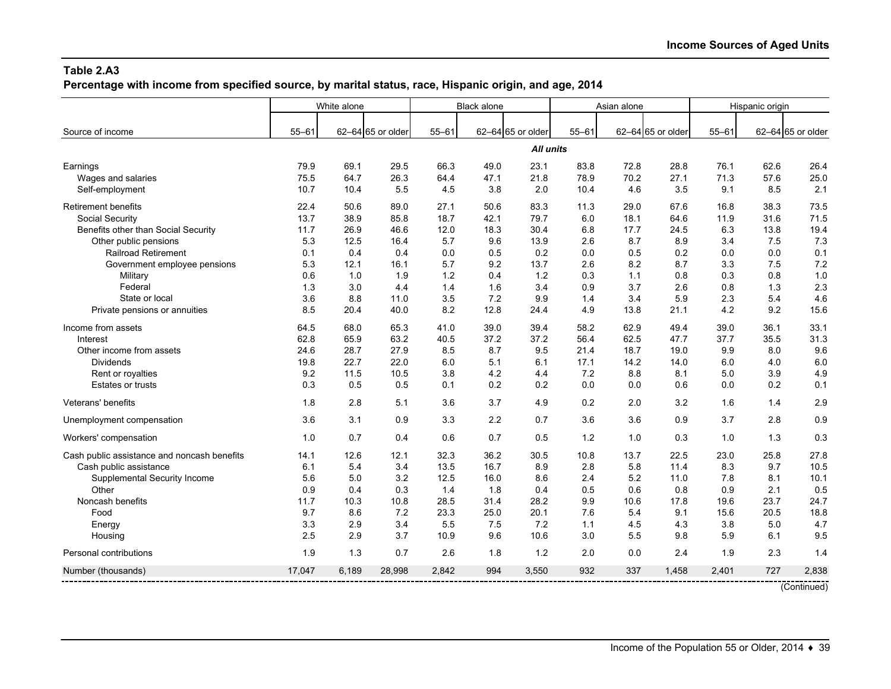**Table 2.A3**

**Percentage with income from specified source, by marital status, race, Hispanic origin, and age, 2014**

| | White alone | | | Black alone | | | Asian alone | | | Hispanic origin | | |
|---|---|---|---|---|---|---|---|---|---|---|---|---|
| Source of income | 55–61 | 62–64 | 65 or older | 55–61 | 62–64 | 65 or older | 55–61 | 62–64 | 65 or older | 55–61 | 62–64 | 65 or older |
| | | | | | | *All units* | | | | | | |
| Earnings | 79.9 | 69.1 | 29.5 | 66.3 | 49.0 | 23.1 | 83.8 | 72.8 | 28.8 | 76.1 | 62.6 | 26.4 |
| Wages and salaries | 75.5 | 64.7 | 26.3 | 64.4 | 47.1 | 21.8 | 78.9 | 70.2 | 27.1 | 71.3 | 57.6 | 25.0 |
| Self-employment | 10.7 | 10.4 | 5.5 | 4.5 | 3.8 | 2.0 | 10.4 | 4.6 | 3.5 | 9.1 | 8.5 | 2.1 |
| Retirement benefits | 22.4 | 50.6 | 89.0 | 27.1 | 50.6 | 83.3 | 11.3 | 29.0 | 67.6 | 16.8 | 38.3 | 73.5 |
| Social Security | 13.7 | 38.9 | 85.8 | 18.7 | 42.1 | 79.7 | 6.0 | 18.1 | 64.6 | 11.9 | 31.6 | 71.5 |
| Benefits other than Social Security | 11.7 | 26.9 | 46.6 | 12.0 | 18.3 | 30.4 | 6.8 | 17.7 | 24.5 | 6.3 | 13.8 | 19.4 |
| Other public pensions | 5.3 | 12.5 | 16.4 | 5.7 | 9.6 | 13.9 | 2.6 | 8.7 | 8.9 | 3.4 | 7.5 | 7.3 |
| Railroad Retirement | 0.1 | 0.4 | 0.4 | 0.0 | 0.5 | 0.2 | 0.0 | 0.5 | 0.2 | 0.0 | 0.0 | 0.1 |
| Government employee pensions | 5.3 | 12.1 | 16.1 | 5.7 | 9.2 | 13.7 | 2.6 | 8.2 | 8.7 | 3.3 | 7.5 | 7.2 |
| Military | 0.6 | 1.0 | 1.9 | 1.2 | 0.4 | 1.2 | 0.3 | 1.1 | 0.8 | 0.3 | 0.8 | 1.0 |
| Federal | 1.3 | 3.0 | 4.4 | 1.4 | 1.6 | 3.4 | 0.9 | 3.7 | 2.6 | 0.8 | 1.3 | 2.3 |
| State or local | 3.6 | 8.8 | 11.0 | 3.5 | 7.2 | 9.9 | 1.4 | 3.4 | 5.9 | 2.3 | 5.4 | 4.6 |
| Private pensions or annuities | 8.5 | 20.4 | 40.0 | 8.2 | 12.8 | 24.4 | 4.9 | 13.8 | 21.1 | 4.2 | 9.2 | 15.6 |
| Income from assets | 64.5 | 68.0 | 65.3 | 41.0 | 39.0 | 39.4 | 58.2 | 62.9 | 49.4 | 39.0 | 36.1 | 33.1 |
| Interest | 62.8 | 65.9 | 63.2 | 40.5 | 37.2 | 37.2 | 56.4 | 62.5 | 47.7 | 37.7 | 35.5 | 31.3 |
| Other income from assets | 24.6 | 28.7 | 27.9 | 8.5 | 8.7 | 9.5 | 21.4 | 18.7 | 19.0 | 9.9 | 8.0 | 9.6 |
| Dividends | 19.8 | 22.7 | 22.0 | 6.0 | 5.1 | 6.1 | 17.1 | 14.2 | 14.0 | 6.0 | 4.0 | 6.0 |
| Rent or royalties | 9.2 | 11.5 | 10.5 | 3.8 | 4.2 | 4.4 | 7.2 | 8.8 | 8.1 | 5.0 | 3.9 | 4.9 |
| Estates or trusts | 0.3 | 0.5 | 0.5 | 0.1 | 0.2 | 0.2 | 0.0 | 0.0 | 0.6 | 0.0 | 0.2 | 0.1 |
| Veterans' benefits | 1.8 | 2.8 | 5.1 | 3.6 | 3.7 | 4.9 | 0.2 | 2.0 | 3.2 | 1.6 | 1.4 | 2.9 |
| Unemployment compensation | 3.6 | 3.1 | 0.9 | 3.3 | 2.2 | 0.7 | 3.6 | 3.6 | 0.9 | 3.7 | 2.8 | 0.9 |
| Workers' compensation | 1.0 | 0.7 | 0.4 | 0.6 | 0.7 | 0.5 | 1.2 | 1.0 | 0.3 | 1.0 | 1.3 | 0.3 |
| Cash public assistance and noncash benefits | 14.1 | 12.6 | 12.1 | 32.3 | 36.2 | 30.5 | 10.8 | 13.7 | 22.5 | 23.0 | 25.8 | 27.8 |
| Cash public assistance | 6.1 | 5.4 | 3.4 | 13.5 | 16.7 | 8.9 | 2.8 | 5.8 | 11.4 | 8.3 | 9.7 | 10.5 |
| Supplemental Security Income | 5.6 | 5.0 | 3.2 | 12.5 | 16.0 | 8.6 | 2.4 | 5.2 | 11.0 | 7.8 | 8.1 | 10.1 |
| Other | 0.9 | 0.4 | 0.3 | 1.4 | 1.8 | 0.4 | 0.5 | 0.6 | 0.8 | 0.9 | 2.1 | 0.5 |
| Noncash benefits | 11.7 | 10.3 | 10.8 | 28.5 | 31.4 | 28.2 | 9.9 | 10.6 | 17.8 | 19.6 | 23.7 | 24.7 |
| Food | 9.7 | 8.6 | 7.2 | 23.3 | 25.0 | 20.1 | 7.6 | 5.4 | 9.1 | 15.6 | 20.5 | 18.8 |
| Energy | 3.3 | 2.9 | 3.4 | 5.5 | 7.5 | 7.2 | 1.1 | 4.5 | 4.3 | 3.8 | 5.0 | 4.7 |
| Housing | 2.5 | 2.9 | 3.7 | 10.9 | 9.6 | 10.6 | 3.0 | 5.5 | 9.8 | 5.9 | 6.1 | 9.5 |
| Personal contributions | 1.9 | 1.3 | 0.7 | 2.6 | 1.8 | 1.2 | 2.0 | 0.0 | 2.4 | 1.9 | 2.3 | 1.4 |
| Number (thousands) | 17,047 | 6,189 | 28,998 | 2,842 | 994 | 3,550 | 932 | 337 | 1,458 | 2,401 | 727 | 2,838 |

(Continued)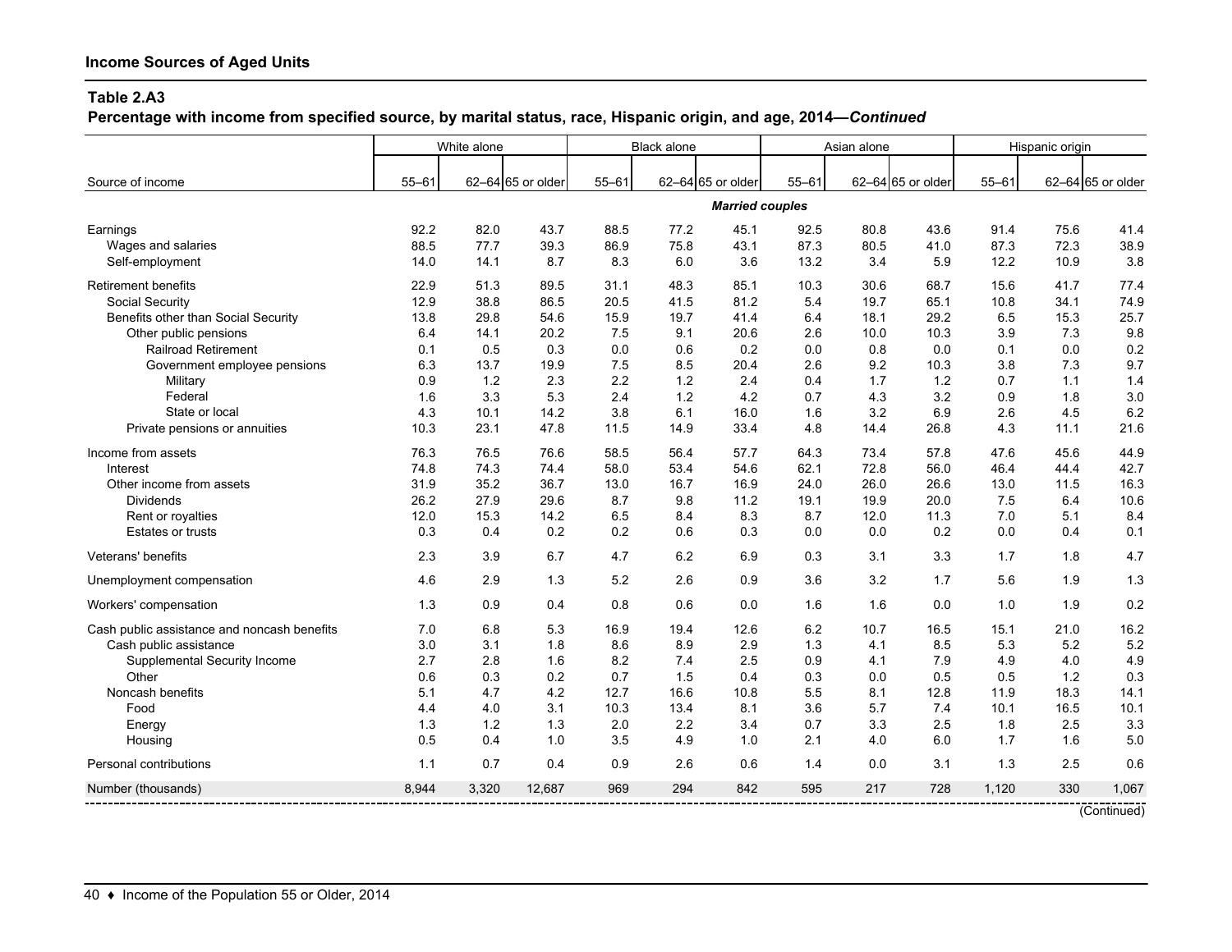## Income Sources of Aged Units

### Table 2.A3

**Percentage with income from specified source, by marital status, race, Hispanic origin, and age, 2014—*Continued***

| Source of income | White alone | | | Black alone | | | Asian alone | | | Hispanic origin | | |
|---|---|---|---|---|---|---|---|---|---|---|---|---|
| | 55–61 | 62–64 | 65 or older | 55–61 | 62–64 | 65 or older | 55–61 | 62–64 | 65 or older | 55–61 | 62–64 | 65 or older |
| | ***Married couples*** | | | | | | | | | | | |
| Earnings | 92.2 | 82.0 | 43.7 | 88.5 | 77.2 | 45.1 | 92.5 | 80.8 | 43.6 | 91.4 | 75.6 | 41.4 |
| Wages and salaries | 88.5 | 77.7 | 39.3 | 86.9 | 75.8 | 43.1 | 87.3 | 80.5 | 41.0 | 87.3 | 72.3 | 38.9 |
| Self-employment | 14.0 | 14.1 | 8.7 | 8.3 | 6.0 | 3.6 | 13.2 | 3.4 | 5.9 | 12.2 | 10.9 | 3.8 |
| Retirement benefits | 22.9 | 51.3 | 89.5 | 31.1 | 48.3 | 85.1 | 10.3 | 30.6 | 68.7 | 15.6 | 41.7 | 77.4 |
| Social Security | 12.9 | 38.8 | 86.5 | 20.5 | 41.5 | 81.2 | 5.4 | 19.7 | 65.1 | 10.8 | 34.1 | 74.9 |
| Benefits other than Social Security | 13.8 | 29.8 | 54.6 | 15.9 | 19.7 | 41.4 | 6.4 | 18.1 | 29.2 | 6.5 | 15.3 | 25.7 |
| Other public pensions | 6.4 | 14.1 | 20.2 | 7.5 | 9.1 | 20.6 | 2.6 | 10.0 | 10.3 | 3.9 | 7.3 | 9.8 |
| Railroad Retirement | 0.1 | 0.5 | 0.3 | 0.0 | 0.6 | 0.2 | 0.0 | 0.8 | 0.0 | 0.1 | 0.0 | 0.2 |
| Government employee pensions | 6.3 | 13.7 | 19.9 | 7.5 | 8.5 | 20.4 | 2.6 | 9.2 | 10.3 | 3.8 | 7.3 | 9.7 |
| Military | 0.9 | 1.2 | 2.3 | 2.2 | 1.2 | 2.4 | 0.4 | 1.7 | 1.2 | 0.7 | 1.1 | 1.4 |
| Federal | 1.6 | 3.3 | 5.3 | 2.4 | 1.2 | 4.2 | 0.7 | 4.3 | 3.2 | 0.9 | 1.8 | 3.0 |
| State or local | 4.3 | 10.1 | 14.2 | 3.8 | 6.1 | 16.0 | 1.6 | 3.2 | 6.9 | 2.6 | 4.5 | 6.2 |
| Private pensions or annuities | 10.3 | 23.1 | 47.8 | 11.5 | 14.9 | 33.4 | 4.8 | 14.4 | 26.8 | 4.3 | 11.1 | 21.6 |
| Income from assets | 76.3 | 76.5 | 76.6 | 58.5 | 56.4 | 57.7 | 64.3 | 73.4 | 57.8 | 47.6 | 45.6 | 44.9 |
| Interest | 74.8 | 74.3 | 74.4 | 58.0 | 53.4 | 54.6 | 62.1 | 72.8 | 56.0 | 46.4 | 44.4 | 42.7 |
| Other income from assets | 31.9 | 35.2 | 36.7 | 13.0 | 16.7 | 16.9 | 24.0 | 26.0 | 26.6 | 13.0 | 11.5 | 16.3 |
| Dividends | 26.2 | 27.9 | 29.6 | 8.7 | 9.8 | 11.2 | 19.1 | 19.9 | 20.0 | 7.5 | 6.4 | 10.6 |
| Rent or royalties | 12.0 | 15.3 | 14.2 | 6.5 | 8.4 | 8.3 | 8.7 | 12.0 | 11.3 | 7.0 | 5.1 | 8.4 |
| Estates or trusts | 0.3 | 0.4 | 0.2 | 0.2 | 0.6 | 0.3 | 0.0 | 0.0 | 0.2 | 0.0 | 0.4 | 0.1 |
| Veterans' benefits | 2.3 | 3.9 | 6.7 | 4.7 | 6.2 | 6.9 | 0.3 | 3.1 | 3.3 | 1.7 | 1.8 | 4.7 |
| Unemployment compensation | 4.6 | 2.9 | 1.3 | 5.2 | 2.6 | 0.9 | 3.6 | 3.2 | 1.7 | 5.6 | 1.9 | 1.3 |
| Workers' compensation | 1.3 | 0.9 | 0.4 | 0.8 | 0.6 | 0.0 | 1.6 | 1.6 | 0.0 | 1.0 | 1.9 | 0.2 |
| Cash public assistance and noncash benefits | 7.0 | 6.8 | 5.3 | 16.9 | 19.4 | 12.6 | 6.2 | 10.7 | 16.5 | 15.1 | 21.0 | 16.2 |
| Cash public assistance | 3.0 | 3.1 | 1.8 | 8.6 | 8.9 | 2.9 | 1.3 | 4.1 | 8.5 | 5.3 | 5.2 | 5.2 |
| Supplemental Security Income | 2.7 | 2.8 | 1.6 | 8.2 | 7.4 | 2.5 | 0.9 | 4.1 | 7.9 | 4.9 | 4.0 | 4.9 |
| Other | 0.6 | 0.3 | 0.2 | 0.7 | 1.5 | 0.4 | 0.3 | 0.0 | 0.5 | 0.5 | 1.2 | 0.3 |
| Noncash benefits | 5.1 | 4.7 | 4.2 | 12.7 | 16.6 | 10.8 | 5.5 | 8.1 | 12.8 | 11.9 | 18.3 | 14.1 |
| Food | 4.4 | 4.0 | 3.1 | 10.3 | 13.4 | 8.1 | 3.6 | 5.7 | 7.4 | 10.1 | 16.5 | 10.1 |
| Energy | 1.3 | 1.2 | 1.3 | 2.0 | 2.2 | 3.4 | 0.7 | 3.3 | 2.5 | 1.8 | 2.5 | 3.3 |
| Housing | 0.5 | 0.4 | 1.0 | 3.5 | 4.9 | 1.0 | 2.1 | 4.0 | 6.0 | 1.7 | 1.6 | 5.0 |
| Personal contributions | 1.1 | 0.7 | 0.4 | 0.9 | 2.6 | 0.6 | 1.4 | 0.0 | 3.1 | 1.3 | 2.5 | 0.6 |
| Number (thousands) | 8,944 | 3,320 | 12,687 | 969 | 294 | 842 | 595 | 217 | 728 | 1,120 | 330 | 1,067 |

(Continued)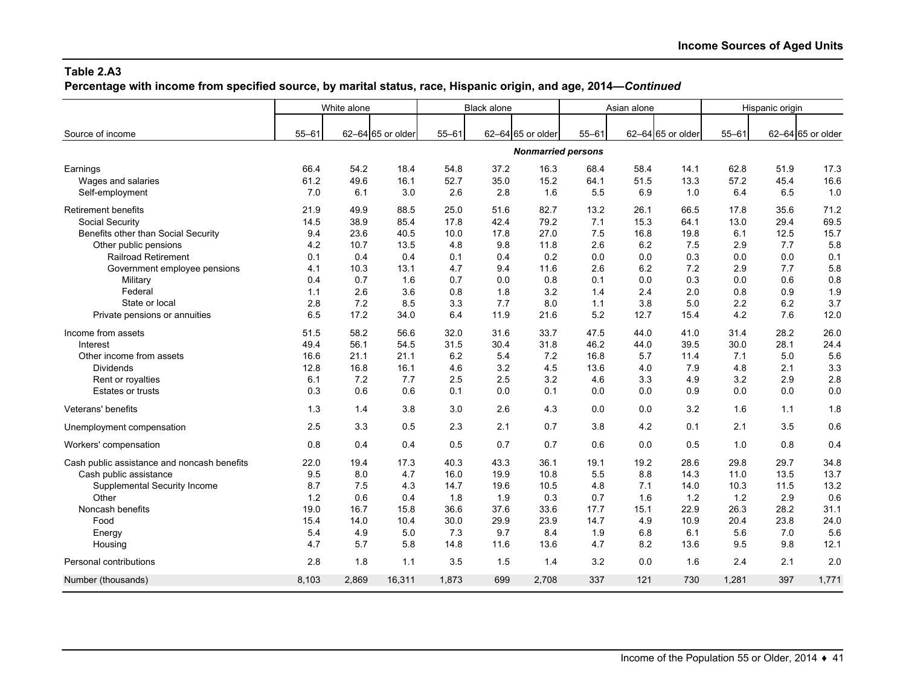## Table 2.A3

**Percentage with income from specified source, by marital status, race, Hispanic origin, and age, 2014—*Continued***

| Source of income | White alone | | | Black alone | | | Asian alone | | | Hispanic origin | | |
|---|---|---|---|---|---|---|---|---|---|---|---|---|
| | 55–61 | 62–64 | 65 or older | 55–61 | 62–64 | 65 or older | 55–61 | 62–64 | 65 or older | 55–61 | 62–64 | 65 or older |
| | ***Nonmarried persons*** | | | | | | | | | | | |
| Earnings | 66.4 | 54.2 | 18.4 | 54.8 | 37.2 | 16.3 | 68.4 | 58.4 | 14.1 | 62.8 | 51.9 | 17.3 |
| Wages and salaries | 61.2 | 49.6 | 16.1 | 52.7 | 35.0 | 15.2 | 64.1 | 51.5 | 13.3 | 57.2 | 45.4 | 16.6 |
| Self-employment | 7.0 | 6.1 | 3.0 | 2.6 | 2.8 | 1.6 | 5.5 | 6.9 | 1.0 | 6.4 | 6.5 | 1.0 |
| Retirement benefits | 21.9 | 49.9 | 88.5 | 25.0 | 51.6 | 82.7 | 13.2 | 26.1 | 66.5 | 17.8 | 35.6 | 71.2 |
| Social Security | 14.5 | 38.9 | 85.4 | 17.8 | 42.4 | 79.2 | 7.1 | 15.3 | 64.1 | 13.0 | 29.4 | 69.5 |
| Benefits other than Social Security | 9.4 | 23.6 | 40.5 | 10.0 | 17.8 | 27.0 | 7.5 | 16.8 | 19.8 | 6.1 | 12.5 | 15.7 |
| Other public pensions | 4.2 | 10.7 | 13.5 | 4.8 | 9.8 | 11.8 | 2.6 | 6.2 | 7.5 | 2.9 | 7.7 | 5.8 |
| Railroad Retirement | 0.1 | 0.4 | 0.4 | 0.1 | 0.4 | 0.2 | 0.0 | 0.0 | 0.3 | 0.0 | 0.0 | 0.1 |
| Government employee pensions | 4.1 | 10.3 | 13.1 | 4.7 | 9.4 | 11.6 | 2.6 | 6.2 | 7.2 | 2.9 | 7.7 | 5.8 |
| Military | 0.4 | 0.7 | 1.6 | 0.7 | 0.0 | 0.8 | 0.1 | 0.0 | 0.3 | 0.0 | 0.6 | 0.8 |
| Federal | 1.1 | 2.6 | 3.6 | 0.8 | 1.8 | 3.2 | 1.4 | 2.4 | 2.0 | 0.8 | 0.9 | 1.9 |
| State or local | 2.8 | 7.2 | 8.5 | 3.3 | 7.7 | 8.0 | 1.1 | 3.8 | 5.0 | 2.2 | 6.2 | 3.7 |
| Private pensions or annuities | 6.5 | 17.2 | 34.0 | 6.4 | 11.9 | 21.6 | 5.2 | 12.7 | 15.4 | 4.2 | 7.6 | 12.0 |
| Income from assets | 51.5 | 58.2 | 56.6 | 32.0 | 31.6 | 33.7 | 47.5 | 44.0 | 41.0 | 31.4 | 28.2 | 26.0 |
| Interest | 49.4 | 56.1 | 54.5 | 31.5 | 30.4 | 31.8 | 46.2 | 44.0 | 39.5 | 30.0 | 28.1 | 24.4 |
| Other income from assets | 16.6 | 21.1 | 21.1 | 6.2 | 5.4 | 7.2 | 16.8 | 5.7 | 11.4 | 7.1 | 5.0 | 5.6 |
| Dividends | 12.8 | 16.8 | 16.1 | 4.6 | 3.2 | 4.5 | 13.6 | 4.0 | 7.9 | 4.8 | 2.1 | 3.3 |
| Rent or royalties | 6.1 | 7.2 | 7.7 | 2.5 | 2.5 | 3.2 | 4.6 | 3.3 | 4.9 | 3.2 | 2.9 | 2.8 |
| Estates or trusts | 0.3 | 0.6 | 0.6 | 0.1 | 0.0 | 0.1 | 0.0 | 0.0 | 0.9 | 0.0 | 0.0 | 0.0 |
| Veterans' benefits | 1.3 | 1.4 | 3.8 | 3.0 | 2.6 | 4.3 | 0.0 | 0.0 | 3.2 | 1.6 | 1.1 | 1.8 |
| Unemployment compensation | 2.5 | 3.3 | 0.5 | 2.3 | 2.1 | 0.7 | 3.8 | 4.2 | 0.1 | 2.1 | 3.5 | 0.6 |
| Workers' compensation | 0.8 | 0.4 | 0.4 | 0.5 | 0.7 | 0.7 | 0.6 | 0.0 | 0.5 | 1.0 | 0.8 | 0.4 |
| Cash public assistance and noncash benefits | 22.0 | 19.4 | 17.3 | 40.3 | 43.3 | 36.1 | 19.1 | 19.2 | 28.6 | 29.8 | 29.7 | 34.8 |
| Cash public assistance | 9.5 | 8.0 | 4.7 | 16.0 | 19.9 | 10.8 | 5.5 | 8.8 | 14.3 | 11.0 | 13.5 | 13.7 |
| Supplemental Security Income | 8.7 | 7.5 | 4.3 | 14.7 | 19.6 | 10.5 | 4.8 | 7.1 | 14.0 | 10.3 | 11.5 | 13.2 |
| Other | 1.2 | 0.6 | 0.4 | 1.8 | 1.9 | 0.3 | 0.7 | 1.6 | 1.2 | 1.2 | 2.9 | 0.6 |
| Noncash benefits | 19.0 | 16.7 | 15.8 | 36.6 | 37.6 | 33.6 | 17.7 | 15.1 | 22.9 | 26.3 | 28.2 | 31.1 |
| Food | 15.4 | 14.0 | 10.4 | 30.0 | 29.9 | 23.9 | 14.7 | 4.9 | 10.9 | 20.4 | 23.8 | 24.0 |
| Energy | 5.4 | 4.9 | 5.0 | 7.3 | 9.7 | 8.4 | 1.9 | 6.8 | 6.1 | 5.6 | 7.0 | 5.6 |
| Housing | 4.7 | 5.7 | 5.8 | 14.8 | 11.6 | 13.6 | 4.7 | 8.2 | 13.6 | 9.5 | 9.8 | 12.1 |
| Personal contributions | 2.8 | 1.8 | 1.1 | 3.5 | 1.5 | 1.4 | 3.2 | 0.0 | 1.6 | 2.4 | 2.1 | 2.0 |
| Number (thousands) | 8,103 | 2,869 | 16,311 | 1,873 | 699 | 2,708 | 337 | 121 | 730 | 1,281 | 397 | 1,771 |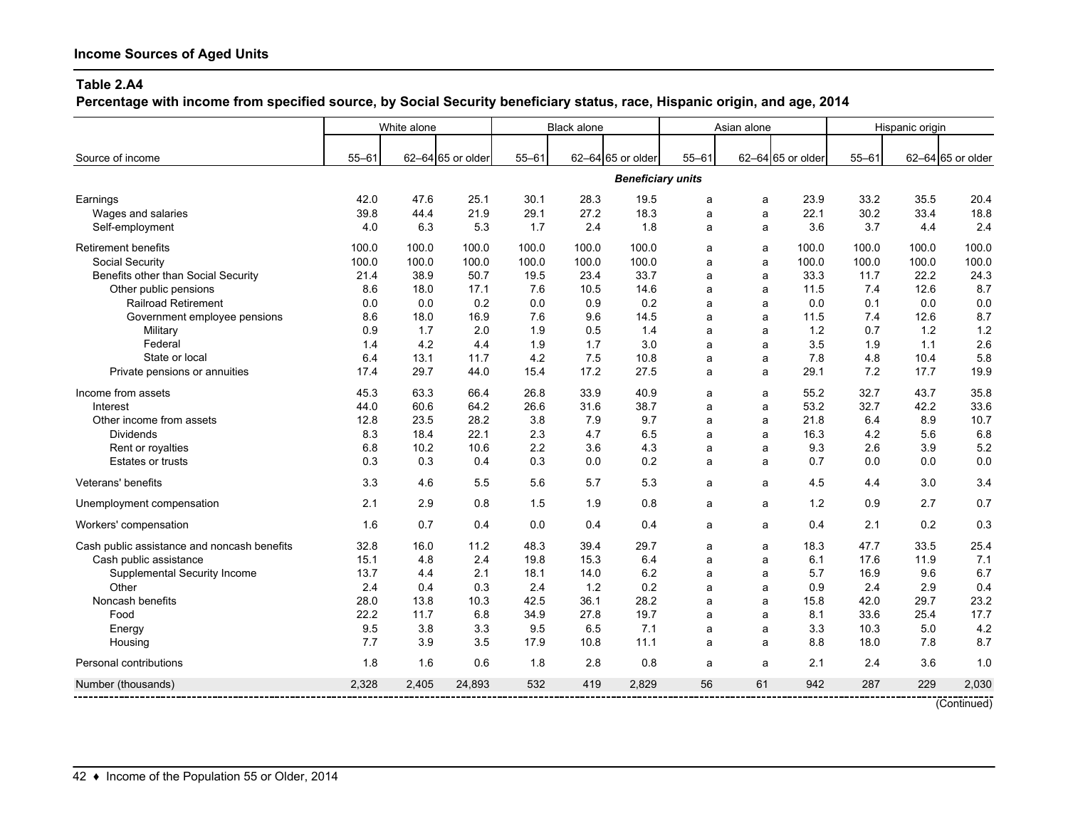## Income Sources of Aged Units

**Table 2.A4**

**Percentage with income from specified source, by Social Security beneficiary status, race, Hispanic origin, and age, 2014**

| Source of income | White alone | | | Black alone | | | Asian alone | | | Hispanic origin | | |
|---|---|---|---|---|---|---|---|---|---|---|---|---|
| | 55–61 | 62–64 | 65 or older | 55–61 | 62–64 | 65 or older | 55–61 | 62–64 | 65 or older | 55–61 | 62–64 | 65 or older |
| | | | | | | ***Beneficiary units*** | | | | | | |
| Earnings | 42.0 | 47.6 | 25.1 | 30.1 | 28.3 | 19.5 | a | a | 23.9 | 33.2 | 35.5 | 20.4 |
| Wages and salaries | 39.8 | 44.4 | 21.9 | 29.1 | 27.2 | 18.3 | a | a | 22.1 | 30.2 | 33.4 | 18.8 |
| Self-employment | 4.0 | 6.3 | 5.3 | 1.7 | 2.4 | 1.8 | a | a | 3.6 | 3.7 | 4.4 | 2.4 |
| Retirement benefits | 100.0 | 100.0 | 100.0 | 100.0 | 100.0 | 100.0 | a | a | 100.0 | 100.0 | 100.0 | 100.0 |
| Social Security | 100.0 | 100.0 | 100.0 | 100.0 | 100.0 | 100.0 | a | a | 100.0 | 100.0 | 100.0 | 100.0 |
| Benefits other than Social Security | 21.4 | 38.9 | 50.7 | 19.5 | 23.4 | 33.7 | a | a | 33.3 | 11.7 | 22.2 | 24.3 |
| Other public pensions | 8.6 | 18.0 | 17.1 | 7.6 | 10.5 | 14.6 | a | a | 11.5 | 7.4 | 12.6 | 8.7 |
| Railroad Retirement | 0.0 | 0.0 | 0.2 | 0.0 | 0.9 | 0.2 | a | a | 0.0 | 0.1 | 0.0 | 0.0 |
| Government employee pensions | 8.6 | 18.0 | 16.9 | 7.6 | 9.6 | 14.5 | a | a | 11.5 | 7.4 | 12.6 | 8.7 |
| Military | 0.9 | 1.7 | 2.0 | 1.9 | 0.5 | 1.4 | a | a | 1.2 | 0.7 | 1.2 | 1.2 |
| Federal | 1.4 | 4.2 | 4.4 | 1.9 | 1.7 | 3.0 | a | a | 3.5 | 1.9 | 1.1 | 2.6 |
| State or local | 6.4 | 13.1 | 11.7 | 4.2 | 7.5 | 10.8 | a | a | 7.8 | 4.8 | 10.4 | 5.8 |
| Private pensions or annuities | 17.4 | 29.7 | 44.0 | 15.4 | 17.2 | 27.5 | a | a | 29.1 | 7.2 | 17.7 | 19.9 |
| Income from assets | 45.3 | 63.3 | 66.4 | 26.8 | 33.9 | 40.9 | a | a | 55.2 | 32.7 | 43.7 | 35.8 |
| Interest | 44.0 | 60.6 | 64.2 | 26.6 | 31.6 | 38.7 | a | a | 53.2 | 32.7 | 42.2 | 33.6 |
| Other income from assets | 12.8 | 23.5 | 28.2 | 3.8 | 7.9 | 9.7 | a | a | 21.8 | 6.4 | 8.9 | 10.7 |
| Dividends | 8.3 | 18.4 | 22.1 | 2.3 | 4.7 | 6.5 | a | a | 16.3 | 4.2 | 5.6 | 6.8 |
| Rent or royalties | 6.8 | 10.2 | 10.6 | 2.2 | 3.6 | 4.3 | a | a | 9.3 | 2.6 | 3.9 | 5.2 |
| Estates or trusts | 0.3 | 0.3 | 0.4 | 0.3 | 0.0 | 0.2 | a | a | 0.7 | 0.0 | 0.0 | 0.0 |
| Veterans' benefits | 3.3 | 4.6 | 5.5 | 5.6 | 5.7 | 5.3 | a | a | 4.5 | 4.4 | 3.0 | 3.4 |
| Unemployment compensation | 2.1 | 2.9 | 0.8 | 1.5 | 1.9 | 0.8 | a | a | 1.2 | 0.9 | 2.7 | 0.7 |
| Workers' compensation | 1.6 | 0.7 | 0.4 | 0.0 | 0.4 | 0.4 | a | a | 0.4 | 2.1 | 0.2 | 0.3 |
| Cash public assistance and noncash benefits | 32.8 | 16.0 | 11.2 | 48.3 | 39.4 | 29.7 | a | a | 18.3 | 47.7 | 33.5 | 25.4 |
| Cash public assistance | 15.1 | 4.8 | 2.4 | 19.8 | 15.3 | 6.4 | a | a | 6.1 | 17.6 | 11.9 | 7.1 |
| Supplemental Security Income | 13.7 | 4.4 | 2.1 | 18.1 | 14.0 | 6.2 | a | a | 5.7 | 16.9 | 9.6 | 6.7 |
| Other | 2.4 | 0.4 | 0.3 | 2.4 | 1.2 | 0.2 | a | a | 0.9 | 2.4 | 2.9 | 0.4 |
| Noncash benefits | 28.0 | 13.8 | 10.3 | 42.5 | 36.1 | 28.2 | a | a | 15.8 | 42.0 | 29.7 | 23.2 |
| Food | 22.2 | 11.7 | 6.8 | 34.9 | 27.8 | 19.7 | a | a | 8.1 | 33.6 | 25.4 | 17.7 |
| Energy | 9.5 | 3.8 | 3.3 | 9.5 | 6.5 | 7.1 | a | a | 3.3 | 10.3 | 5.0 | 4.2 |
| Housing | 7.7 | 3.9 | 3.5 | 17.9 | 10.8 | 11.1 | a | a | 8.8 | 18.0 | 7.8 | 8.7 |
| Personal contributions | 1.8 | 1.6 | 0.6 | 1.8 | 2.8 | 0.8 | a | a | 2.1 | 2.4 | 3.6 | 1.0 |
| Number (thousands) | 2,328 | 2,405 | 24,893 | 532 | 419 | 2,829 | 56 | 61 | 942 | 287 | 229 | 2,030 |

(Continued)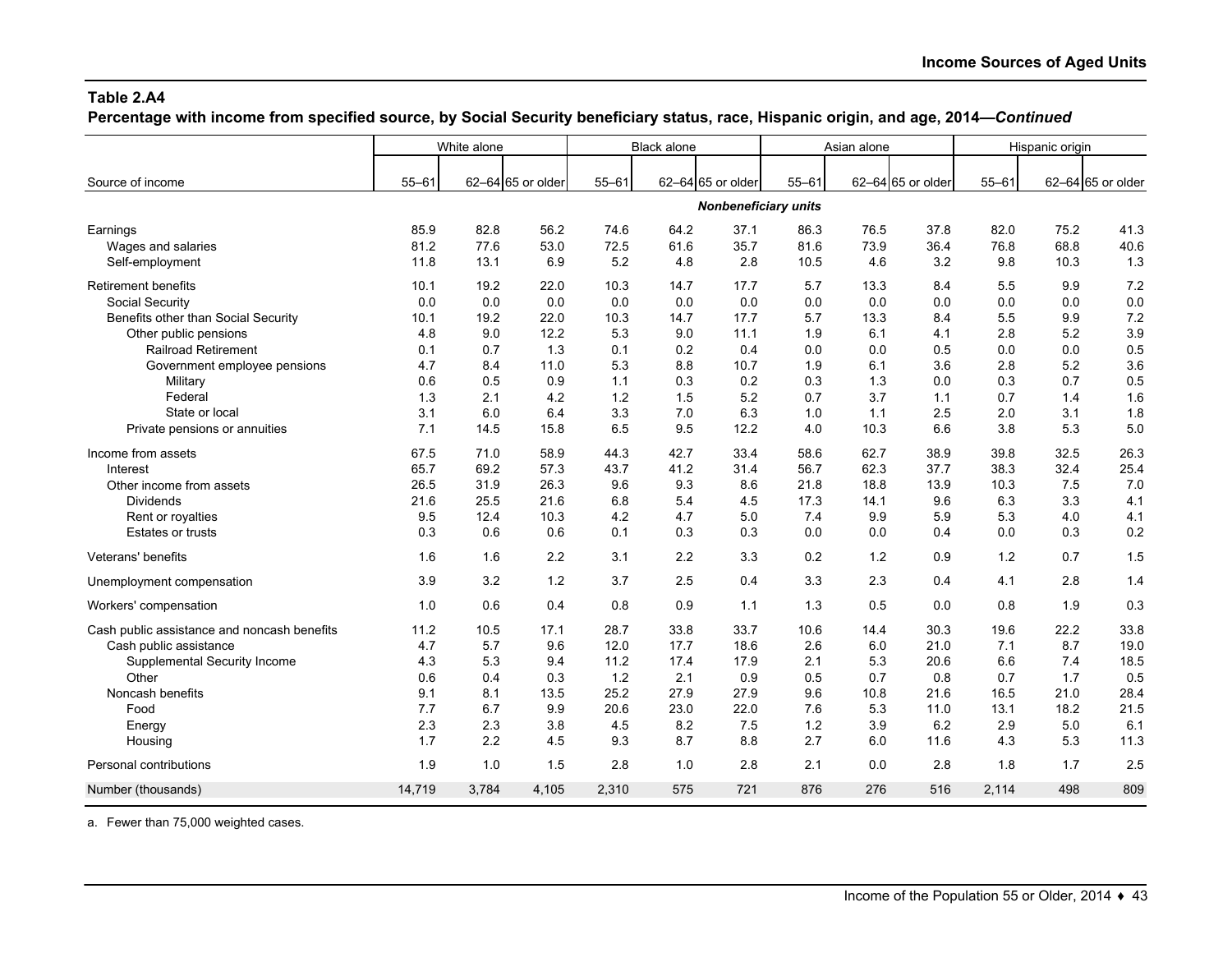## Table 2.A4

**Percentage with income from specified source, by Social Security beneficiary status, race, Hispanic origin, and age, 2014—*Continued***

| Source of income | White alone | | | Black alone | | | Asian alone | | | Hispanic origin | | |
|---|---|---|---|---|---|---|---|---|---|---|---|---|
| | 55–61 | 62–64 | 65 or older | 55–61 | 62–64 | 65 or older | 55–61 | 62–64 | 65 or older | 55–61 | 62–64 | 65 or older |
| ***Nonbeneficiary units*** | | | | | | | | | | | | |
| Earnings | 85.9 | 82.8 | 56.2 | 74.6 | 64.2 | 37.1 | 86.3 | 76.5 | 37.8 | 82.0 | 75.2 | 41.3 |
| Wages and salaries | 81.2 | 77.6 | 53.0 | 72.5 | 61.6 | 35.7 | 81.6 | 73.9 | 36.4 | 76.8 | 68.8 | 40.6 |
| Self-employment | 11.8 | 13.1 | 6.9 | 5.2 | 4.8 | 2.8 | 10.5 | 4.6 | 3.2 | 9.8 | 10.3 | 1.3 |
| Retirement benefits | 10.1 | 19.2 | 22.0 | 10.3 | 14.7 | 17.7 | 5.7 | 13.3 | 8.4 | 5.5 | 9.9 | 7.2 |
| Social Security | 0.0 | 0.0 | 0.0 | 0.0 | 0.0 | 0.0 | 0.0 | 0.0 | 0.0 | 0.0 | 0.0 | 0.0 |
| Benefits other than Social Security | 10.1 | 19.2 | 22.0 | 10.3 | 14.7 | 17.7 | 5.7 | 13.3 | 8.4 | 5.5 | 9.9 | 7.2 |
| Other public pensions | 4.8 | 9.0 | 12.2 | 5.3 | 9.0 | 11.1 | 1.9 | 6.1 | 4.1 | 2.8 | 5.2 | 3.9 |
| Railroad Retirement | 0.1 | 0.7 | 1.3 | 0.1 | 0.2 | 0.4 | 0.0 | 0.0 | 0.5 | 0.0 | 0.0 | 0.5 |
| Government employee pensions | 4.7 | 8.4 | 11.0 | 5.3 | 8.8 | 10.7 | 1.9 | 6.1 | 3.6 | 2.8 | 5.2 | 3.6 |
| Military | 0.6 | 0.5 | 0.9 | 1.1 | 0.3 | 0.2 | 0.3 | 1.3 | 0.0 | 0.3 | 0.7 | 0.5 |
| Federal | 1.3 | 2.1 | 4.2 | 1.2 | 1.5 | 5.2 | 0.7 | 3.7 | 1.1 | 0.7 | 1.4 | 1.6 |
| State or local | 3.1 | 6.0 | 6.4 | 3.3 | 7.0 | 6.3 | 1.0 | 1.1 | 2.5 | 2.0 | 3.1 | 1.8 |
| Private pensions or annuities | 7.1 | 14.5 | 15.8 | 6.5 | 9.5 | 12.2 | 4.0 | 10.3 | 6.6 | 3.8 | 5.3 | 5.0 |
| Income from assets | 67.5 | 71.0 | 58.9 | 44.3 | 42.7 | 33.4 | 58.6 | 62.7 | 38.9 | 39.8 | 32.5 | 26.3 |
| Interest | 65.7 | 69.2 | 57.3 | 43.7 | 41.2 | 31.4 | 56.7 | 62.3 | 37.7 | 38.3 | 32.4 | 25.4 |
| Other income from assets | 26.5 | 31.9 | 26.3 | 9.6 | 9.3 | 8.6 | 21.8 | 18.8 | 13.9 | 10.3 | 7.5 | 7.0 |
| Dividends | 21.6 | 25.5 | 21.6 | 6.8 | 5.4 | 4.5 | 17.3 | 14.1 | 9.6 | 6.3 | 3.3 | 4.1 |
| Rent or royalties | 9.5 | 12.4 | 10.3 | 4.2 | 4.7 | 5.0 | 7.4 | 9.9 | 5.9 | 5.3 | 4.0 | 4.1 |
| Estates or trusts | 0.3 | 0.6 | 0.6 | 0.1 | 0.3 | 0.3 | 0.0 | 0.0 | 0.4 | 0.0 | 0.3 | 0.2 |
| Veterans' benefits | 1.6 | 1.6 | 2.2 | 3.1 | 2.2 | 3.3 | 0.2 | 1.2 | 0.9 | 1.2 | 0.7 | 1.5 |
| Unemployment compensation | 3.9 | 3.2 | 1.2 | 3.7 | 2.5 | 0.4 | 3.3 | 2.3 | 0.4 | 4.1 | 2.8 | 1.4 |
| Workers' compensation | 1.0 | 0.6 | 0.4 | 0.8 | 0.9 | 1.1 | 1.3 | 0.5 | 0.0 | 0.8 | 1.9 | 0.3 |
| Cash public assistance and noncash benefits | 11.2 | 10.5 | 17.1 | 28.7 | 33.8 | 33.7 | 10.6 | 14.4 | 30.3 | 19.6 | 22.2 | 33.8 |
| Cash public assistance | 4.7 | 5.7 | 9.6 | 12.0 | 17.7 | 18.6 | 2.6 | 6.0 | 21.0 | 7.1 | 8.7 | 19.0 |
| Supplemental Security Income | 4.3 | 5.3 | 9.4 | 11.2 | 17.4 | 17.9 | 2.1 | 5.3 | 20.6 | 6.6 | 7.4 | 18.5 |
| Other | 0.6 | 0.4 | 0.3 | 1.2 | 2.1 | 0.9 | 0.5 | 0.7 | 0.8 | 0.7 | 1.7 | 0.5 |
| Noncash benefits | 9.1 | 8.1 | 13.5 | 25.2 | 27.9 | 27.9 | 9.6 | 10.8 | 21.6 | 16.5 | 21.0 | 28.4 |
| Food | 7.7 | 6.7 | 9.9 | 20.6 | 23.0 | 22.0 | 7.6 | 5.3 | 11.0 | 13.1 | 18.2 | 21.5 |
| Energy | 2.3 | 2.3 | 3.8 | 4.5 | 8.2 | 7.5 | 1.2 | 3.9 | 6.2 | 2.9 | 5.0 | 6.1 |
| Housing | 1.7 | 2.2 | 4.5 | 9.3 | 8.7 | 8.8 | 2.7 | 6.0 | 11.6 | 4.3 | 5.3 | 11.3 |
| Personal contributions | 1.9 | 1.0 | 1.5 | 2.8 | 1.0 | 2.8 | 2.1 | 0.0 | 2.8 | 1.8 | 1.7 | 2.5 |
| Number (thousands) | 14,719 | 3,784 | 4,105 | 2,310 | 575 | 721 | 876 | 276 | 516 | 2,114 | 498 | 809 |

a. Fewer than 75,000 weighted cases.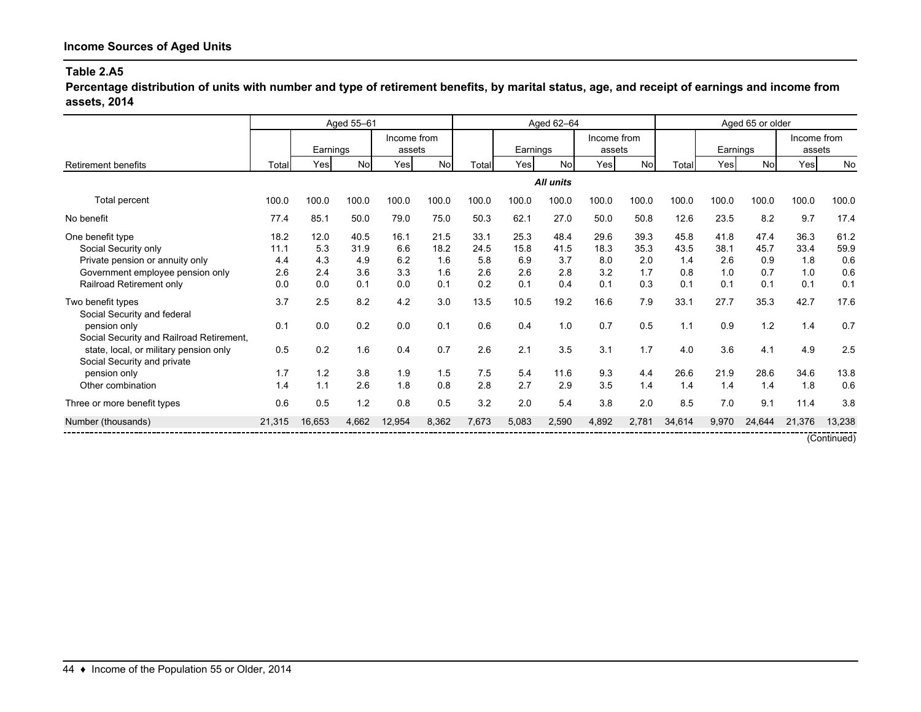**Table 2.A5**

**Percentage distribution of units with number and type of retirement benefits, by marital status, age, and receipt of earnings and income from assets, 2014**

| Retirement benefits | Aged 55–61 | | | | | Aged 62–64 | | | | | Aged 65 or older | | | | |
|---|---|---|---|---|---|---|---|---|---|---|---|---|---|---|---|
| | Total | Earnings | | Income from assets | | Total | Earnings | | Income from assets | | Total | Earnings | | Income from assets | |
| | | Yes | No | Yes | No | | Yes | No | Yes | No | | Yes | No | Yes | No |
| | | | | | | | | ***All units*** | | | | | | | |
| Total percent | 100.0 | 100.0 | 100.0 | 100.0 | 100.0 | 100.0 | 100.0 | 100.0 | 100.0 | 100.0 | 100.0 | 100.0 | 100.0 | 100.0 | 100.0 |
| No benefit | 77.4 | 85.1 | 50.0 | 79.0 | 75.0 | 50.3 | 62.1 | 27.0 | 50.0 | 50.8 | 12.6 | 23.5 | 8.2 | 9.7 | 17.4 |
| One benefit type | 18.2 | 12.0 | 40.5 | 16.1 | 21.5 | 33.1 | 25.3 | 48.4 | 29.6 | 39.3 | 45.8 | 41.8 | 47.4 | 36.3 | 61.2 |
| Social Security only | 11.1 | 5.3 | 31.9 | 6.6 | 18.2 | 24.5 | 15.8 | 41.5 | 18.3 | 35.3 | 43.5 | 38.1 | 45.7 | 33.4 | 59.9 |
| Private pension or annuity only | 4.4 | 4.3 | 4.9 | 6.2 | 1.6 | 5.8 | 6.9 | 3.7 | 8.0 | 2.0 | 1.4 | 2.6 | 0.9 | 1.8 | 0.6 |
| Government employee pension only | 2.6 | 2.4 | 3.6 | 3.3 | 1.6 | 2.6 | 2.6 | 2.8 | 3.2 | 1.7 | 0.8 | 1.0 | 0.7 | 1.0 | 0.6 |
| Railroad Retirement only | 0.0 | 0.0 | 0.1 | 0.0 | 0.1 | 0.2 | 0.1 | 0.4 | 0.1 | 0.3 | 0.1 | 0.1 | 0.1 | 0.1 | 0.1 |
| Two benefit types | 3.7 | 2.5 | 8.2 | 4.2 | 3.0 | 13.5 | 10.5 | 19.2 | 16.6 | 7.9 | 33.1 | 27.7 | 35.3 | 42.7 | 17.6 |
| Social Security and federal pension only | 0.1 | 0.0 | 0.2 | 0.0 | 0.1 | 0.6 | 0.4 | 1.0 | 0.7 | 0.5 | 1.1 | 0.9 | 1.2 | 1.4 | 0.7 |
| Social Security and Railroad Retirement, state, local, or military pension only | 0.5 | 0.2 | 1.6 | 0.4 | 0.7 | 2.6 | 2.1 | 3.5 | 3.1 | 1.7 | 4.0 | 3.6 | 4.1 | 4.9 | 2.5 |
| Social Security and private pension only | 1.7 | 1.2 | 3.8 | 1.9 | 1.5 | 7.5 | 5.4 | 11.6 | 9.3 | 4.4 | 26.6 | 21.9 | 28.6 | 34.6 | 13.8 |
| Other combination | 1.4 | 1.1 | 2.6 | 1.8 | 0.8 | 2.8 | 2.7 | 2.9 | 3.5 | 1.4 | 1.4 | 1.4 | 1.4 | 1.8 | 0.6 |
| Three or more benefit types | 0.6 | 0.5 | 1.2 | 0.8 | 0.5 | 3.2 | 2.0 | 5.4 | 3.8 | 2.0 | 8.5 | 7.0 | 9.1 | 11.4 | 3.8 |
| Number (thousands) | 21,315 | 16,653 | 4,662 | 12,954 | 8,362 | 7,673 | 5,083 | 2,590 | 4,892 | 2,781 | 34,614 | 9,970 | 24,644 | 21,376 | 13,238 |

(Continued)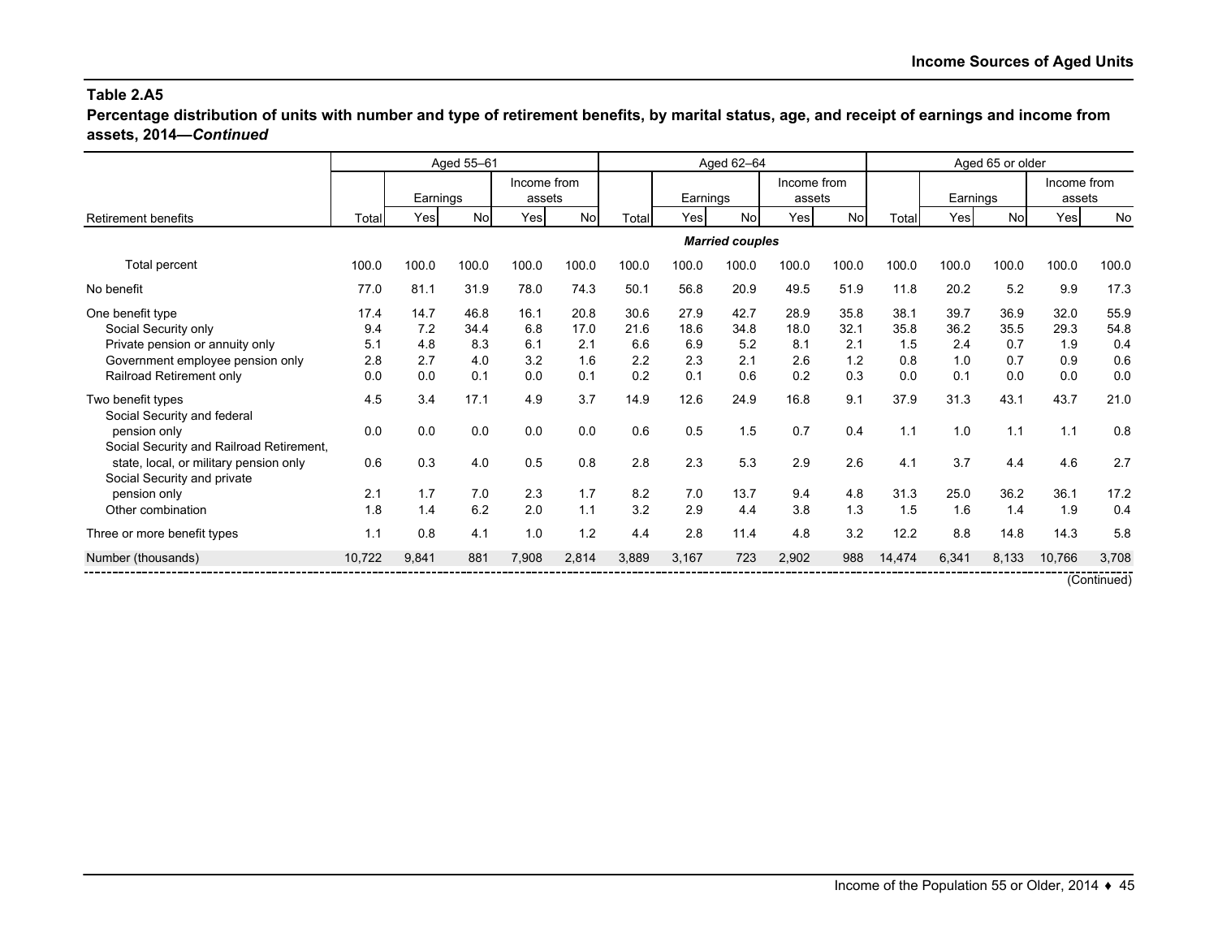**Table 2.A5**

**Percentage distribution of units with number and type of retirement benefits, by marital status, age, and receipt of earnings and income from assets, 2014—*Continued***

| Retirement benefits | Aged 55–61 | | | | | Aged 62–64 | | | | | Aged 65 or older | | | | |
|---|---|---|---|---|---|---|---|---|---|---|---|---|---|---|---|
| | Total | Earnings | | Income from assets | | Total | Earnings | | Income from assets | | Total | Earnings | | Income from assets | |
| | | Yes | No | Yes | No | | Yes | No | Yes | No | | Yes | No | Yes | No |
| | | | | | | | ***Married couples*** | | | | | | | | |
| Total percent | 100.0 | 100.0 | 100.0 | 100.0 | 100.0 | 100.0 | 100.0 | 100.0 | 100.0 | 100.0 | 100.0 | 100.0 | 100.0 | 100.0 | 100.0 |
| No benefit | 77.0 | 81.1 | 31.9 | 78.0 | 74.3 | 50.1 | 56.8 | 20.9 | 49.5 | 51.9 | 11.8 | 20.2 | 5.2 | 9.9 | 17.3 |
| One benefit type | 17.4 | 14.7 | 46.8 | 16.1 | 20.8 | 30.6 | 27.9 | 42.7 | 28.9 | 35.8 | 38.1 | 39.7 | 36.9 | 32.0 | 55.9 |
| Social Security only | 9.4 | 7.2 | 34.4 | 6.8 | 17.0 | 21.6 | 18.6 | 34.8 | 18.0 | 32.1 | 35.8 | 36.2 | 35.5 | 29.3 | 54.8 |
| Private pension or annuity only | 5.1 | 4.8 | 8.3 | 6.1 | 2.1 | 6.6 | 6.9 | 5.2 | 8.1 | 2.1 | 1.5 | 2.4 | 0.7 | 1.9 | 0.4 |
| Government employee pension only | 2.8 | 2.7 | 4.0 | 3.2 | 1.6 | 2.2 | 2.3 | 2.1 | 2.6 | 1.2 | 0.8 | 1.0 | 0.7 | 0.9 | 0.6 |
| Railroad Retirement only | 0.0 | 0.0 | 0.1 | 0.0 | 0.1 | 0.2 | 0.1 | 0.6 | 0.2 | 0.3 | 0.0 | 0.1 | 0.0 | 0.0 | 0.0 |
| Two benefit types | 4.5 | 3.4 | 17.1 | 4.9 | 3.7 | 14.9 | 12.6 | 24.9 | 16.8 | 9.1 | 37.9 | 31.3 | 43.1 | 43.7 | 21.0 |
| Social Security and federal pension only | 0.0 | 0.0 | 0.0 | 0.0 | 0.0 | 0.6 | 0.5 | 1.5 | 0.7 | 0.4 | 1.1 | 1.0 | 1.1 | 1.1 | 0.8 |
| Social Security and Railroad Retirement, state, local, or military pension only | 0.6 | 0.3 | 4.0 | 0.5 | 0.8 | 2.8 | 2.3 | 5.3 | 2.9 | 2.6 | 4.1 | 3.7 | 4.4 | 4.6 | 2.7 |
| Social Security and private pension only | 2.1 | 1.7 | 7.0 | 2.3 | 1.7 | 8.2 | 7.0 | 13.7 | 9.4 | 4.8 | 31.3 | 25.0 | 36.2 | 36.1 | 17.2 |
| Other combination | 1.8 | 1.4 | 6.2 | 2.0 | 1.1 | 3.2 | 2.9 | 4.4 | 3.8 | 1.3 | 1.5 | 1.6 | 1.4 | 1.9 | 0.4 |
| Three or more benefit types | 1.1 | 0.8 | 4.1 | 1.0 | 1.2 | 4.4 | 2.8 | 11.4 | 4.8 | 3.2 | 12.2 | 8.8 | 14.8 | 14.3 | 5.8 |
| Number (thousands) | 10,722 | 9,841 | 881 | 7,908 | 2,814 | 3,889 | 3,167 | 723 | 2,902 | 988 | 14,474 | 6,341 | 8,133 | 10,766 | 3,708 |

(Continued)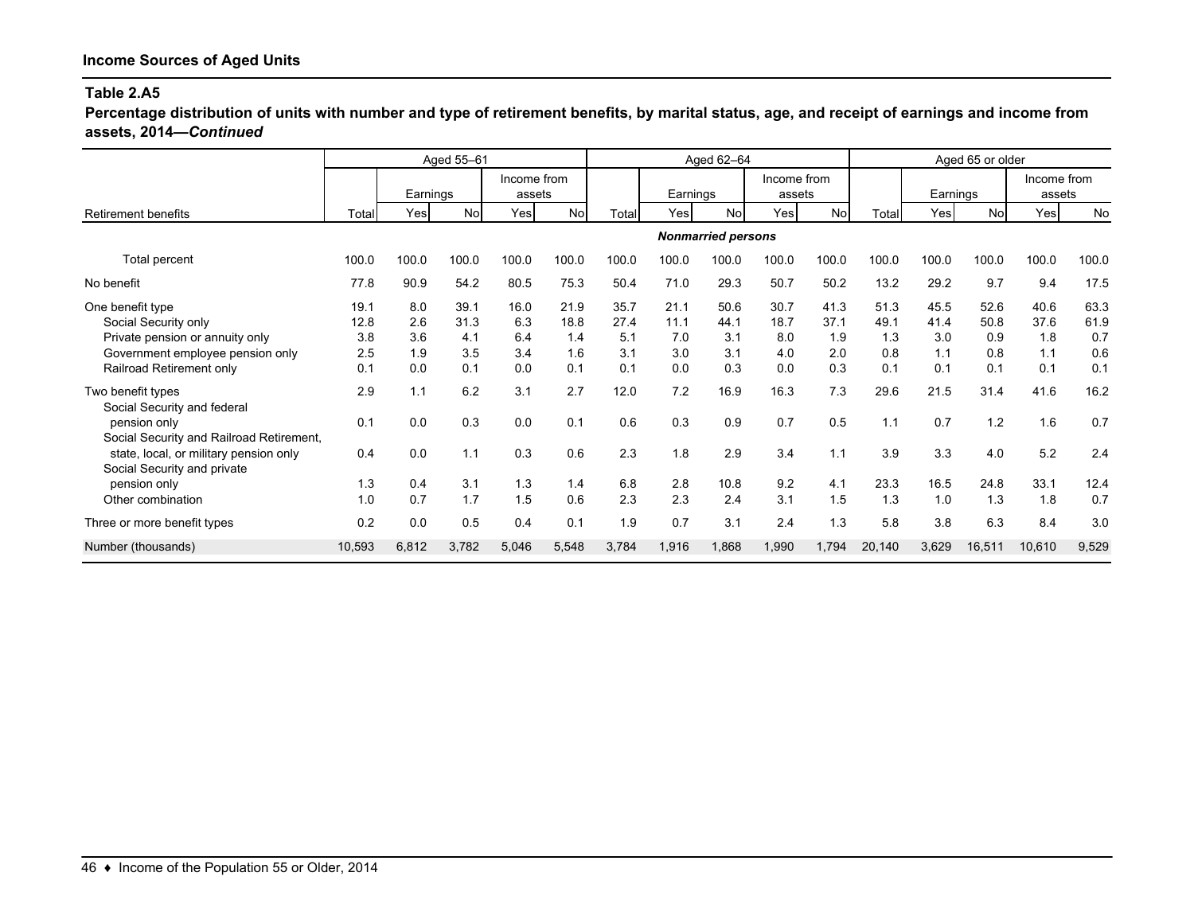**Income Sources of Aged Units**

**Table 2.A5**

**Percentage distribution of units with number and type of retirement benefits, by marital status, age, and receipt of earnings and income from assets, 2014—*Continued***

| Retirement benefits | Aged 55–61 | | | | | Aged 62–64 | | | | | Aged 65 or older | | | | |
|---|---|---|---|---|---|---|---|---|---|---|---|---|---|---|---|
| | Total | Earnings | | Income from assets | | Total | Earnings | | Income from assets | | Total | Earnings | | Income from assets | |
| | | Yes | No | Yes | No | | Yes | No | Yes | No | | Yes | No | Yes | No |
| | ***Nonmarried persons*** | | | | | | | | | | | | | | |
| Total percent | 100.0 | 100.0 | 100.0 | 100.0 | 100.0 | 100.0 | 100.0 | 100.0 | 100.0 | 100.0 | 100.0 | 100.0 | 100.0 | 100.0 | 100.0 |
| No benefit | 77.8 | 90.9 | 54.2 | 80.5 | 75.3 | 50.4 | 71.0 | 29.3 | 50.7 | 50.2 | 13.2 | 29.2 | 9.7 | 9.4 | 17.5 |
| One benefit type | 19.1 | 8.0 | 39.1 | 16.0 | 21.9 | 35.7 | 21.1 | 50.6 | 30.7 | 41.3 | 51.3 | 45.5 | 52.6 | 40.6 | 63.3 |
| Social Security only | 12.8 | 2.6 | 31.3 | 6.3 | 18.8 | 27.4 | 11.1 | 44.1 | 18.7 | 37.1 | 49.1 | 41.4 | 50.8 | 37.6 | 61.9 |
| Private pension or annuity only | 3.8 | 3.6 | 4.1 | 6.4 | 1.4 | 5.1 | 7.0 | 3.1 | 8.0 | 1.9 | 1.3 | 3.0 | 0.9 | 1.8 | 0.7 |
| Government employee pension only | 2.5 | 1.9 | 3.5 | 3.4 | 1.6 | 3.1 | 3.0 | 3.1 | 4.0 | 2.0 | 0.8 | 1.1 | 0.8 | 1.1 | 0.6 |
| Railroad Retirement only | 0.1 | 0.0 | 0.1 | 0.0 | 0.1 | 0.1 | 0.0 | 0.3 | 0.0 | 0.3 | 0.1 | 0.1 | 0.1 | 0.1 | 0.1 |
| Two benefit types | 2.9 | 1.1 | 6.2 | 3.1 | 2.7 | 12.0 | 7.2 | 16.9 | 16.3 | 7.3 | 29.6 | 21.5 | 31.4 | 41.6 | 16.2 |
| Social Security and federal pension only | 0.1 | 0.0 | 0.3 | 0.0 | 0.1 | 0.6 | 0.3 | 0.9 | 0.7 | 0.5 | 1.1 | 0.7 | 1.2 | 1.6 | 0.7 |
| Social Security and Railroad Retirement, state, local, or military pension only | 0.4 | 0.0 | 1.1 | 0.3 | 0.6 | 2.3 | 1.8 | 2.9 | 3.4 | 1.1 | 3.9 | 3.3 | 4.0 | 5.2 | 2.4 |
| Social Security and private pension only | 1.3 | 0.4 | 3.1 | 1.3 | 1.4 | 6.8 | 2.8 | 10.8 | 9.2 | 4.1 | 23.3 | 16.5 | 24.8 | 33.1 | 12.4 |
| Other combination | 1.0 | 0.7 | 1.7 | 1.5 | 0.6 | 2.3 | 2.3 | 2.4 | 3.1 | 1.5 | 1.3 | 1.0 | 1.3 | 1.8 | 0.7 |
| Three or more benefit types | 0.2 | 0.0 | 0.5 | 0.4 | 0.1 | 1.9 | 0.7 | 3.1 | 2.4 | 1.3 | 5.8 | 3.8 | 6.3 | 8.4 | 3.0 |
| Number (thousands) | 10,593 | 6,812 | 3,782 | 5,046 | 5,548 | 3,784 | 1,916 | 1,868 | 1,990 | 1,794 | 20,140 | 3,629 | 16,511 | 10,610 | 9,529 |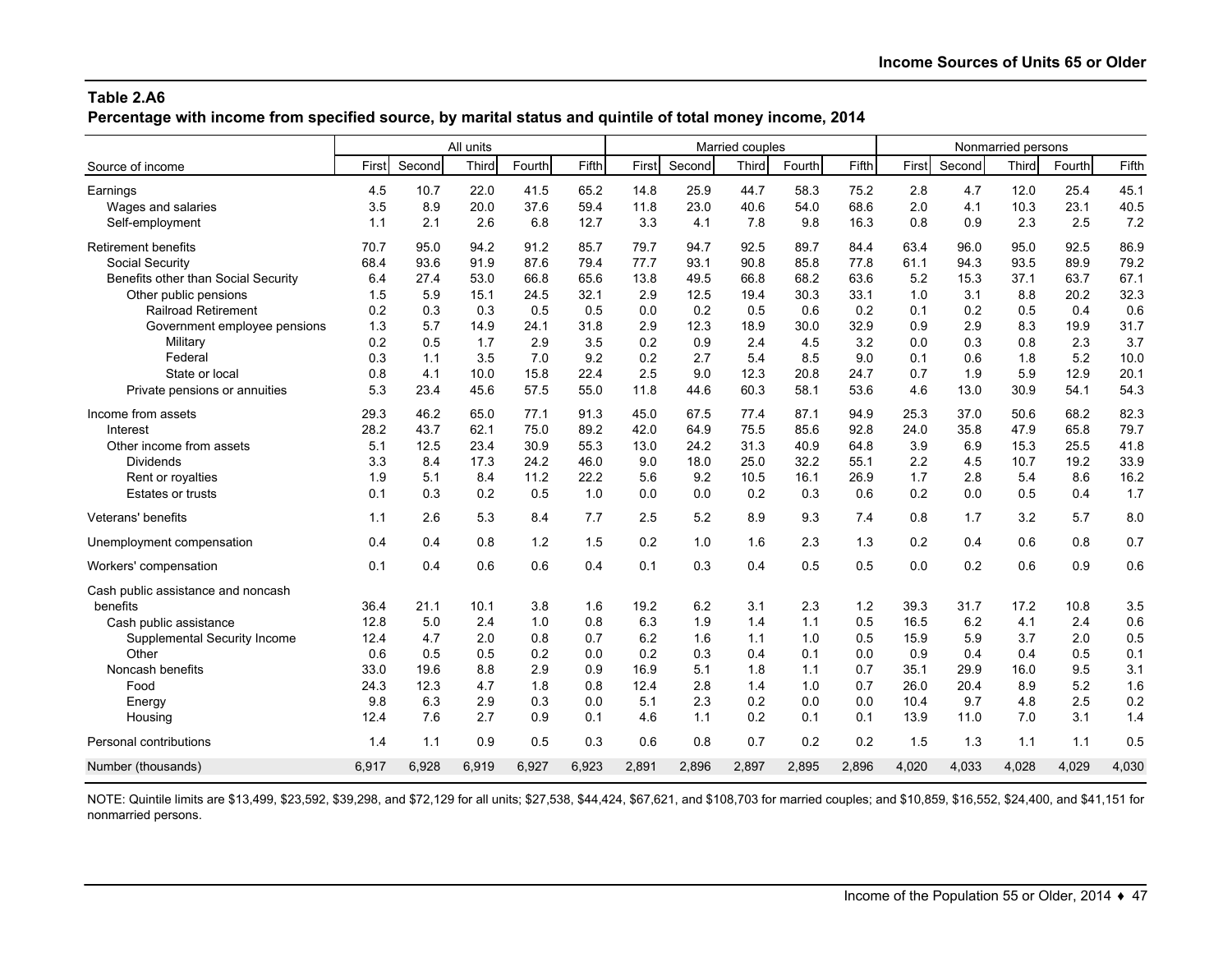## Table 2.A6

**Percentage with income from specified source, by marital status and quintile of total money income, 2014**

| Source of income | All units | | | | | Married couples | | | | | Nonmarried persons | | | | |
|---|---|---|---|---|---|---|---|---|---|---|---|---|---|---|---|
| | First | Second | Third | Fourth | Fifth | First | Second | Third | Fourth | Fifth | First | Second | Third | Fourth | Fifth |
| Earnings | 4.5 | 10.7 | 22.0 | 41.5 | 65.2 | 14.8 | 25.9 | 44.7 | 58.3 | 75.2 | 2.8 | 4.7 | 12.0 | 25.4 | 45.1 |
| Wages and salaries | 3.5 | 8.9 | 20.0 | 37.6 | 59.4 | 11.8 | 23.0 | 40.6 | 54.0 | 68.6 | 2.0 | 4.1 | 10.3 | 23.1 | 40.5 |
| Self-employment | 1.1 | 2.1 | 2.6 | 6.8 | 12.7 | 3.3 | 4.1 | 7.8 | 9.8 | 16.3 | 0.8 | 0.9 | 2.3 | 2.5 | 7.2 |
| Retirement benefits | 70.7 | 95.0 | 94.2 | 91.2 | 85.7 | 79.7 | 94.7 | 92.5 | 89.7 | 84.4 | 63.4 | 96.0 | 95.0 | 92.5 | 86.9 |
| Social Security | 68.4 | 93.6 | 91.9 | 87.6 | 79.4 | 77.7 | 93.1 | 90.8 | 85.8 | 77.8 | 61.1 | 94.3 | 93.5 | 89.9 | 79.2 |
| Benefits other than Social Security | 6.4 | 27.4 | 53.0 | 66.8 | 65.6 | 13.8 | 49.5 | 66.8 | 68.2 | 63.6 | 5.2 | 15.3 | 37.1 | 63.7 | 67.1 |
| Other public pensions | 1.5 | 5.9 | 15.1 | 24.5 | 32.1 | 2.9 | 12.5 | 19.4 | 30.3 | 33.1 | 1.0 | 3.1 | 8.8 | 20.2 | 32.3 |
| Railroad Retirement | 0.2 | 0.3 | 0.3 | 0.5 | 0.5 | 0.0 | 0.2 | 0.5 | 0.6 | 0.2 | 0.1 | 0.2 | 0.5 | 0.4 | 0.6 |
| Government employee pensions | 1.3 | 5.7 | 14.9 | 24.1 | 31.8 | 2.9 | 12.3 | 18.9 | 30.0 | 32.9 | 0.9 | 2.9 | 8.3 | 19.9 | 31.7 |
| Military | 0.2 | 0.5 | 1.7 | 2.9 | 3.5 | 0.2 | 0.9 | 2.4 | 4.5 | 3.2 | 0.0 | 0.3 | 0.8 | 2.3 | 3.7 |
| Federal | 0.3 | 1.1 | 3.5 | 7.0 | 9.2 | 0.2 | 2.7 | 5.4 | 8.5 | 9.0 | 0.1 | 0.6 | 1.8 | 5.2 | 10.0 |
| State or local | 0.8 | 4.1 | 10.0 | 15.8 | 22.4 | 2.5 | 9.0 | 12.3 | 20.8 | 24.7 | 0.7 | 1.9 | 5.9 | 12.9 | 20.1 |
| Private pensions or annuities | 5.3 | 23.4 | 45.6 | 57.5 | 55.0 | 11.8 | 44.6 | 60.3 | 58.1 | 53.6 | 4.6 | 13.0 | 30.9 | 54.1 | 54.3 |
| Income from assets | 29.3 | 46.2 | 65.0 | 77.1 | 91.3 | 45.0 | 67.5 | 77.4 | 87.1 | 94.9 | 25.3 | 37.0 | 50.6 | 68.2 | 82.3 |
| Interest | 28.2 | 43.7 | 62.1 | 75.0 | 89.2 | 42.0 | 64.9 | 75.5 | 85.6 | 92.8 | 24.0 | 35.8 | 47.9 | 65.8 | 79.7 |
| Other income from assets | 5.1 | 12.5 | 23.4 | 30.9 | 55.3 | 13.0 | 24.2 | 31.3 | 40.9 | 64.8 | 3.9 | 6.9 | 15.3 | 25.5 | 41.8 |
| Dividends | 3.3 | 8.4 | 17.3 | 24.2 | 46.0 | 9.0 | 18.0 | 25.0 | 32.2 | 55.1 | 2.2 | 4.5 | 10.7 | 19.2 | 33.9 |
| Rent or royalties | 1.9 | 5.1 | 8.4 | 11.2 | 22.2 | 5.6 | 9.2 | 10.5 | 16.1 | 26.9 | 1.7 | 2.8 | 5.4 | 8.6 | 16.2 |
| Estates or trusts | 0.1 | 0.3 | 0.2 | 0.5 | 1.0 | 0.0 | 0.0 | 0.2 | 0.3 | 0.6 | 0.2 | 0.0 | 0.5 | 0.4 | 1.7 |
| Veterans' benefits | 1.1 | 2.6 | 5.3 | 8.4 | 7.7 | 2.5 | 5.2 | 8.9 | 9.3 | 7.4 | 0.8 | 1.7 | 3.2 | 5.7 | 8.0 |
| Unemployment compensation | 0.4 | 0.4 | 0.8 | 1.2 | 1.5 | 0.2 | 1.0 | 1.6 | 2.3 | 1.3 | 0.2 | 0.4 | 0.6 | 0.8 | 0.7 |
| Workers' compensation | 0.1 | 0.4 | 0.6 | 0.6 | 0.4 | 0.1 | 0.3 | 0.4 | 0.5 | 0.5 | 0.0 | 0.2 | 0.6 | 0.9 | 0.6 |
| Cash public assistance and noncash benefits | 36.4 | 21.1 | 10.1 | 3.8 | 1.6 | 19.2 | 6.2 | 3.1 | 2.3 | 1.2 | 39.3 | 31.7 | 17.2 | 10.8 | 3.5 |
| Cash public assistance | 12.8 | 5.0 | 2.4 | 1.0 | 0.8 | 6.3 | 1.9 | 1.4 | 1.1 | 0.5 | 16.5 | 6.2 | 4.1 | 2.4 | 0.6 |
| Supplemental Security Income | 12.4 | 4.7 | 2.0 | 0.8 | 0.7 | 6.2 | 1.6 | 1.1 | 1.0 | 0.5 | 15.9 | 5.9 | 3.7 | 2.0 | 0.5 |
| Other | 0.6 | 0.5 | 0.5 | 0.2 | 0.0 | 0.2 | 0.3 | 0.4 | 0.1 | 0.0 | 0.9 | 0.4 | 0.4 | 0.5 | 0.1 |
| Noncash benefits | 33.0 | 19.6 | 8.8 | 2.9 | 0.9 | 16.9 | 5.1 | 1.8 | 1.1 | 0.7 | 35.1 | 29.9 | 16.0 | 9.5 | 3.1 |
| Food | 24.3 | 12.3 | 4.7 | 1.8 | 0.8 | 12.4 | 2.8 | 1.4 | 1.0 | 0.7 | 26.0 | 20.4 | 8.9 | 5.2 | 1.6 |
| Energy | 9.8 | 6.3 | 2.9 | 0.3 | 0.0 | 5.1 | 2.3 | 0.2 | 0.0 | 0.0 | 10.4 | 9.7 | 4.8 | 2.5 | 0.2 |
| Housing | 12.4 | 7.6 | 2.7 | 0.9 | 0.1 | 4.6 | 1.1 | 0.2 | 0.1 | 0.1 | 13.9 | 11.0 | 7.0 | 3.1 | 1.4 |
| Personal contributions | 1.4 | 1.1 | 0.9 | 0.5 | 0.3 | 0.6 | 0.8 | 0.7 | 0.2 | 0.2 | 1.5 | 1.3 | 1.1 | 1.1 | 0.5 |
| Number (thousands) | 6,917 | 6,928 | 6,919 | 6,927 | 6,923 | 2,891 | 2,896 | 2,897 | 2,895 | 2,896 | 4,020 | 4,033 | 4,028 | 4,029 | 4,030 |

NOTE: Quintile limits are $13,499, $23,592, $39,298, and $72,129 for all units; $27,538, $44,424, $67,621, and $108,703 for married couples; and $10,859, $16,552, $24,400, and $41,151 for nonmarried persons.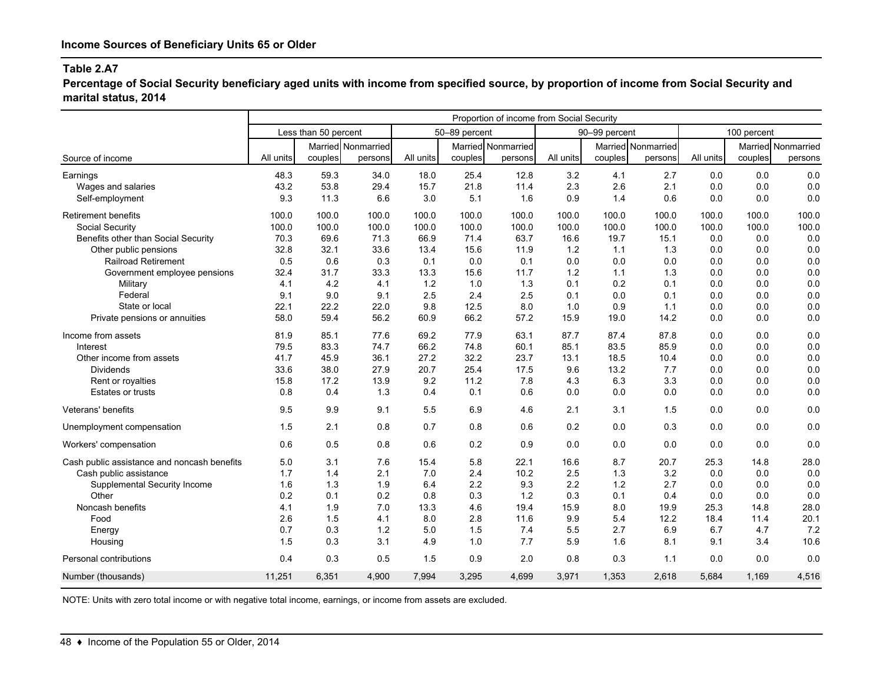## Income Sources of Beneficiary Units 65 or Older

### Table 2.A7

**Percentage of Social Security beneficiary aged units with income from specified source, by proportion of income from Social Security and marital status, 2014**

| Source of income | Proportion of income from Social Security | | | | | | | | | | | |
|---|---|---|---|---|---|---|---|---|---|---|---|---|
| | Less than 50 percent | | | 50–89 percent | | | 90–99 percent | | | 100 percent | | |
| | All units | Married couples | Nonmarried persons | All units | Married couples | Nonmarried persons | All units | Married couples | Nonmarried persons | All units | Married couples | Nonmarried persons |
| Earnings | 48.3 | 59.3 | 34.0 | 18.0 | 25.4 | 12.8 | 3.2 | 4.1 | 2.7 | 0.0 | 0.0 | 0.0 |
| Wages and salaries | 43.2 | 53.8 | 29.4 | 15.7 | 21.8 | 11.4 | 2.3 | 2.6 | 2.1 | 0.0 | 0.0 | 0.0 |
| Self-employment | 9.3 | 11.3 | 6.6 | 3.0 | 5.1 | 1.6 | 0.9 | 1.4 | 0.6 | 0.0 | 0.0 | 0.0 |
| Retirement benefits | 100.0 | 100.0 | 100.0 | 100.0 | 100.0 | 100.0 | 100.0 | 100.0 | 100.0 | 100.0 | 100.0 | 100.0 |
| Social Security | 100.0 | 100.0 | 100.0 | 100.0 | 100.0 | 100.0 | 100.0 | 100.0 | 100.0 | 100.0 | 100.0 | 100.0 |
| Benefits other than Social Security | 70.3 | 69.6 | 71.3 | 66.9 | 71.4 | 63.7 | 16.6 | 19.7 | 15.1 | 0.0 | 0.0 | 0.0 |
| Other public pensions | 32.8 | 32.1 | 33.6 | 13.4 | 15.6 | 11.9 | 1.2 | 1.1 | 1.3 | 0.0 | 0.0 | 0.0 |
| Railroad Retirement | 0.5 | 0.6 | 0.3 | 0.1 | 0.0 | 0.1 | 0.0 | 0.0 | 0.0 | 0.0 | 0.0 | 0.0 |
| Government employee pensions | 32.4 | 31.7 | 33.3 | 13.3 | 15.6 | 11.7 | 1.2 | 1.1 | 1.3 | 0.0 | 0.0 | 0.0 |
| Military | 4.1 | 4.2 | 4.1 | 1.2 | 1.0 | 1.3 | 0.1 | 0.2 | 0.1 | 0.0 | 0.0 | 0.0 |
| Federal | 9.1 | 9.0 | 9.1 | 2.5 | 2.4 | 2.5 | 0.1 | 0.0 | 0.1 | 0.0 | 0.0 | 0.0 |
| State or local | 22.1 | 22.2 | 22.0 | 9.8 | 12.5 | 8.0 | 1.0 | 0.9 | 1.1 | 0.0 | 0.0 | 0.0 |
| Private pensions or annuities | 58.0 | 59.4 | 56.2 | 60.9 | 66.2 | 57.2 | 15.9 | 19.0 | 14.2 | 0.0 | 0.0 | 0.0 |
| Income from assets | 81.9 | 85.1 | 77.6 | 69.2 | 77.9 | 63.1 | 87.7 | 87.4 | 87.8 | 0.0 | 0.0 | 0.0 |
| Interest | 79.5 | 83.3 | 74.7 | 66.2 | 74.8 | 60.1 | 85.1 | 83.5 | 85.9 | 0.0 | 0.0 | 0.0 |
| Other income from assets | 41.7 | 45.9 | 36.1 | 27.2 | 32.2 | 23.7 | 13.1 | 18.5 | 10.4 | 0.0 | 0.0 | 0.0 |
| Dividends | 33.6 | 38.0 | 27.9 | 20.7 | 25.4 | 17.5 | 9.6 | 13.2 | 7.7 | 0.0 | 0.0 | 0.0 |
| Rent or royalties | 15.8 | 17.2 | 13.9 | 9.2 | 11.2 | 7.8 | 4.3 | 6.3 | 3.3 | 0.0 | 0.0 | 0.0 |
| Estates or trusts | 0.8 | 0.4 | 1.3 | 0.4 | 0.1 | 0.6 | 0.0 | 0.0 | 0.0 | 0.0 | 0.0 | 0.0 |
| Veterans' benefits | 9.5 | 9.9 | 9.1 | 5.5 | 6.9 | 4.6 | 2.1 | 3.1 | 1.5 | 0.0 | 0.0 | 0.0 |
| Unemployment compensation | 1.5 | 2.1 | 0.8 | 0.7 | 0.8 | 0.6 | 0.2 | 0.0 | 0.3 | 0.0 | 0.0 | 0.0 |
| Workers' compensation | 0.6 | 0.5 | 0.8 | 0.6 | 0.2 | 0.9 | 0.0 | 0.0 | 0.0 | 0.0 | 0.0 | 0.0 |
| Cash public assistance and noncash benefits | 5.0 | 3.1 | 7.6 | 15.4 | 5.8 | 22.1 | 16.6 | 8.7 | 20.7 | 25.3 | 14.8 | 28.0 |
| Cash public assistance | 1.7 | 1.4 | 2.1 | 7.0 | 2.4 | 10.2 | 2.5 | 1.3 | 3.2 | 0.0 | 0.0 | 0.0 |
| Supplemental Security Income | 1.6 | 1.3 | 1.9 | 6.4 | 2.2 | 9.3 | 2.2 | 1.2 | 2.7 | 0.0 | 0.0 | 0.0 |
| Other | 0.2 | 0.1 | 0.2 | 0.8 | 0.3 | 1.2 | 0.3 | 0.1 | 0.4 | 0.0 | 0.0 | 0.0 |
| Noncash benefits | 4.1 | 1.9 | 7.0 | 13.3 | 4.6 | 19.4 | 15.9 | 8.0 | 19.9 | 25.3 | 14.8 | 28.0 |
| Food | 2.6 | 1.5 | 4.1 | 8.0 | 2.8 | 11.6 | 9.9 | 5.4 | 12.2 | 18.4 | 11.4 | 20.1 |
| Energy | 0.7 | 0.3 | 1.2 | 5.0 | 1.5 | 7.4 | 5.5 | 2.7 | 6.9 | 6.7 | 4.7 | 7.2 |
| Housing | 1.5 | 0.3 | 3.1 | 4.9 | 1.0 | 7.7 | 5.9 | 1.6 | 8.1 | 9.1 | 3.4 | 10.6 |
| Personal contributions | 0.4 | 0.3 | 0.5 | 1.5 | 0.9 | 2.0 | 0.8 | 0.3 | 1.1 | 0.0 | 0.0 | 0.0 |
| Number (thousands) | 11,251 | 6,351 | 4,900 | 7,994 | 3,295 | 4,699 | 3,971 | 1,353 | 2,618 | 5,684 | 1,169 | 4,516 |

NOTE: Units with zero total income or with negative total income, earnings, or income from assets are excluded.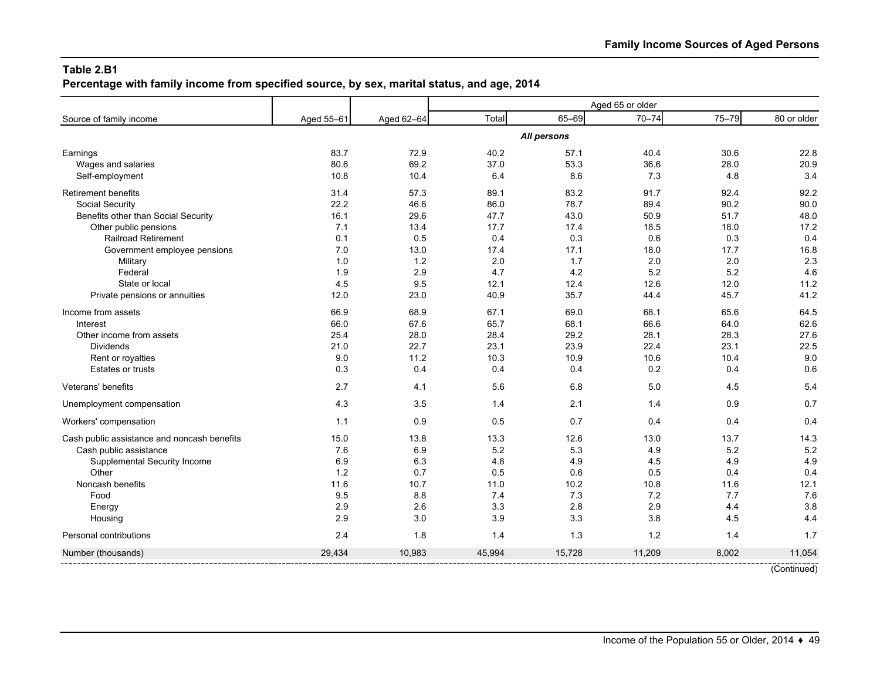## Table 2.B1

**Percentage with family income from specified source, by sex, marital status, and age, 2014**

| Source of family income | Aged 55–61 | Aged 62–64 | Aged 65 or older: Total | 65–69 | 70–74 | 75–79 | 80 or older |
|---|---|---|---|---|---|---|---|
| | | | *All persons* | | | | |
| Earnings | 83.7 | 72.9 | 40.2 | 57.1 | 40.4 | 30.6 | 22.8 |
| Wages and salaries | 80.6 | 69.2 | 37.0 | 53.3 | 36.6 | 28.0 | 20.9 |
| Self-employment | 10.8 | 10.4 | 6.4 | 8.6 | 7.3 | 4.8 | 3.4 |
| Retirement benefits | 31.4 | 57.3 | 89.1 | 83.2 | 91.7 | 92.4 | 92.2 |
| Social Security | 22.2 | 46.6 | 86.0 | 78.7 | 89.4 | 90.2 | 90.0 |
| Benefits other than Social Security | 16.1 | 29.6 | 47.7 | 43.0 | 50.9 | 51.7 | 48.0 |
| Other public pensions | 7.1 | 13.4 | 17.7 | 17.4 | 18.5 | 18.0 | 17.2 |
| Railroad Retirement | 0.1 | 0.5 | 0.4 | 0.3 | 0.6 | 0.3 | 0.4 |
| Government employee pensions | 7.0 | 13.0 | 17.4 | 17.1 | 18.0 | 17.7 | 16.8 |
| Military | 1.0 | 1.2 | 2.0 | 1.7 | 2.0 | 2.0 | 2.3 |
| Federal | 1.9 | 2.9 | 4.7 | 4.2 | 5.2 | 5.2 | 4.6 |
| State or local | 4.5 | 9.5 | 12.1 | 12.4 | 12.6 | 12.0 | 11.2 |
| Private pensions or annuities | 12.0 | 23.0 | 40.9 | 35.7 | 44.4 | 45.7 | 41.2 |
| Income from assets | 66.9 | 68.9 | 67.1 | 69.0 | 68.1 | 65.6 | 64.5 |
| Interest | 66.0 | 67.6 | 65.7 | 68.1 | 66.6 | 64.0 | 62.6 |
| Other income from assets | 25.4 | 28.0 | 28.4 | 29.2 | 28.1 | 28.3 | 27.6 |
| Dividends | 21.0 | 22.7 | 23.1 | 23.9 | 22.4 | 23.1 | 22.5 |
| Rent or royalties | 9.0 | 11.2 | 10.3 | 10.9 | 10.6 | 10.4 | 9.0 |
| Estates or trusts | 0.3 | 0.4 | 0.4 | 0.4 | 0.2 | 0.4 | 0.6 |
| Veterans' benefits | 2.7 | 4.1 | 5.6 | 6.8 | 5.0 | 4.5 | 5.4 |
| Unemployment compensation | 4.3 | 3.5 | 1.4 | 2.1 | 1.4 | 0.9 | 0.7 |
| Workers' compensation | 1.1 | 0.9 | 0.5 | 0.7 | 0.4 | 0.4 | 0.4 |
| Cash public assistance and noncash benefits | 15.0 | 13.8 | 13.3 | 12.6 | 13.0 | 13.7 | 14.3 |
| Cash public assistance | 7.6 | 6.9 | 5.2 | 5.3 | 4.9 | 5.2 | 5.2 |
| Supplemental Security Income | 6.9 | 6.3 | 4.8 | 4.9 | 4.5 | 4.9 | 4.9 |
| Other | 1.2 | 0.7 | 0.5 | 0.6 | 0.5 | 0.4 | 0.4 |
| Noncash benefits | 11.6 | 10.7 | 11.0 | 10.2 | 10.8 | 11.6 | 12.1 |
| Food | 9.5 | 8.8 | 7.4 | 7.3 | 7.2 | 7.7 | 7.6 |
| Energy | 2.9 | 2.6 | 3.3 | 2.8 | 2.9 | 4.4 | 3.8 |
| Housing | 2.9 | 3.0 | 3.9 | 3.3 | 3.8 | 4.5 | 4.4 |
| Personal contributions | 2.4 | 1.8 | 1.4 | 1.3 | 1.2 | 1.4 | 1.7 |
| Number (thousands) | 29,434 | 10,983 | 45,994 | 15,728 | 11,209 | 8,002 | 11,054 |

(Continued)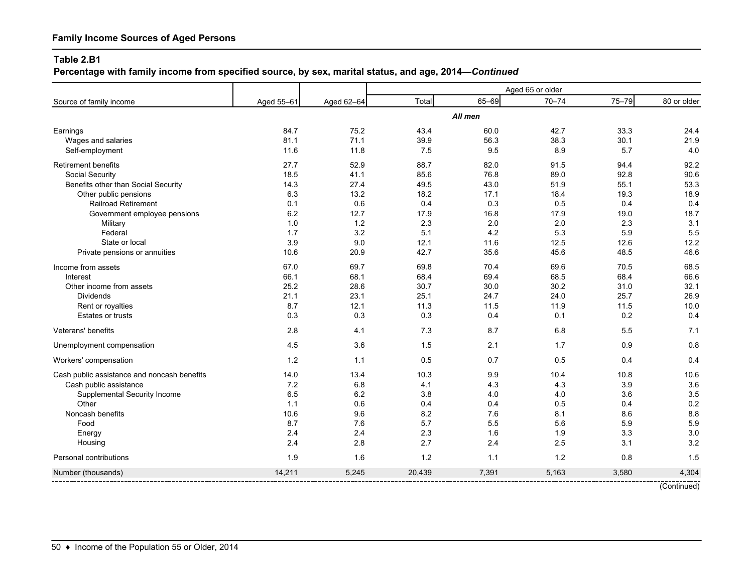## Family Income Sources of Aged Persons

### Table 2.B1

**Percentage with family income from specified source, by sex, marital status, and age, 2014—*Continued***

| Source of family income | Aged 55–61 | Aged 62–64 | Aged 65 or older: Total | 65–69 | 70–74 | 75–79 | 80 or older |
|---|---|---|---|---|---|---|---|
| | | | ***All men*** | | | | |
| Earnings | 84.7 | 75.2 | 43.4 | 60.0 | 42.7 | 33.3 | 24.4 |
| Wages and salaries | 81.1 | 71.1 | 39.9 | 56.3 | 38.3 | 30.1 | 21.9 |
| Self-employment | 11.6 | 11.8 | 7.5 | 9.5 | 8.9 | 5.7 | 4.0 |
| Retirement benefits | 27.7 | 52.9 | 88.7 | 82.0 | 91.5 | 94.4 | 92.2 |
| Social Security | 18.5 | 41.1 | 85.6 | 76.8 | 89.0 | 92.8 | 90.6 |
| Benefits other than Social Security | 14.3 | 27.4 | 49.5 | 43.0 | 51.9 | 55.1 | 53.3 |
| Other public pensions | 6.3 | 13.2 | 18.2 | 17.1 | 18.4 | 19.3 | 18.9 |
| Railroad Retirement | 0.1 | 0.6 | 0.4 | 0.3 | 0.5 | 0.4 | 0.4 |
| Government employee pensions | 6.2 | 12.7 | 17.9 | 16.8 | 17.9 | 19.0 | 18.7 |
| Military | 1.0 | 1.2 | 2.3 | 2.0 | 2.0 | 2.3 | 3.1 |
| Federal | 1.7 | 3.2 | 5.1 | 4.2 | 5.3 | 5.9 | 5.5 |
| State or local | 3.9 | 9.0 | 12.1 | 11.6 | 12.5 | 12.6 | 12.2 |
| Private pensions or annuities | 10.6 | 20.9 | 42.7 | 35.6 | 45.6 | 48.5 | 46.6 |
| Income from assets | 67.0 | 69.7 | 69.8 | 70.4 | 69.6 | 70.5 | 68.5 |
| Interest | 66.1 | 68.1 | 68.4 | 69.4 | 68.5 | 68.4 | 66.6 |
| Other income from assets | 25.2 | 28.6 | 30.7 | 30.0 | 30.2 | 31.0 | 32.1 |
| Dividends | 21.1 | 23.1 | 25.1 | 24.7 | 24.0 | 25.7 | 26.9 |
| Rent or royalties | 8.7 | 12.1 | 11.3 | 11.5 | 11.9 | 11.5 | 10.0 |
| Estates or trusts | 0.3 | 0.3 | 0.3 | 0.4 | 0.1 | 0.2 | 0.4 |
| Veterans' benefits | 2.8 | 4.1 | 7.3 | 8.7 | 6.8 | 5.5 | 7.1 |
| Unemployment compensation | 4.5 | 3.6 | 1.5 | 2.1 | 1.7 | 0.9 | 0.8 |
| Workers' compensation | 1.2 | 1.1 | 0.5 | 0.7 | 0.5 | 0.4 | 0.4 |
| Cash public assistance and noncash benefits | 14.0 | 13.4 | 10.3 | 9.9 | 10.4 | 10.8 | 10.6 |
| Cash public assistance | 7.2 | 6.8 | 4.1 | 4.3 | 4.3 | 3.9 | 3.6 |
| Supplemental Security Income | 6.5 | 6.2 | 3.8 | 4.0 | 4.0 | 3.6 | 3.5 |
| Other | 1.1 | 0.6 | 0.4 | 0.4 | 0.5 | 0.4 | 0.2 |
| Noncash benefits | 10.6 | 9.6 | 8.2 | 7.6 | 8.1 | 8.6 | 8.8 |
| Food | 8.7 | 7.6 | 5.7 | 5.5 | 5.6 | 5.9 | 5.9 |
| Energy | 2.4 | 2.4 | 2.3 | 1.6 | 1.9 | 3.3 | 3.0 |
| Housing | 2.4 | 2.8 | 2.7 | 2.4 | 2.5 | 3.1 | 3.2 |
| Personal contributions | 1.9 | 1.6 | 1.2 | 1.1 | 1.2 | 0.8 | 1.5 |
| Number (thousands) | 14,211 | 5,245 | 20,439 | 7,391 | 5,163 | 3,580 | 4,304 |

(Continued)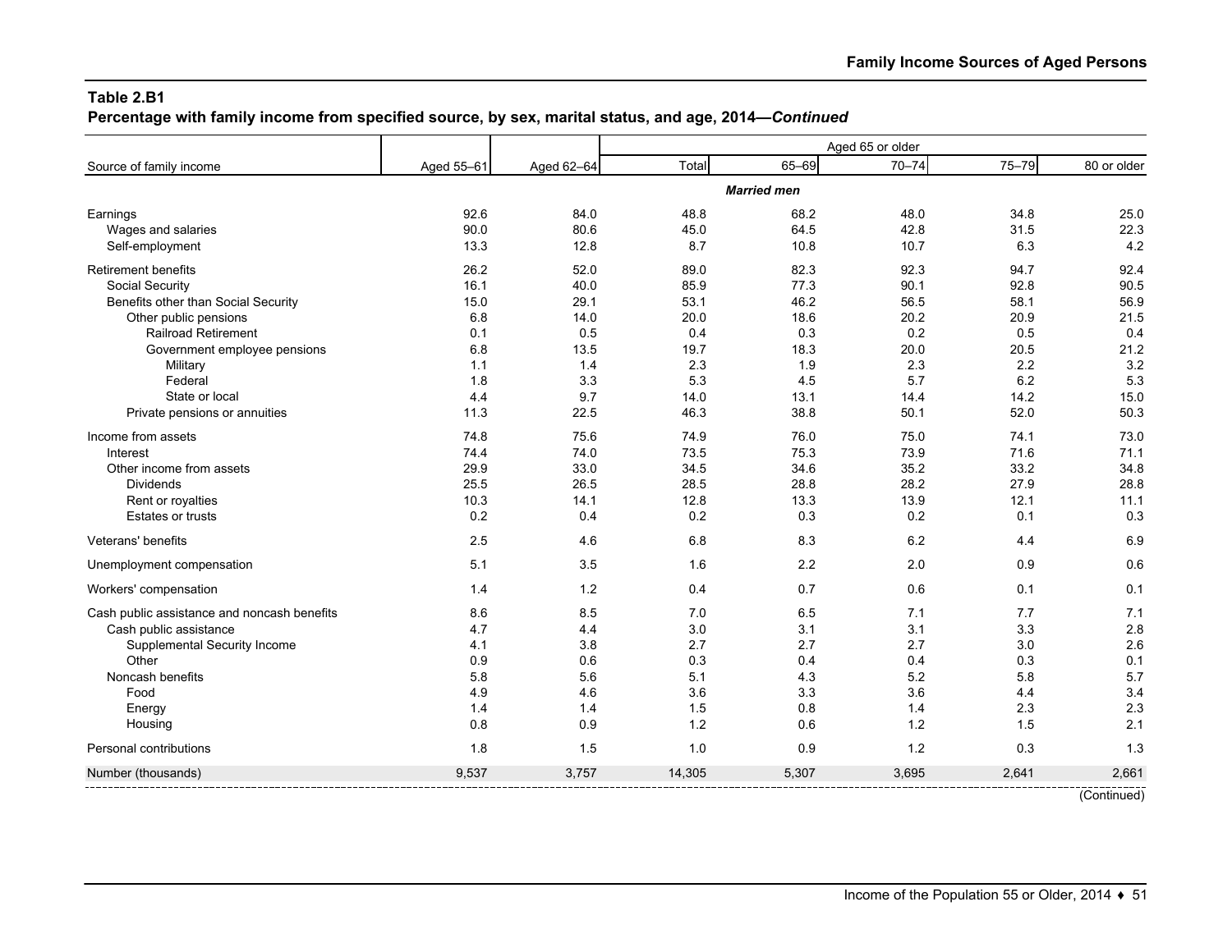**Table 2.B1**

**Percentage with family income from specified source, by sex, marital status, and age, 2014—*Continued***

| Source of family income | Aged 55–61 | Aged 62–64 | Aged 65 or older: Total | 65–69 | 70–74 | 75–79 | 80 or older |
|---|---|---|---|---|---|---|---|
| | | | ***Married men*** | | | | |
| Earnings | 92.6 | 84.0 | 48.8 | 68.2 | 48.0 | 34.8 | 25.0 |
| Wages and salaries | 90.0 | 80.6 | 45.0 | 64.5 | 42.8 | 31.5 | 22.3 |
| Self-employment | 13.3 | 12.8 | 8.7 | 10.8 | 10.7 | 6.3 | 4.2 |
| Retirement benefits | 26.2 | 52.0 | 89.0 | 82.3 | 92.3 | 94.7 | 92.4 |
| Social Security | 16.1 | 40.0 | 85.9 | 77.3 | 90.1 | 92.8 | 90.5 |
| Benefits other than Social Security | 15.0 | 29.1 | 53.1 | 46.2 | 56.5 | 58.1 | 56.9 |
| Other public pensions | 6.8 | 14.0 | 20.0 | 18.6 | 20.2 | 20.9 | 21.5 |
| Railroad Retirement | 0.1 | 0.5 | 0.4 | 0.3 | 0.2 | 0.5 | 0.4 |
| Government employee pensions | 6.8 | 13.5 | 19.7 | 18.3 | 20.0 | 20.5 | 21.2 |
| Military | 1.1 | 1.4 | 2.3 | 1.9 | 2.3 | 2.2 | 3.2 |
| Federal | 1.8 | 3.3 | 5.3 | 4.5 | 5.7 | 6.2 | 5.3 |
| State or local | 4.4 | 9.7 | 14.0 | 13.1 | 14.4 | 14.2 | 15.0 |
| Private pensions or annuities | 11.3 | 22.5 | 46.3 | 38.8 | 50.1 | 52.0 | 50.3 |
| Income from assets | 74.8 | 75.6 | 74.9 | 76.0 | 75.0 | 74.1 | 73.0 |
| Interest | 74.4 | 74.0 | 73.5 | 75.3 | 73.9 | 71.6 | 71.1 |
| Other income from assets | 29.9 | 33.0 | 34.5 | 34.6 | 35.2 | 33.2 | 34.8 |
| Dividends | 25.5 | 26.5 | 28.5 | 28.8 | 28.2 | 27.9 | 28.8 |
| Rent or royalties | 10.3 | 14.1 | 12.8 | 13.3 | 13.9 | 12.1 | 11.1 |
| Estates or trusts | 0.2 | 0.4 | 0.2 | 0.3 | 0.2 | 0.1 | 0.3 |
| Veterans' benefits | 2.5 | 4.6 | 6.8 | 8.3 | 6.2 | 4.4 | 6.9 |
| Unemployment compensation | 5.1 | 3.5 | 1.6 | 2.2 | 2.0 | 0.9 | 0.6 |
| Workers' compensation | 1.4 | 1.2 | 0.4 | 0.7 | 0.6 | 0.1 | 0.1 |
| Cash public assistance and noncash benefits | 8.6 | 8.5 | 7.0 | 6.5 | 7.1 | 7.7 | 7.1 |
| Cash public assistance | 4.7 | 4.4 | 3.0 | 3.1 | 3.1 | 3.3 | 2.8 |
| Supplemental Security Income | 4.1 | 3.8 | 2.7 | 2.7 | 2.7 | 3.0 | 2.6 |
| Other | 0.9 | 0.6 | 0.3 | 0.4 | 0.4 | 0.3 | 0.1 |
| Noncash benefits | 5.8 | 5.6 | 5.1 | 4.3 | 5.2 | 5.8 | 5.7 |
| Food | 4.9 | 4.6 | 3.6 | 3.3 | 3.6 | 4.4 | 3.4 |
| Energy | 1.4 | 1.4 | 1.5 | 0.8 | 1.4 | 2.3 | 2.3 |
| Housing | 0.8 | 0.9 | 1.2 | 0.6 | 1.2 | 1.5 | 2.1 |
| Personal contributions | 1.8 | 1.5 | 1.0 | 0.9 | 1.2 | 0.3 | 1.3 |
| Number (thousands) | 9,537 | 3,757 | 14,305 | 5,307 | 3,695 | 2,641 | 2,661 |

(Continued)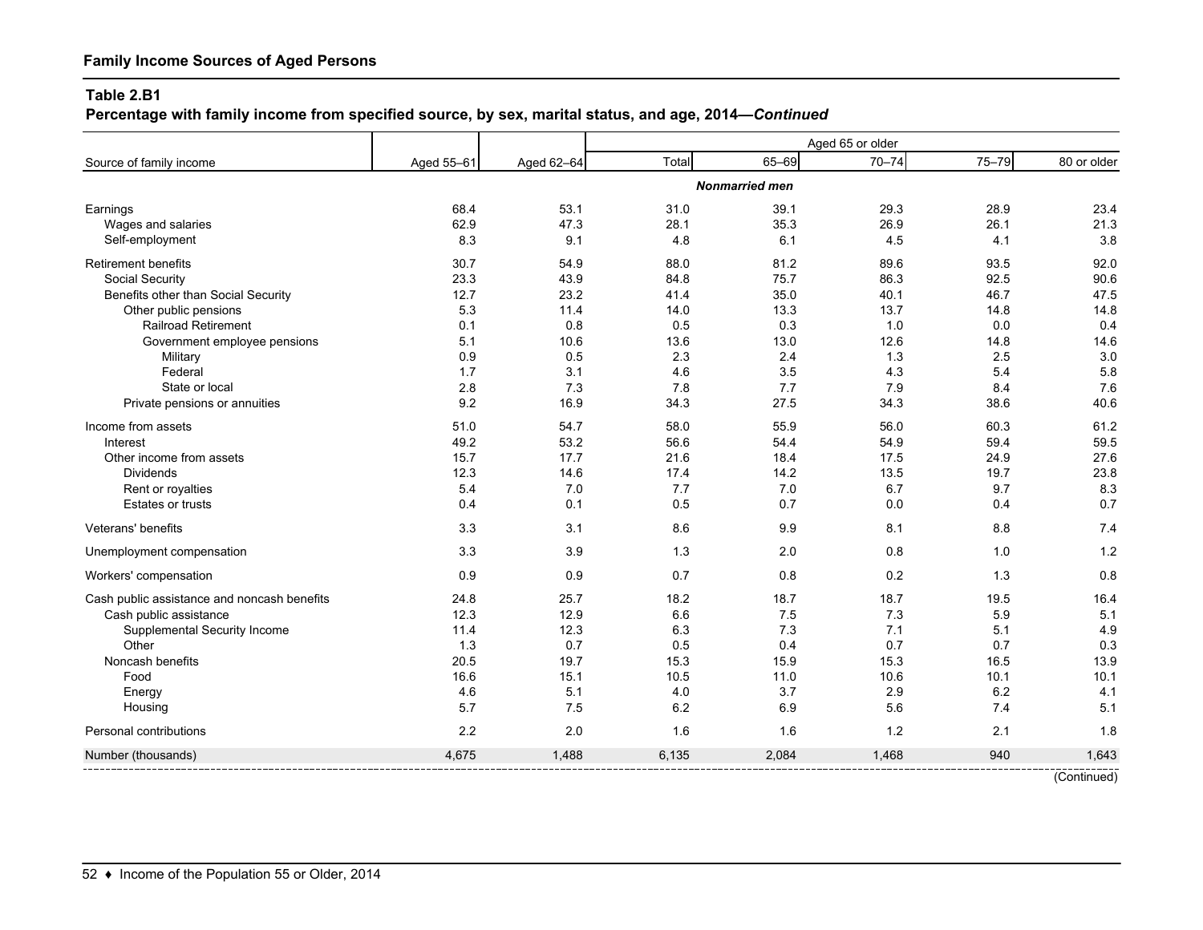## Family Income Sources of Aged Persons

**Table 2.B1**
**Percentage with family income from specified source, by sex, marital status, and age, 2014—*Continued***

| Source of family income | Aged 55–61 | Aged 62–64 | Aged 65 or older: Total | 65–69 | 70–74 | 75–79 | 80 or older |
|---|---|---|---|---|---|---|---|
| | | | ***Nonmarried men*** | | | | |
| Earnings | 68.4 | 53.1 | 31.0 | 39.1 | 29.3 | 28.9 | 23.4 |
| Wages and salaries | 62.9 | 47.3 | 28.1 | 35.3 | 26.9 | 26.1 | 21.3 |
| Self-employment | 8.3 | 9.1 | 4.8 | 6.1 | 4.5 | 4.1 | 3.8 |
| Retirement benefits | 30.7 | 54.9 | 88.0 | 81.2 | 89.6 | 93.5 | 92.0 |
| Social Security | 23.3 | 43.9 | 84.8 | 75.7 | 86.3 | 92.5 | 90.6 |
| Benefits other than Social Security | 12.7 | 23.2 | 41.4 | 35.0 | 40.1 | 46.7 | 47.5 |
| Other public pensions | 5.3 | 11.4 | 14.0 | 13.3 | 13.7 | 14.8 | 14.8 |
| Railroad Retirement | 0.1 | 0.8 | 0.5 | 0.3 | 1.0 | 0.0 | 0.4 |
| Government employee pensions | 5.1 | 10.6 | 13.6 | 13.0 | 12.6 | 14.8 | 14.6 |
| Military | 0.9 | 0.5 | 2.3 | 2.4 | 1.3 | 2.5 | 3.0 |
| Federal | 1.7 | 3.1 | 4.6 | 3.5 | 4.3 | 5.4 | 5.8 |
| State or local | 2.8 | 7.3 | 7.8 | 7.7 | 7.9 | 8.4 | 7.6 |
| Private pensions or annuities | 9.2 | 16.9 | 34.3 | 27.5 | 34.3 | 38.6 | 40.6 |
| Income from assets | 51.0 | 54.7 | 58.0 | 55.9 | 56.0 | 60.3 | 61.2 |
| Interest | 49.2 | 53.2 | 56.6 | 54.4 | 54.9 | 59.4 | 59.5 |
| Other income from assets | 15.7 | 17.7 | 21.6 | 18.4 | 17.5 | 24.9 | 27.6 |
| Dividends | 12.3 | 14.6 | 17.4 | 14.2 | 13.5 | 19.7 | 23.8 |
| Rent or royalties | 5.4 | 7.0 | 7.7 | 7.0 | 6.7 | 9.7 | 8.3 |
| Estates or trusts | 0.4 | 0.1 | 0.5 | 0.7 | 0.0 | 0.4 | 0.7 |
| Veterans' benefits | 3.3 | 3.1 | 8.6 | 9.9 | 8.1 | 8.8 | 7.4 |
| Unemployment compensation | 3.3 | 3.9 | 1.3 | 2.0 | 0.8 | 1.0 | 1.2 |
| Workers' compensation | 0.9 | 0.9 | 0.7 | 0.8 | 0.2 | 1.3 | 0.8 |
| Cash public assistance and noncash benefits | 24.8 | 25.7 | 18.2 | 18.7 | 18.7 | 19.5 | 16.4 |
| Cash public assistance | 12.3 | 12.9 | 6.6 | 7.5 | 7.3 | 5.9 | 5.1 |
| Supplemental Security Income | 11.4 | 12.3 | 6.3 | 7.3 | 7.1 | 5.1 | 4.9 |
| Other | 1.3 | 0.7 | 0.5 | 0.4 | 0.7 | 0.7 | 0.3 |
| Noncash benefits | 20.5 | 19.7 | 15.3 | 15.9 | 15.3 | 16.5 | 13.9 |
| Food | 16.6 | 15.1 | 10.5 | 11.0 | 10.6 | 10.1 | 10.1 |
| Energy | 4.6 | 5.1 | 4.0 | 3.7 | 2.9 | 6.2 | 4.1 |
| Housing | 5.7 | 7.5 | 6.2 | 6.9 | 5.6 | 7.4 | 5.1 |
| Personal contributions | 2.2 | 2.0 | 1.6 | 1.6 | 1.2 | 2.1 | 1.8 |
| Number (thousands) | 4,675 | 1,488 | 6,135 | 2,084 | 1,468 | 940 | 1,643 |

(Continued)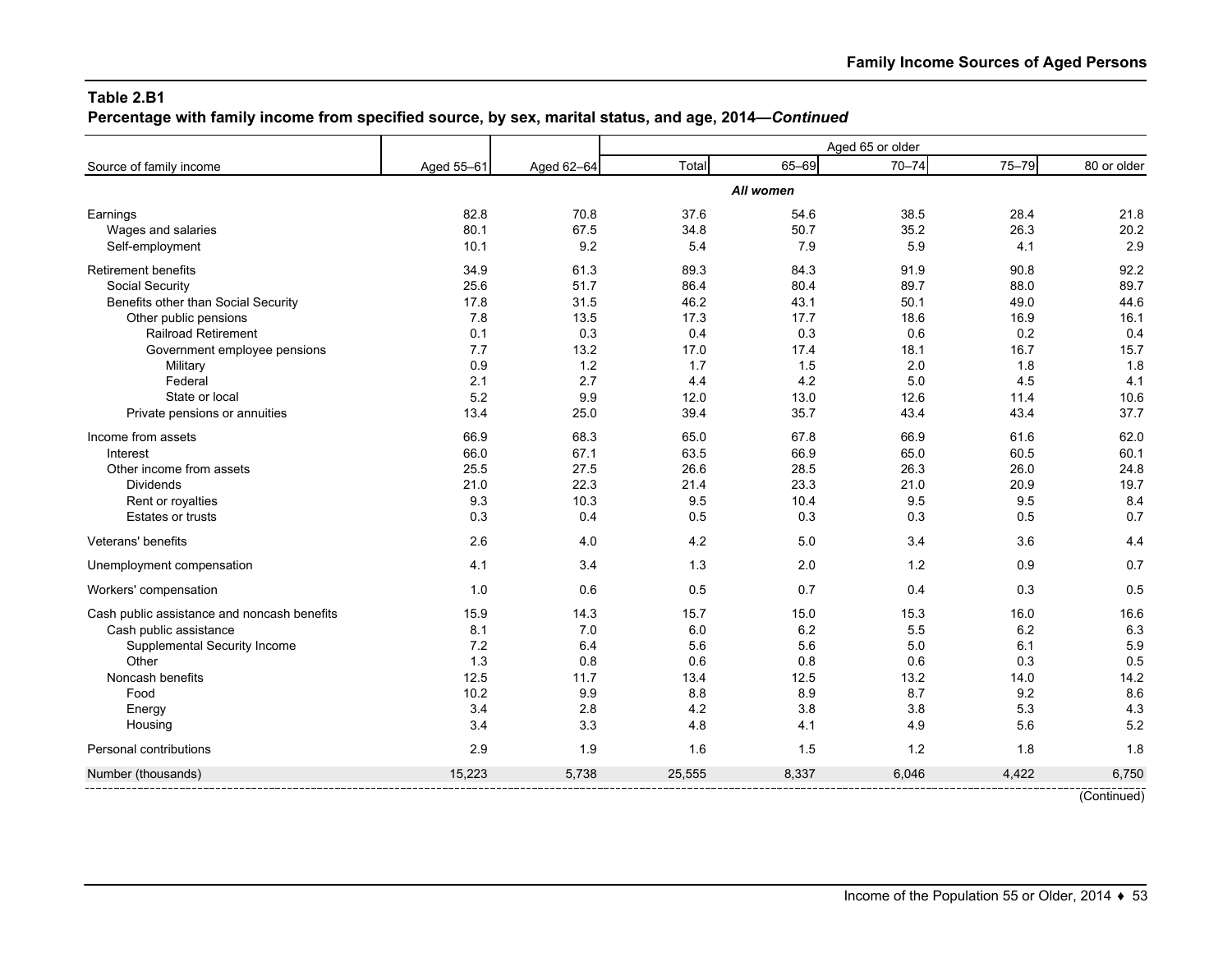**Table 2.B1**
**Percentage with family income from specified source, by sex, marital status, and age, 2014—*Continued***

| | | | Aged 65 or older | | | | |
|---|---|---|---|---|---|---|---|
| Source of family income | Aged 55–61 | Aged 62–64 | Total | 65–69 | 70–74 | 75–79 | 80 or older |
| | | | | ***All women*** | | | |
| Earnings | 82.8 | 70.8 | 37.6 | 54.6 | 38.5 | 28.4 | 21.8 |
| Wages and salaries | 80.1 | 67.5 | 34.8 | 50.7 | 35.2 | 26.3 | 20.2 |
| Self-employment | 10.1 | 9.2 | 5.4 | 7.9 | 5.9 | 4.1 | 2.9 |
| Retirement benefits | 34.9 | 61.3 | 89.3 | 84.3 | 91.9 | 90.8 | 92.2 |
| Social Security | 25.6 | 51.7 | 86.4 | 80.4 | 89.7 | 88.0 | 89.7 |
| Benefits other than Social Security | 17.8 | 31.5 | 46.2 | 43.1 | 50.1 | 49.0 | 44.6 |
| Other public pensions | 7.8 | 13.5 | 17.3 | 17.7 | 18.6 | 16.9 | 16.1 |
| Railroad Retirement | 0.1 | 0.3 | 0.4 | 0.3 | 0.6 | 0.2 | 0.4 |
| Government employee pensions | 7.7 | 13.2 | 17.0 | 17.4 | 18.1 | 16.7 | 15.7 |
| Military | 0.9 | 1.2 | 1.7 | 1.5 | 2.0 | 1.8 | 1.8 |
| Federal | 2.1 | 2.7 | 4.4 | 4.2 | 5.0 | 4.5 | 4.1 |
| State or local | 5.2 | 9.9 | 12.0 | 13.0 | 12.6 | 11.4 | 10.6 |
| Private pensions or annuities | 13.4 | 25.0 | 39.4 | 35.7 | 43.4 | 43.4 | 37.7 |
| Income from assets | 66.9 | 68.3 | 65.0 | 67.8 | 66.9 | 61.6 | 62.0 |
| Interest | 66.0 | 67.1 | 63.5 | 66.9 | 65.0 | 60.5 | 60.1 |
| Other income from assets | 25.5 | 27.5 | 26.6 | 28.5 | 26.3 | 26.0 | 24.8 |
| Dividends | 21.0 | 22.3 | 21.4 | 23.3 | 21.0 | 20.9 | 19.7 |
| Rent or royalties | 9.3 | 10.3 | 9.5 | 10.4 | 9.5 | 9.5 | 8.4 |
| Estates or trusts | 0.3 | 0.4 | 0.5 | 0.3 | 0.3 | 0.5 | 0.7 |
| Veterans' benefits | 2.6 | 4.0 | 4.2 | 5.0 | 3.4 | 3.6 | 4.4 |
| Unemployment compensation | 4.1 | 3.4 | 1.3 | 2.0 | 1.2 | 0.9 | 0.7 |
| Workers' compensation | 1.0 | 0.6 | 0.5 | 0.7 | 0.4 | 0.3 | 0.5 |
| Cash public assistance and noncash benefits | 15.9 | 14.3 | 15.7 | 15.0 | 15.3 | 16.0 | 16.6 |
| Cash public assistance | 8.1 | 7.0 | 6.0 | 6.2 | 5.5 | 6.2 | 6.3 |
| Supplemental Security Income | 7.2 | 6.4 | 5.6 | 5.6 | 5.0 | 6.1 | 5.9 |
| Other | 1.3 | 0.8 | 0.6 | 0.8 | 0.6 | 0.3 | 0.5 |
| Noncash benefits | 12.5 | 11.7 | 13.4 | 12.5 | 13.2 | 14.0 | 14.2 |
| Food | 10.2 | 9.9 | 8.8 | 8.9 | 8.7 | 9.2 | 8.6 |
| Energy | 3.4 | 2.8 | 4.2 | 3.8 | 3.8 | 5.3 | 4.3 |
| Housing | 3.4 | 3.3 | 4.8 | 4.1 | 4.9 | 5.6 | 5.2 |
| Personal contributions | 2.9 | 1.9 | 1.6 | 1.5 | 1.2 | 1.8 | 1.8 |
| Number (thousands) | 15,223 | 5,738 | 25,555 | 8,337 | 6,046 | 4,422 | 6,750 |

(Continued)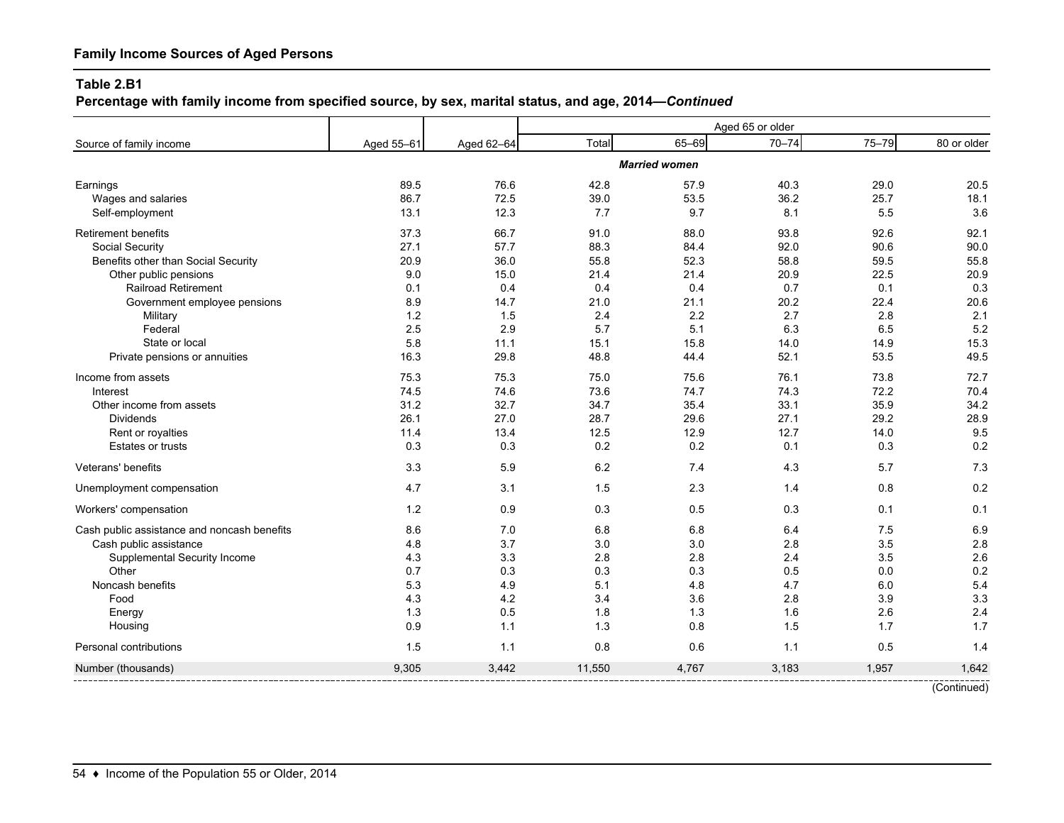**Family Income Sources of Aged Persons**

**Table 2.B1**

**Percentage with family income from specified source, by sex, marital status, and age, 2014—*Continued***

| Source of family income | Aged 55–61 | Aged 62–64 | Aged 65 or older | | | | |
|---|---|---|---|---|---|---|---|
| | | | Total | 65–69 | 70–74 | 75–79 | 80 or older |
| | | | ***Married women*** | | | | |
| Earnings | 89.5 | 76.6 | 42.8 | 57.9 | 40.3 | 29.0 | 20.5 |
| Wages and salaries | 86.7 | 72.5 | 39.0 | 53.5 | 36.2 | 25.7 | 18.1 |
| Self-employment | 13.1 | 12.3 | 7.7 | 9.7 | 8.1 | 5.5 | 3.6 |
| Retirement benefits | 37.3 | 66.7 | 91.0 | 88.0 | 93.8 | 92.6 | 92.1 |
| Social Security | 27.1 | 57.7 | 88.3 | 84.4 | 92.0 | 90.6 | 90.0 |
| Benefits other than Social Security | 20.9 | 36.0 | 55.8 | 52.3 | 58.8 | 59.5 | 55.8 |
| Other public pensions | 9.0 | 15.0 | 21.4 | 21.4 | 20.9 | 22.5 | 20.9 |
| Railroad Retirement | 0.1 | 0.4 | 0.4 | 0.4 | 0.7 | 0.1 | 0.3 |
| Government employee pensions | 8.9 | 14.7 | 21.0 | 21.1 | 20.2 | 22.4 | 20.6 |
| Military | 1.2 | 1.5 | 2.4 | 2.2 | 2.7 | 2.8 | 2.1 |
| Federal | 2.5 | 2.9 | 5.7 | 5.1 | 6.3 | 6.5 | 5.2 |
| State or local | 5.8 | 11.1 | 15.1 | 15.8 | 14.0 | 14.9 | 15.3 |
| Private pensions or annuities | 16.3 | 29.8 | 48.8 | 44.4 | 52.1 | 53.5 | 49.5 |
| Income from assets | 75.3 | 75.3 | 75.0 | 75.6 | 76.1 | 73.8 | 72.7 |
| Interest | 74.5 | 74.6 | 73.6 | 74.7 | 74.3 | 72.2 | 70.4 |
| Other income from assets | 31.2 | 32.7 | 34.7 | 35.4 | 33.1 | 35.9 | 34.2 |
| Dividends | 26.1 | 27.0 | 28.7 | 29.6 | 27.1 | 29.2 | 28.9 |
| Rent or royalties | 11.4 | 13.4 | 12.5 | 12.9 | 12.7 | 14.0 | 9.5 |
| Estates or trusts | 0.3 | 0.3 | 0.2 | 0.2 | 0.1 | 0.3 | 0.2 |
| Veterans' benefits | 3.3 | 5.9 | 6.2 | 7.4 | 4.3 | 5.7 | 7.3 |
| Unemployment compensation | 4.7 | 3.1 | 1.5 | 2.3 | 1.4 | 0.8 | 0.2 |
| Workers' compensation | 1.2 | 0.9 | 0.3 | 0.5 | 0.3 | 0.1 | 0.1 |
| Cash public assistance and noncash benefits | 8.6 | 7.0 | 6.8 | 6.8 | 6.4 | 7.5 | 6.9 |
| Cash public assistance | 4.8 | 3.7 | 3.0 | 3.0 | 2.8 | 3.5 | 2.8 |
| Supplemental Security Income | 4.3 | 3.3 | 2.8 | 2.8 | 2.4 | 3.5 | 2.6 |
| Other | 0.7 | 0.3 | 0.3 | 0.3 | 0.5 | 0.0 | 0.2 |
| Noncash benefits | 5.3 | 4.9 | 5.1 | 4.8 | 4.7 | 6.0 | 5.4 |
| Food | 4.3 | 4.2 | 3.4 | 3.6 | 2.8 | 3.9 | 3.3 |
| Energy | 1.3 | 0.5 | 1.8 | 1.3 | 1.6 | 2.6 | 2.4 |
| Housing | 0.9 | 1.1 | 1.3 | 0.8 | 1.5 | 1.7 | 1.7 |
| Personal contributions | 1.5 | 1.1 | 0.8 | 0.6 | 1.1 | 0.5 | 1.4 |
| Number (thousands) | 9,305 | 3,442 | 11,550 | 4,767 | 3,183 | 1,957 | 1,642 |

(Continued)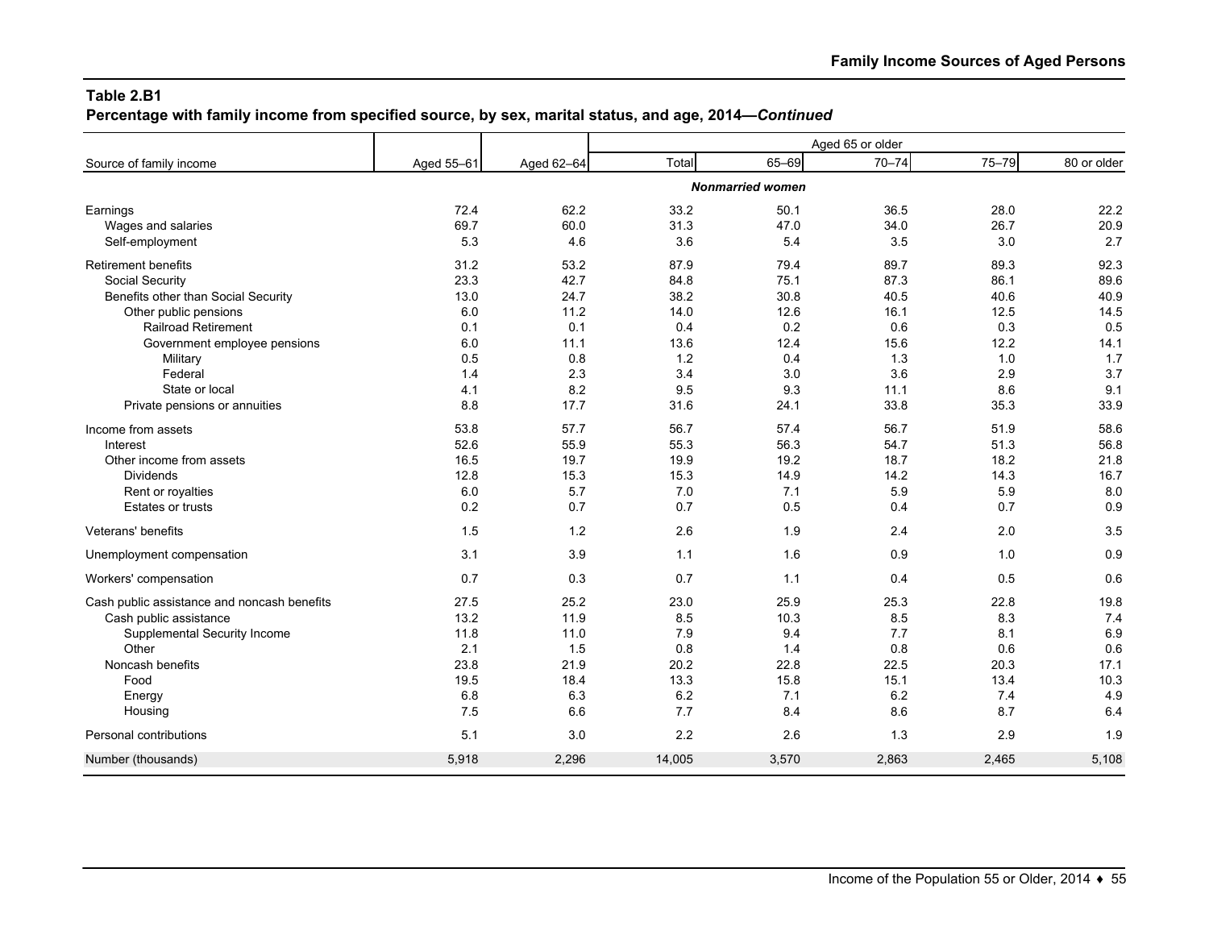**Table 2.B1**
**Percentage with family income from specified source, by sex, marital status, and age, 2014—*Continued***

| Source of family income | Aged 55–61 | Aged 62–64 | Aged 65 or older: Total | 65–69 | 70–74 | 75–79 | 80 or older |
|---|---|---|---|---|---|---|---|
| | | | ***Nonmarried women*** | | | | |
| Earnings | 72.4 | 62.2 | 33.2 | 50.1 | 36.5 | 28.0 | 22.2 |
| Wages and salaries | 69.7 | 60.0 | 31.3 | 47.0 | 34.0 | 26.7 | 20.9 |
| Self-employment | 5.3 | 4.6 | 3.6 | 5.4 | 3.5 | 3.0 | 2.7 |
| Retirement benefits | 31.2 | 53.2 | 87.9 | 79.4 | 89.7 | 89.3 | 92.3 |
| Social Security | 23.3 | 42.7 | 84.8 | 75.1 | 87.3 | 86.1 | 89.6 |
| Benefits other than Social Security | 13.0 | 24.7 | 38.2 | 30.8 | 40.5 | 40.6 | 40.9 |
| Other public pensions | 6.0 | 11.2 | 14.0 | 12.6 | 16.1 | 12.5 | 14.5 |
| Railroad Retirement | 0.1 | 0.1 | 0.4 | 0.2 | 0.6 | 0.3 | 0.5 |
| Government employee pensions | 6.0 | 11.1 | 13.6 | 12.4 | 15.6 | 12.2 | 14.1 |
| Military | 0.5 | 0.8 | 1.2 | 0.4 | 1.3 | 1.0 | 1.7 |
| Federal | 1.4 | 2.3 | 3.4 | 3.0 | 3.6 | 2.9 | 3.7 |
| State or local | 4.1 | 8.2 | 9.5 | 9.3 | 11.1 | 8.6 | 9.1 |
| Private pensions or annuities | 8.8 | 17.7 | 31.6 | 24.1 | 33.8 | 35.3 | 33.9 |
| Income from assets | 53.8 | 57.7 | 56.7 | 57.4 | 56.7 | 51.9 | 58.6 |
| Interest | 52.6 | 55.9 | 55.3 | 56.3 | 54.7 | 51.3 | 56.8 |
| Other income from assets | 16.5 | 19.7 | 19.9 | 19.2 | 18.7 | 18.2 | 21.8 |
| Dividends | 12.8 | 15.3 | 15.3 | 14.9 | 14.2 | 14.3 | 16.7 |
| Rent or royalties | 6.0 | 5.7 | 7.0 | 7.1 | 5.9 | 5.9 | 8.0 |
| Estates or trusts | 0.2 | 0.7 | 0.7 | 0.5 | 0.4 | 0.7 | 0.9 |
| Veterans' benefits | 1.5 | 1.2 | 2.6 | 1.9 | 2.4 | 2.0 | 3.5 |
| Unemployment compensation | 3.1 | 3.9 | 1.1 | 1.6 | 0.9 | 1.0 | 0.9 |
| Workers' compensation | 0.7 | 0.3 | 0.7 | 1.1 | 0.4 | 0.5 | 0.6 |
| Cash public assistance and noncash benefits | 27.5 | 25.2 | 23.0 | 25.9 | 25.3 | 22.8 | 19.8 |
| Cash public assistance | 13.2 | 11.9 | 8.5 | 10.3 | 8.5 | 8.3 | 7.4 |
| Supplemental Security Income | 11.8 | 11.0 | 7.9 | 9.4 | 7.7 | 8.1 | 6.9 |
| Other | 2.1 | 1.5 | 0.8 | 1.4 | 0.8 | 0.6 | 0.6 |
| Noncash benefits | 23.8 | 21.9 | 20.2 | 22.8 | 22.5 | 20.3 | 17.1 |
| Food | 19.5 | 18.4 | 13.3 | 15.8 | 15.1 | 13.4 | 10.3 |
| Energy | 6.8 | 6.3 | 6.2 | 7.1 | 6.2 | 7.4 | 4.9 |
| Housing | 7.5 | 6.6 | 7.7 | 8.4 | 8.6 | 8.7 | 6.4 |
| Personal contributions | 5.1 | 3.0 | 2.2 | 2.6 | 1.3 | 2.9 | 1.9 |
| Number (thousands) | 5,918 | 2,296 | 14,005 | 3,570 | 2,863 | 2,465 | 5,108 |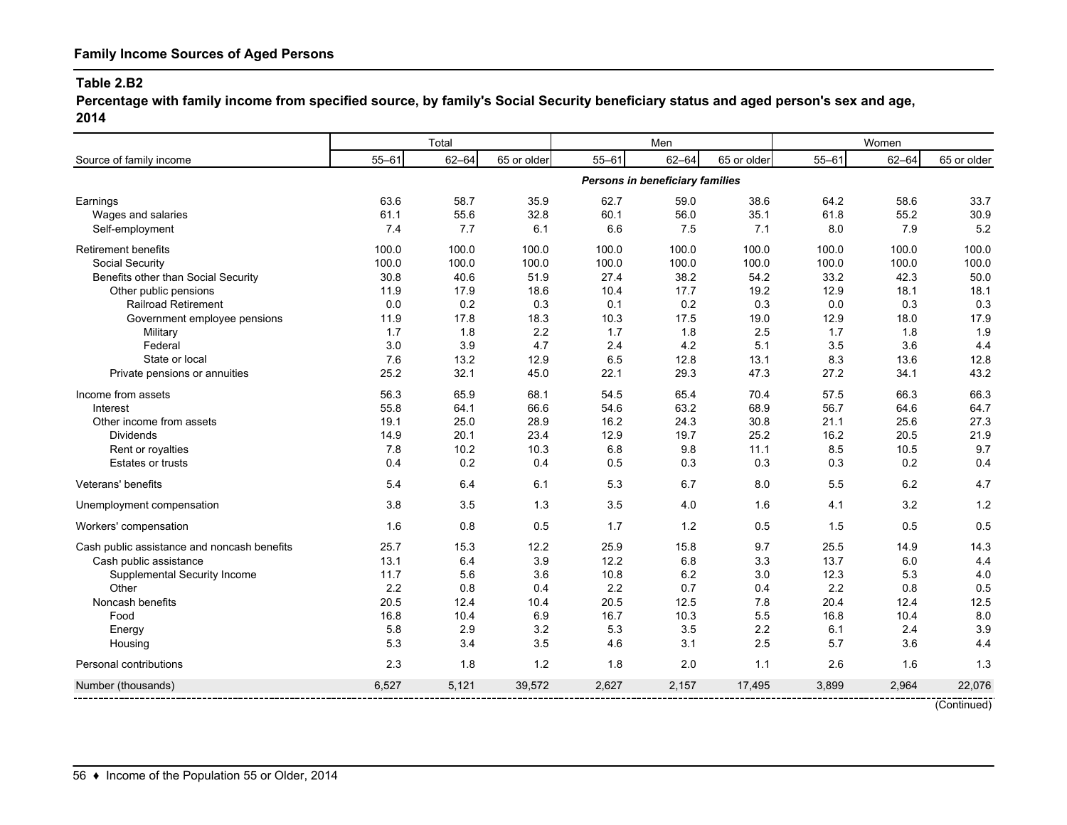**Family Income Sources of Aged Persons**

**Table 2.B2**

**Percentage with family income from specified source, by family's Social Security beneficiary status and aged person's sex and age, 2014**

| Source of family income | Total | | | Men | | | Women | | |
|---|---|---|---|---|---|---|---|---|---|
| | 55–61 | 62–64 | 65 or older | 55–61 | 62–64 | 65 or older | 55–61 | 62–64 | 65 or older |
| | | | | | *Persons in beneficiary families* | | | | |
| Earnings | 63.6 | 58.7 | 35.9 | 62.7 | 59.0 | 38.6 | 64.2 | 58.6 | 33.7 |
| Wages and salaries | 61.1 | 55.6 | 32.8 | 60.1 | 56.0 | 35.1 | 61.8 | 55.2 | 30.9 |
| Self-employment | 7.4 | 7.7 | 6.1 | 6.6 | 7.5 | 7.1 | 8.0 | 7.9 | 5.2 |
| Retirement benefits | 100.0 | 100.0 | 100.0 | 100.0 | 100.0 | 100.0 | 100.0 | 100.0 | 100.0 |
| Social Security | 100.0 | 100.0 | 100.0 | 100.0 | 100.0 | 100.0 | 100.0 | 100.0 | 100.0 |
| Benefits other than Social Security | 30.8 | 40.6 | 51.9 | 27.4 | 38.2 | 54.2 | 33.2 | 42.3 | 50.0 |
| Other public pensions | 11.9 | 17.9 | 18.6 | 10.4 | 17.7 | 19.2 | 12.9 | 18.1 | 18.1 |
| Railroad Retirement | 0.0 | 0.2 | 0.3 | 0.1 | 0.2 | 0.3 | 0.0 | 0.3 | 0.3 |
| Government employee pensions | 11.9 | 17.8 | 18.3 | 10.3 | 17.5 | 19.0 | 12.9 | 18.0 | 17.9 |
| Military | 1.7 | 1.8 | 2.2 | 1.7 | 1.8 | 2.5 | 1.7 | 1.8 | 1.9 |
| Federal | 3.0 | 3.9 | 4.7 | 2.4 | 4.2 | 5.1 | 3.5 | 3.6 | 4.4 |
| State or local | 7.6 | 13.2 | 12.9 | 6.5 | 12.8 | 13.1 | 8.3 | 13.6 | 12.8 |
| Private pensions or annuities | 25.2 | 32.1 | 45.0 | 22.1 | 29.3 | 47.3 | 27.2 | 34.1 | 43.2 |
| Income from assets | 56.3 | 65.9 | 68.1 | 54.5 | 65.4 | 70.4 | 57.5 | 66.3 | 66.3 |
| Interest | 55.8 | 64.1 | 66.6 | 54.6 | 63.2 | 68.9 | 56.7 | 64.6 | 64.7 |
| Other income from assets | 19.1 | 25.0 | 28.9 | 16.2 | 24.3 | 30.8 | 21.1 | 25.6 | 27.3 |
| Dividends | 14.9 | 20.1 | 23.4 | 12.9 | 19.7 | 25.2 | 16.2 | 20.5 | 21.9 |
| Rent or royalties | 7.8 | 10.2 | 10.3 | 6.8 | 9.8 | 11.1 | 8.5 | 10.5 | 9.7 |
| Estates or trusts | 0.4 | 0.2 | 0.4 | 0.5 | 0.3 | 0.3 | 0.3 | 0.2 | 0.4 |
| Veterans' benefits | 5.4 | 6.4 | 6.1 | 5.3 | 6.7 | 8.0 | 5.5 | 6.2 | 4.7 |
| Unemployment compensation | 3.8 | 3.5 | 1.3 | 3.5 | 4.0 | 1.6 | 4.1 | 3.2 | 1.2 |
| Workers' compensation | 1.6 | 0.8 | 0.5 | 1.7 | 1.2 | 0.5 | 1.5 | 0.5 | 0.5 |
| Cash public assistance and noncash benefits | 25.7 | 15.3 | 12.2 | 25.9 | 15.8 | 9.7 | 25.5 | 14.9 | 14.3 |
| Cash public assistance | 13.1 | 6.4 | 3.9 | 12.2 | 6.8 | 3.3 | 13.7 | 6.0 | 4.4 |
| Supplemental Security Income | 11.7 | 5.6 | 3.6 | 10.8 | 6.2 | 3.0 | 12.3 | 5.3 | 4.0 |
| Other | 2.2 | 0.8 | 0.4 | 2.2 | 0.7 | 0.4 | 2.2 | 0.8 | 0.5 |
| Noncash benefits | 20.5 | 12.4 | 10.4 | 20.5 | 12.5 | 7.8 | 20.4 | 12.4 | 12.5 |
| Food | 16.8 | 10.4 | 6.9 | 16.7 | 10.3 | 5.5 | 16.8 | 10.4 | 8.0 |
| Energy | 5.8 | 2.9 | 3.2 | 5.3 | 3.5 | 2.2 | 6.1 | 2.4 | 3.9 |
| Housing | 5.3 | 3.4 | 3.5 | 4.6 | 3.1 | 2.5 | 5.7 | 3.6 | 4.4 |
| Personal contributions | 2.3 | 1.8 | 1.2 | 1.8 | 2.0 | 1.1 | 2.6 | 1.6 | 1.3 |
| Number (thousands) | 6,527 | 5,121 | 39,572 | 2,627 | 2,157 | 17,495 | 3,899 | 2,964 | 22,076 |

(Continued)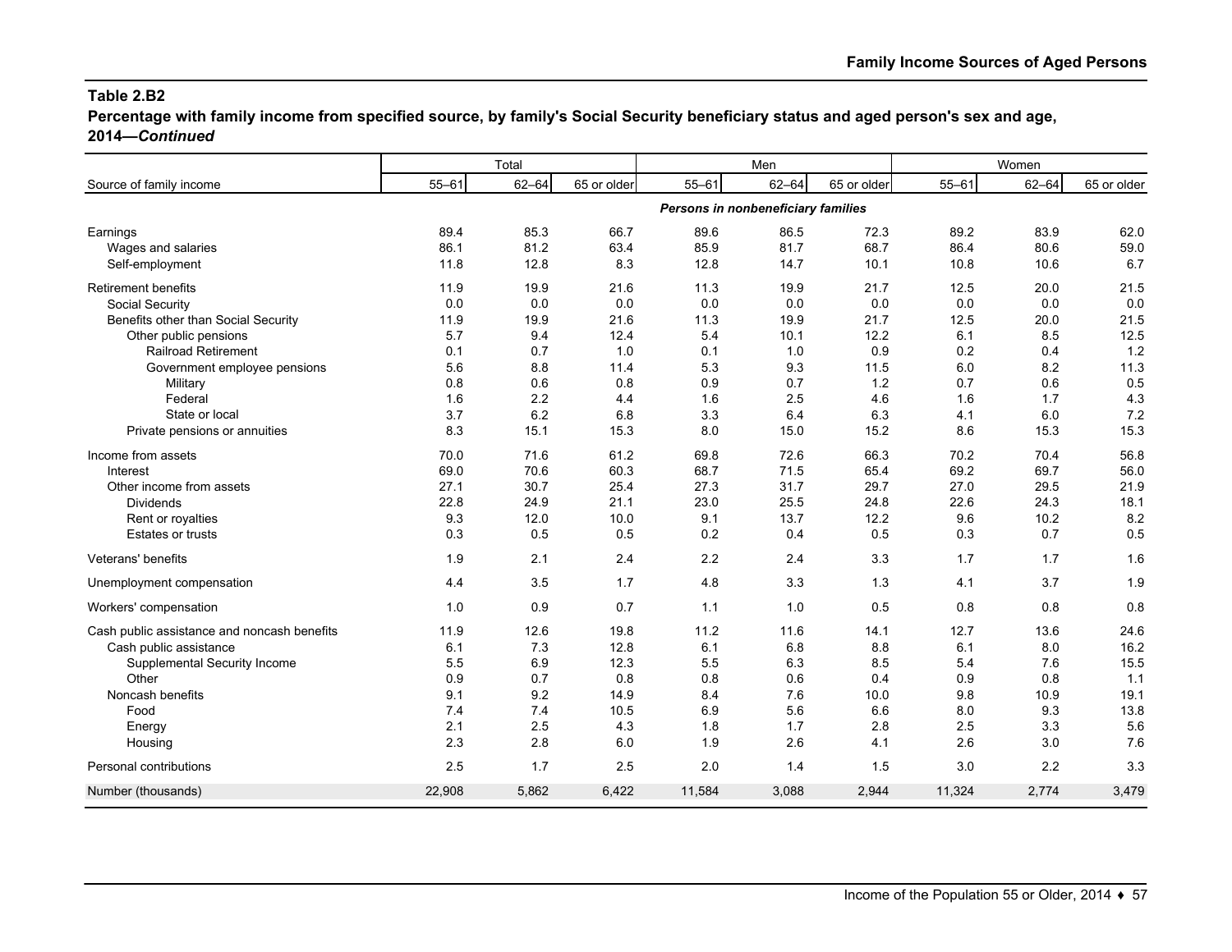## Table 2.B2

**Percentage with family income from specified source, by family's Social Security beneficiary status and aged person's sex and age, 2014—*Continued***

| Source of family income | Total | | | Men | | | Women | | |
|---|---|---|---|---|---|---|---|---|---|
| | 55–61 | 62–64 | 65 or older | 55–61 | 62–64 | 65 or older | 55–61 | 62–64 | 65 or older |
| | | | | ***Persons in nonbeneficiary families*** | | | | | |
| Earnings | 89.4 | 85.3 | 66.7 | 89.6 | 86.5 | 72.3 | 89.2 | 83.9 | 62.0 |
| Wages and salaries | 86.1 | 81.2 | 63.4 | 85.9 | 81.7 | 68.7 | 86.4 | 80.6 | 59.0 |
| Self-employment | 11.8 | 12.8 | 8.3 | 12.8 | 14.7 | 10.1 | 10.8 | 10.6 | 6.7 |
| Retirement benefits | 11.9 | 19.9 | 21.6 | 11.3 | 19.9 | 21.7 | 12.5 | 20.0 | 21.5 |
| Social Security | 0.0 | 0.0 | 0.0 | 0.0 | 0.0 | 0.0 | 0.0 | 0.0 | 0.0 |
| Benefits other than Social Security | 11.9 | 19.9 | 21.6 | 11.3 | 19.9 | 21.7 | 12.5 | 20.0 | 21.5 |
| Other public pensions | 5.7 | 9.4 | 12.4 | 5.4 | 10.1 | 12.2 | 6.1 | 8.5 | 12.5 |
| Railroad Retirement | 0.1 | 0.7 | 1.0 | 0.1 | 1.0 | 0.9 | 0.2 | 0.4 | 1.2 |
| Government employee pensions | 5.6 | 8.8 | 11.4 | 5.3 | 9.3 | 11.5 | 6.0 | 8.2 | 11.3 |
| Military | 0.8 | 0.6 | 0.8 | 0.9 | 0.7 | 1.2 | 0.7 | 0.6 | 0.5 |
| Federal | 1.6 | 2.2 | 4.4 | 1.6 | 2.5 | 4.6 | 1.6 | 1.7 | 4.3 |
| State or local | 3.7 | 6.2 | 6.8 | 3.3 | 6.4 | 6.3 | 4.1 | 6.0 | 7.2 |
| Private pensions or annuities | 8.3 | 15.1 | 15.3 | 8.0 | 15.0 | 15.2 | 8.6 | 15.3 | 15.3 |
| Income from assets | 70.0 | 71.6 | 61.2 | 69.8 | 72.6 | 66.3 | 70.2 | 70.4 | 56.8 |
| Interest | 69.0 | 70.6 | 60.3 | 68.7 | 71.5 | 65.4 | 69.2 | 69.7 | 56.0 |
| Other income from assets | 27.1 | 30.7 | 25.4 | 27.3 | 31.7 | 29.7 | 27.0 | 29.5 | 21.9 |
| Dividends | 22.8 | 24.9 | 21.1 | 23.0 | 25.5 | 24.8 | 22.6 | 24.3 | 18.1 |
| Rent or royalties | 9.3 | 12.0 | 10.0 | 9.1 | 13.7 | 12.2 | 9.6 | 10.2 | 8.2 |
| Estates or trusts | 0.3 | 0.5 | 0.5 | 0.2 | 0.4 | 0.5 | 0.3 | 0.7 | 0.5 |
| Veterans' benefits | 1.9 | 2.1 | 2.4 | 2.2 | 2.4 | 3.3 | 1.7 | 1.7 | 1.6 |
| Unemployment compensation | 4.4 | 3.5 | 1.7 | 4.8 | 3.3 | 1.3 | 4.1 | 3.7 | 1.9 |
| Workers' compensation | 1.0 | 0.9 | 0.7 | 1.1 | 1.0 | 0.5 | 0.8 | 0.8 | 0.8 |
| Cash public assistance and noncash benefits | 11.9 | 12.6 | 19.8 | 11.2 | 11.6 | 14.1 | 12.7 | 13.6 | 24.6 |
| Cash public assistance | 6.1 | 7.3 | 12.8 | 6.1 | 6.8 | 8.8 | 6.1 | 8.0 | 16.2 |
| Supplemental Security Income | 5.5 | 6.9 | 12.3 | 5.5 | 6.3 | 8.5 | 5.4 | 7.6 | 15.5 |
| Other | 0.9 | 0.7 | 0.8 | 0.8 | 0.6 | 0.4 | 0.9 | 0.8 | 1.1 |
| Noncash benefits | 9.1 | 9.2 | 14.9 | 8.4 | 7.6 | 10.0 | 9.8 | 10.9 | 19.1 |
| Food | 7.4 | 7.4 | 10.5 | 6.9 | 5.6 | 6.6 | 8.0 | 9.3 | 13.8 |
| Energy | 2.1 | 2.5 | 4.3 | 1.8 | 1.7 | 2.8 | 2.5 | 3.3 | 5.6 |
| Housing | 2.3 | 2.8 | 6.0 | 1.9 | 2.6 | 4.1 | 2.6 | 3.0 | 7.6 |
| Personal contributions | 2.5 | 1.7 | 2.5 | 2.0 | 1.4 | 1.5 | 3.0 | 2.2 | 3.3 |
| Number (thousands) | 22,908 | 5,862 | 6,422 | 11,584 | 3,088 | 2,944 | 11,324 | 2,774 | 3,479 |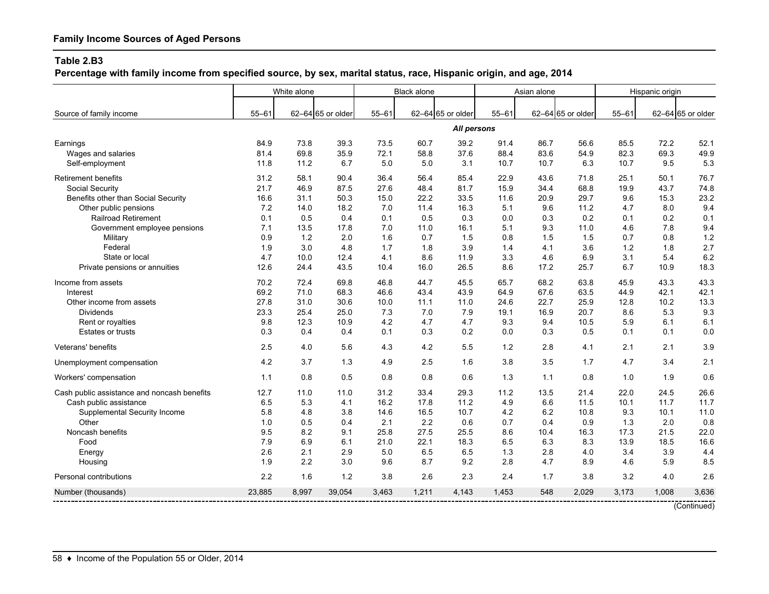## Family Income Sources of Aged Persons

**Table 2.B3**

**Percentage with family income from specified source, by sex, marital status, race, Hispanic origin, and age, 2014**

| Source of family income | White alone | | | Black alone | | | Asian alone | | | Hispanic origin | | |
|---|---|---|---|---|---|---|---|---|---|---|---|---|
| | 55–61 | 62–64 | 65 or older | 55–61 | 62–64 | 65 or older | 55–61 | 62–64 | 65 or older | 55–61 | 62–64 | 65 or older |
| | | | | | | *All persons* | | | | | | |
| Earnings | 84.9 | 73.8 | 39.3 | 73.5 | 60.7 | 39.2 | 91.4 | 86.7 | 56.6 | 85.5 | 72.2 | 52.1 |
| Wages and salaries | 81.4 | 69.8 | 35.9 | 72.1 | 58.8 | 37.6 | 88.4 | 83.6 | 54.9 | 82.3 | 69.3 | 49.9 |
| Self-employment | 11.8 | 11.2 | 6.7 | 5.0 | 5.0 | 3.1 | 10.7 | 10.7 | 6.3 | 10.7 | 9.5 | 5.3 |
| Retirement benefits | 31.2 | 58.1 | 90.4 | 36.4 | 56.4 | 85.4 | 22.9 | 43.6 | 71.8 | 25.1 | 50.1 | 76.7 |
| Social Security | 21.7 | 46.9 | 87.5 | 27.6 | 48.4 | 81.7 | 15.9 | 34.4 | 68.8 | 19.9 | 43.7 | 74.8 |
| Benefits other than Social Security | 16.6 | 31.1 | 50.3 | 15.0 | 22.2 | 33.5 | 11.6 | 20.9 | 29.7 | 9.6 | 15.3 | 23.2 |
| Other public pensions | 7.2 | 14.0 | 18.2 | 7.0 | 11.4 | 16.3 | 5.1 | 9.6 | 11.2 | 4.7 | 8.0 | 9.4 |
| Railroad Retirement | 0.1 | 0.5 | 0.4 | 0.1 | 0.5 | 0.3 | 0.0 | 0.3 | 0.2 | 0.1 | 0.2 | 0.1 |
| Government employee pensions | 7.1 | 13.5 | 17.8 | 7.0 | 11.0 | 16.1 | 5.1 | 9.3 | 11.0 | 4.6 | 7.8 | 9.4 |
| Military | 0.9 | 1.2 | 2.0 | 1.6 | 0.7 | 1.5 | 0.8 | 1.5 | 1.5 | 0.7 | 0.8 | 1.2 |
| Federal | 1.9 | 3.0 | 4.8 | 1.7 | 1.8 | 3.9 | 1.4 | 4.1 | 3.6 | 1.2 | 1.8 | 2.7 |
| State or local | 4.7 | 10.0 | 12.4 | 4.1 | 8.6 | 11.9 | 3.3 | 4.6 | 6.9 | 3.1 | 5.4 | 6.2 |
| Private pensions or annuities | 12.6 | 24.4 | 43.5 | 10.4 | 16.0 | 26.5 | 8.6 | 17.2 | 25.7 | 6.7 | 10.9 | 18.3 |
| Income from assets | 70.2 | 72.4 | 69.8 | 46.8 | 44.7 | 45.5 | 65.7 | 68.2 | 63.8 | 45.9 | 43.3 | 43.3 |
| Interest | 69.2 | 71.0 | 68.3 | 46.6 | 43.4 | 43.9 | 64.9 | 67.6 | 63.5 | 44.9 | 42.1 | 42.1 |
| Other income from assets | 27.8 | 31.0 | 30.6 | 10.0 | 11.1 | 11.0 | 24.6 | 22.7 | 25.9 | 12.8 | 10.2 | 13.3 |
| Dividends | 23.3 | 25.4 | 25.0 | 7.3 | 7.0 | 7.9 | 19.1 | 16.9 | 20.7 | 8.6 | 5.3 | 9.3 |
| Rent or royalties | 9.8 | 12.3 | 10.9 | 4.2 | 4.7 | 4.7 | 9.3 | 9.4 | 10.5 | 5.9 | 6.1 | 6.1 |
| Estates or trusts | 0.3 | 0.4 | 0.4 | 0.1 | 0.3 | 0.2 | 0.0 | 0.3 | 0.5 | 0.1 | 0.1 | 0.0 |
| Veterans' benefits | 2.5 | 4.0 | 5.6 | 4.3 | 4.2 | 5.5 | 1.2 | 2.8 | 4.1 | 2.1 | 2.1 | 3.9 |
| Unemployment compensation | 4.2 | 3.7 | 1.3 | 4.9 | 2.5 | 1.6 | 3.8 | 3.5 | 1.7 | 4.7 | 3.4 | 2.1 |
| Workers' compensation | 1.1 | 0.8 | 0.5 | 0.8 | 0.8 | 0.6 | 1.3 | 1.1 | 0.8 | 1.0 | 1.9 | 0.6 |
| Cash public assistance and noncash benefits | 12.7 | 11.0 | 11.0 | 31.2 | 33.4 | 29.3 | 11.2 | 13.5 | 21.4 | 22.0 | 24.5 | 26.6 |
| Cash public assistance | 6.5 | 5.3 | 4.1 | 16.2 | 17.8 | 11.2 | 4.9 | 6.6 | 11.5 | 10.1 | 11.7 | 11.7 |
| Supplemental Security Income | 5.8 | 4.8 | 3.8 | 14.6 | 16.5 | 10.7 | 4.2 | 6.2 | 10.8 | 9.3 | 10.1 | 11.0 |
| Other | 1.0 | 0.5 | 0.4 | 2.1 | 2.2 | 0.6 | 0.7 | 0.4 | 0.9 | 1.3 | 2.0 | 0.8 |
| Noncash benefits | 9.5 | 8.2 | 9.1 | 25.8 | 27.5 | 25.5 | 8.6 | 10.4 | 16.3 | 17.3 | 21.5 | 22.0 |
| Food | 7.9 | 6.9 | 6.1 | 21.0 | 22.1 | 18.3 | 6.5 | 6.3 | 8.3 | 13.9 | 18.5 | 16.6 |
| Energy | 2.6 | 2.1 | 2.9 | 5.0 | 6.5 | 6.5 | 1.3 | 2.8 | 4.0 | 3.4 | 3.9 | 4.4 |
| Housing | 1.9 | 2.2 | 3.0 | 9.6 | 8.7 | 9.2 | 2.8 | 4.7 | 8.9 | 4.6 | 5.9 | 8.5 |
| Personal contributions | 2.2 | 1.6 | 1.2 | 3.8 | 2.6 | 2.3 | 2.4 | 1.7 | 3.8 | 3.2 | 4.0 | 2.6 |
| Number (thousands) | 23,885 | 8,997 | 39,054 | 3,463 | 1,211 | 4,143 | 1,453 | 548 | 2,029 | 3,173 | 1,008 | 3,636 |

(Continued)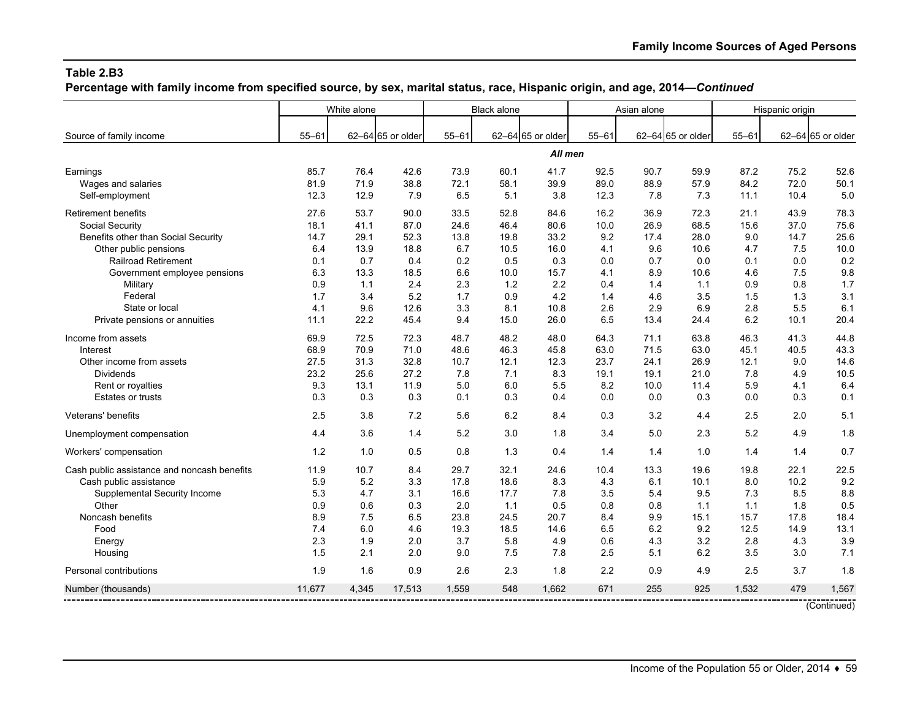**Table 2.B3**

**Percentage with family income from specified source, by sex, marital status, race, Hispanic origin, and age, 2014—*Continued***

| Source of family income | White alone | | | Black alone | | | Asian alone | | | Hispanic origin | | |
|---|---|---|---|---|---|---|---|---|---|---|---|---|
| | 55–61 | 62–64 | 65 or older | 55–61 | 62–64 | 65 or older | 55–61 | 62–64 | 65 or older | 55–61 | 62–64 | 65 or older |
| | | | | | | ***All men*** | | | | | | |
| Earnings | 85.7 | 76.4 | 42.6 | 73.9 | 60.1 | 41.7 | 92.5 | 90.7 | 59.9 | 87.2 | 75.2 | 52.6 |
| Wages and salaries | 81.9 | 71.9 | 38.8 | 72.1 | 58.1 | 39.9 | 89.0 | 88.9 | 57.9 | 84.2 | 72.0 | 50.1 |
| Self-employment | 12.3 | 12.9 | 7.9 | 6.5 | 5.1 | 3.8 | 12.3 | 7.8 | 7.3 | 11.1 | 10.4 | 5.0 |
| Retirement benefits | 27.6 | 53.7 | 90.0 | 33.5 | 52.8 | 84.6 | 16.2 | 36.9 | 72.3 | 21.1 | 43.9 | 78.3 |
| Social Security | 18.1 | 41.1 | 87.0 | 24.6 | 46.4 | 80.6 | 10.0 | 26.9 | 68.5 | 15.6 | 37.0 | 75.6 |
| Benefits other than Social Security | 14.7 | 29.1 | 52.3 | 13.8 | 19.8 | 33.2 | 9.2 | 17.4 | 28.0 | 9.0 | 14.7 | 25.6 |
| Other public pensions | 6.4 | 13.9 | 18.8 | 6.7 | 10.5 | 16.0 | 4.1 | 9.6 | 10.6 | 4.7 | 7.5 | 10.0 |
| Railroad Retirement | 0.1 | 0.7 | 0.4 | 0.2 | 0.5 | 0.3 | 0.0 | 0.7 | 0.0 | 0.1 | 0.0 | 0.2 |
| Government employee pensions | 6.3 | 13.3 | 18.5 | 6.6 | 10.0 | 15.7 | 4.1 | 8.9 | 10.6 | 4.6 | 7.5 | 9.8 |
| Military | 0.9 | 1.1 | 2.4 | 2.3 | 1.2 | 2.2 | 0.4 | 1.4 | 1.1 | 0.9 | 0.8 | 1.7 |
| Federal | 1.7 | 3.4 | 5.2 | 1.7 | 0.9 | 4.2 | 1.4 | 4.6 | 3.5 | 1.5 | 1.3 | 3.1 |
| State or local | 4.1 | 9.6 | 12.6 | 3.3 | 8.1 | 10.8 | 2.6 | 2.9 | 6.9 | 2.8 | 5.5 | 6.1 |
| Private pensions or annuities | 11.1 | 22.2 | 45.4 | 9.4 | 15.0 | 26.0 | 6.5 | 13.4 | 24.4 | 6.2 | 10.1 | 20.4 |
| Income from assets | 69.9 | 72.5 | 72.3 | 48.7 | 48.2 | 48.0 | 64.3 | 71.1 | 63.8 | 46.3 | 41.3 | 44.8 |
| Interest | 68.9 | 70.9 | 71.0 | 48.6 | 46.3 | 45.8 | 63.0 | 71.5 | 63.0 | 45.1 | 40.5 | 43.3 |
| Other income from assets | 27.5 | 31.3 | 32.8 | 10.7 | 12.1 | 12.3 | 23.7 | 24.1 | 26.9 | 12.1 | 9.0 | 14.6 |
| Dividends | 23.2 | 25.6 | 27.2 | 7.8 | 7.1 | 8.3 | 19.1 | 19.1 | 21.0 | 7.8 | 4.9 | 10.5 |
| Rent or royalties | 9.3 | 13.1 | 11.9 | 5.0 | 6.0 | 5.5 | 8.2 | 10.0 | 11.4 | 5.9 | 4.1 | 6.4 |
| Estates or trusts | 0.3 | 0.3 | 0.3 | 0.1 | 0.3 | 0.4 | 0.0 | 0.0 | 0.3 | 0.0 | 0.3 | 0.1 |
| Veterans' benefits | 2.5 | 3.8 | 7.2 | 5.6 | 6.2 | 8.4 | 0.3 | 3.2 | 4.4 | 2.5 | 2.0 | 5.1 |
| Unemployment compensation | 4.4 | 3.6 | 1.4 | 5.2 | 3.0 | 1.8 | 3.4 | 5.0 | 2.3 | 5.2 | 4.9 | 1.8 |
| Workers' compensation | 1.2 | 1.0 | 0.5 | 0.8 | 1.3 | 0.4 | 1.4 | 1.4 | 1.0 | 1.4 | 1.4 | 0.7 |
| Cash public assistance and noncash benefits | 11.9 | 10.7 | 8.4 | 29.7 | 32.1 | 24.6 | 10.4 | 13.3 | 19.6 | 19.8 | 22.1 | 22.5 |
| Cash public assistance | 5.9 | 5.2 | 3.3 | 17.8 | 18.6 | 8.3 | 4.3 | 6.1 | 10.1 | 8.0 | 10.2 | 9.2 |
| Supplemental Security Income | 5.3 | 4.7 | 3.1 | 16.6 | 17.7 | 7.8 | 3.5 | 5.4 | 9.5 | 7.3 | 8.5 | 8.8 |
| Other | 0.9 | 0.6 | 0.3 | 2.0 | 1.1 | 0.5 | 0.8 | 0.8 | 1.1 | 1.1 | 1.8 | 0.5 |
| Noncash benefits | 8.9 | 7.5 | 6.5 | 23.8 | 24.5 | 20.7 | 8.4 | 9.9 | 15.1 | 15.7 | 17.8 | 18.4 |
| Food | 7.4 | 6.0 | 4.6 | 19.3 | 18.5 | 14.6 | 6.5 | 6.2 | 9.2 | 12.5 | 14.9 | 13.1 |
| Energy | 2.3 | 1.9 | 2.0 | 3.7 | 5.8 | 4.9 | 0.6 | 4.3 | 3.2 | 2.8 | 4.3 | 3.9 |
| Housing | 1.5 | 2.1 | 2.0 | 9.0 | 7.5 | 7.8 | 2.5 | 5.1 | 6.2 | 3.5 | 3.0 | 7.1 |
| Personal contributions | 1.9 | 1.6 | 0.9 | 2.6 | 2.3 | 1.8 | 2.2 | 0.9 | 4.9 | 2.5 | 3.7 | 1.8 |
| Number (thousands) | 11,677 | 4,345 | 17,513 | 1,559 | 548 | 1,662 | 671 | 255 | 925 | 1,532 | 479 | 1,567 |

(Continued)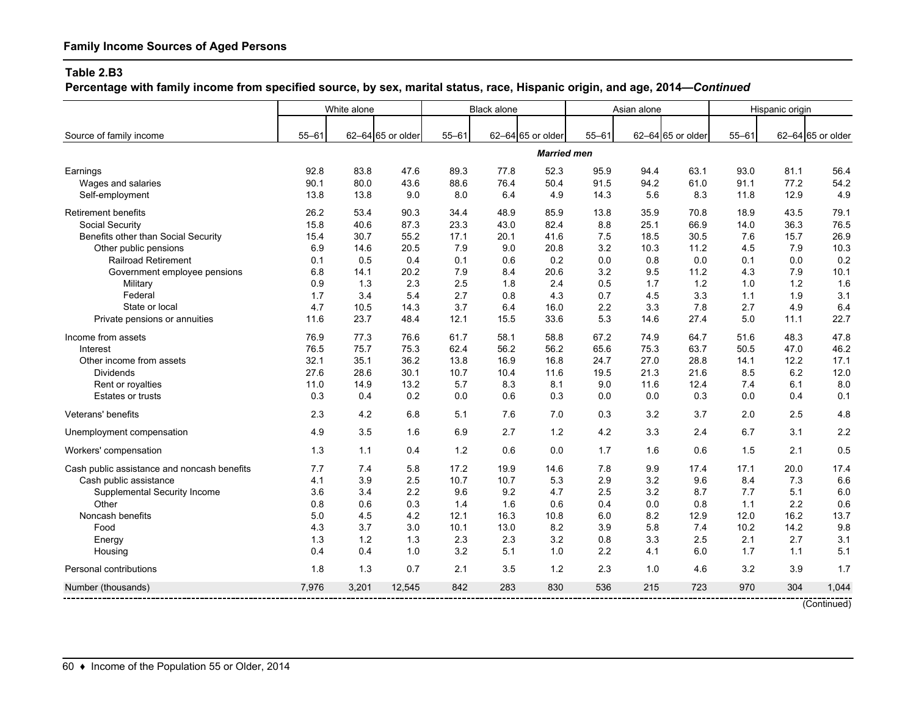## Family Income Sources of Aged Persons

**Table 2.B3**

**Percentage with family income from specified source, by sex, marital status, race, Hispanic origin, and age, 2014—*Continued***

| Source of family income | White alone | | | Black alone | | | Asian alone | | | Hispanic origin | | |
|---|---|---|---|---|---|---|---|---|---|---|---|---|
| | 55–61 | 62–64 | 65 or older | 55–61 | 62–64 | 65 or older | 55–61 | 62–64 | 65 or older | 55–61 | 62–64 | 65 or older |
| ***Married men*** | | | | | | | | | | | | |
| Earnings | 92.8 | 83.8 | 47.6 | 89.3 | 77.8 | 52.3 | 95.9 | 94.4 | 63.1 | 93.0 | 81.1 | 56.4 |
| Wages and salaries | 90.1 | 80.0 | 43.6 | 88.6 | 76.4 | 50.4 | 91.5 | 94.2 | 61.0 | 91.1 | 77.2 | 54.2 |
| Self-employment | 13.8 | 13.8 | 9.0 | 8.0 | 6.4 | 4.9 | 14.3 | 5.6 | 8.3 | 11.8 | 12.9 | 4.9 |
| Retirement benefits | 26.2 | 53.4 | 90.3 | 34.4 | 48.9 | 85.9 | 13.8 | 35.9 | 70.8 | 18.9 | 43.5 | 79.1 |
| Social Security | 15.8 | 40.6 | 87.3 | 23.3 | 43.0 | 82.4 | 8.8 | 25.1 | 66.9 | 14.0 | 36.3 | 76.5 |
| Benefits other than Social Security | 15.4 | 30.7 | 55.2 | 17.1 | 20.1 | 41.6 | 7.5 | 18.5 | 30.5 | 7.6 | 15.7 | 26.9 |
| Other public pensions | 6.9 | 14.6 | 20.5 | 7.9 | 9.0 | 20.8 | 3.2 | 10.3 | 11.2 | 4.5 | 7.9 | 10.3 |
| Railroad Retirement | 0.1 | 0.5 | 0.4 | 0.1 | 0.6 | 0.2 | 0.0 | 0.8 | 0.0 | 0.1 | 0.0 | 0.2 |
| Government employee pensions | 6.8 | 14.1 | 20.2 | 7.9 | 8.4 | 20.6 | 3.2 | 9.5 | 11.2 | 4.3 | 7.9 | 10.1 |
| Military | 0.9 | 1.3 | 2.3 | 2.5 | 1.8 | 2.4 | 0.5 | 1.7 | 1.2 | 1.0 | 1.2 | 1.6 |
| Federal | 1.7 | 3.4 | 5.4 | 2.7 | 0.8 | 4.3 | 0.7 | 4.5 | 3.3 | 1.1 | 1.9 | 3.1 |
| State or local | 4.7 | 10.5 | 14.3 | 3.7 | 6.4 | 16.0 | 2.2 | 3.3 | 7.8 | 2.7 | 4.9 | 6.4 |
| Private pensions or annuities | 11.6 | 23.7 | 48.4 | 12.1 | 15.5 | 33.6 | 5.3 | 14.6 | 27.4 | 5.0 | 11.1 | 22.7 |
| Income from assets | 76.9 | 77.3 | 76.6 | 61.7 | 58.1 | 58.8 | 67.2 | 74.9 | 64.7 | 51.6 | 48.3 | 47.8 |
| Interest | 76.5 | 75.7 | 75.3 | 62.4 | 56.2 | 56.2 | 65.6 | 75.3 | 63.7 | 50.5 | 47.0 | 46.2 |
| Other income from assets | 32.1 | 35.1 | 36.2 | 13.8 | 16.9 | 16.8 | 24.7 | 27.0 | 28.8 | 14.1 | 12.2 | 17.1 |
| Dividends | 27.6 | 28.6 | 30.1 | 10.7 | 10.4 | 11.6 | 19.5 | 21.3 | 21.6 | 8.5 | 6.2 | 12.0 |
| Rent or royalties | 11.0 | 14.9 | 13.2 | 5.7 | 8.3 | 8.1 | 9.0 | 11.6 | 12.4 | 7.4 | 6.1 | 8.0 |
| Estates or trusts | 0.3 | 0.4 | 0.2 | 0.0 | 0.6 | 0.3 | 0.0 | 0.0 | 0.3 | 0.0 | 0.4 | 0.1 |
| Veterans' benefits | 2.3 | 4.2 | 6.8 | 5.1 | 7.6 | 7.0 | 0.3 | 3.2 | 3.7 | 2.0 | 2.5 | 4.8 |
| Unemployment compensation | 4.9 | 3.5 | 1.6 | 6.9 | 2.7 | 1.2 | 4.2 | 3.3 | 2.4 | 6.7 | 3.1 | 2.2 |
| Workers' compensation | 1.3 | 1.1 | 0.4 | 1.2 | 0.6 | 0.0 | 1.7 | 1.6 | 0.6 | 1.5 | 2.1 | 0.5 |
| Cash public assistance and noncash benefits | 7.7 | 7.4 | 5.8 | 17.2 | 19.9 | 14.6 | 7.8 | 9.9 | 17.4 | 17.1 | 20.0 | 17.4 |
| Cash public assistance | 4.1 | 3.9 | 2.5 | 10.7 | 10.7 | 5.3 | 2.9 | 3.2 | 9.6 | 8.4 | 7.3 | 6.6 |
| Supplemental Security Income | 3.6 | 3.4 | 2.2 | 9.6 | 9.2 | 4.7 | 2.5 | 3.2 | 8.7 | 7.7 | 5.1 | 6.0 |
| Other | 0.8 | 0.6 | 0.3 | 1.4 | 1.6 | 0.6 | 0.4 | 0.0 | 0.8 | 1.1 | 2.2 | 0.6 |
| Noncash benefits | 5.0 | 4.5 | 4.2 | 12.1 | 16.3 | 10.8 | 6.0 | 8.2 | 12.9 | 12.0 | 16.2 | 13.7 |
| Food | 4.3 | 3.7 | 3.0 | 10.1 | 13.0 | 8.2 | 3.9 | 5.8 | 7.4 | 10.2 | 14.2 | 9.8 |
| Energy | 1.3 | 1.2 | 1.3 | 2.3 | 2.3 | 3.2 | 0.8 | 3.3 | 2.5 | 2.1 | 2.7 | 3.1 |
| Housing | 0.4 | 0.4 | 1.0 | 3.2 | 5.1 | 1.0 | 2.2 | 4.1 | 6.0 | 1.7 | 1.1 | 5.1 |
| Personal contributions | 1.8 | 1.3 | 0.7 | 2.1 | 3.5 | 1.2 | 2.3 | 1.0 | 4.6 | 3.2 | 3.9 | 1.7 |
| Number (thousands) | 7,976 | 3,201 | 12,545 | 842 | 283 | 830 | 536 | 215 | 723 | 970 | 304 | 1,044 |

(Continued)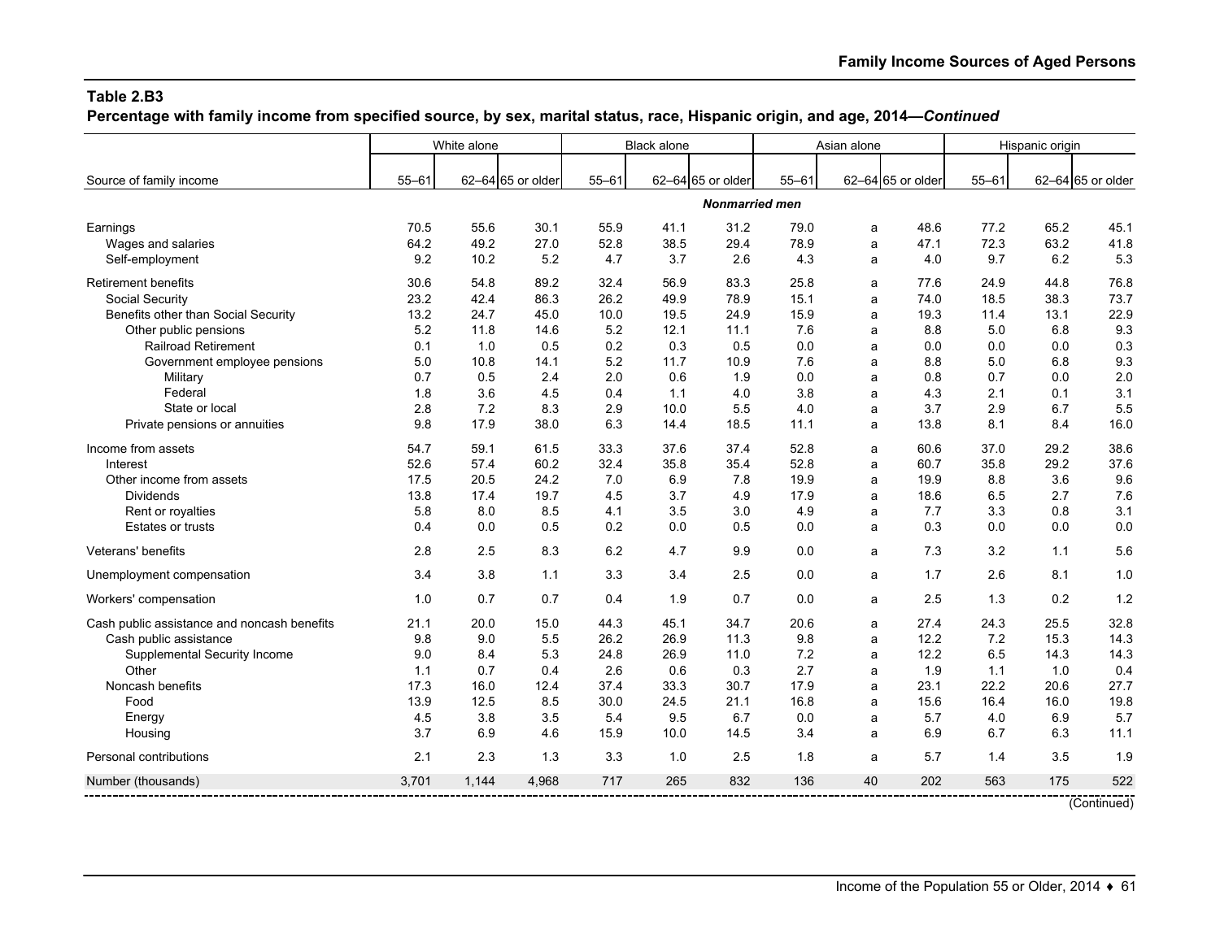## Table 2.B3

**Percentage with family income from specified source, by sex, marital status, race, Hispanic origin, and age, 2014—*Continued***

| Source of family income | White alone | | | Black alone | | | Asian alone | | | Hispanic origin | | |
|---|---|---|---|---|---|---|---|---|---|---|---|---|
| | 55–61 | 62–64 | 65 or older | 55–61 | 62–64 | 65 or older | 55–61 | 62–64 | 65 or older | 55–61 | 62–64 | 65 or older |
| | | | | | | ***Nonmarried men*** | | | | | | |
| Earnings | 70.5 | 55.6 | 30.1 | 55.9 | 41.1 | 31.2 | 79.0 | a | 48.6 | 77.2 | 65.2 | 45.1 |
| Wages and salaries | 64.2 | 49.2 | 27.0 | 52.8 | 38.5 | 29.4 | 78.9 | a | 47.1 | 72.3 | 63.2 | 41.8 |
| Self-employment | 9.2 | 10.2 | 5.2 | 4.7 | 3.7 | 2.6 | 4.3 | a | 4.0 | 9.7 | 6.2 | 5.3 |
| Retirement benefits | 30.6 | 54.8 | 89.2 | 32.4 | 56.9 | 83.3 | 25.8 | a | 77.6 | 24.9 | 44.8 | 76.8 |
| Social Security | 23.2 | 42.4 | 86.3 | 26.2 | 49.9 | 78.9 | 15.1 | a | 74.0 | 18.5 | 38.3 | 73.7 |
| Benefits other than Social Security | 13.2 | 24.7 | 45.0 | 10.0 | 19.5 | 24.9 | 15.9 | a | 19.3 | 11.4 | 13.1 | 22.9 |
| Other public pensions | 5.2 | 11.8 | 14.6 | 5.2 | 12.1 | 11.1 | 7.6 | a | 8.8 | 5.0 | 6.8 | 9.3 |
| Railroad Retirement | 0.1 | 1.0 | 0.5 | 0.2 | 0.3 | 0.5 | 0.0 | a | 0.0 | 0.0 | 0.0 | 0.3 |
| Government employee pensions | 5.0 | 10.8 | 14.1 | 5.2 | 11.7 | 10.9 | 7.6 | a | 8.8 | 5.0 | 6.8 | 9.3 |
| Military | 0.7 | 0.5 | 2.4 | 2.0 | 0.6 | 1.9 | 0.0 | a | 0.8 | 0.7 | 0.0 | 2.0 |
| Federal | 1.8 | 3.6 | 4.5 | 0.4 | 1.1 | 4.0 | 3.8 | a | 4.3 | 2.1 | 0.1 | 3.1 |
| State or local | 2.8 | 7.2 | 8.3 | 2.9 | 10.0 | 5.5 | 4.0 | a | 3.7 | 2.9 | 6.7 | 5.5 |
| Private pensions or annuities | 9.8 | 17.9 | 38.0 | 6.3 | 14.4 | 18.5 | 11.1 | a | 13.8 | 8.1 | 8.4 | 16.0 |
| Income from assets | 54.7 | 59.1 | 61.5 | 33.3 | 37.6 | 37.4 | 52.8 | a | 60.6 | 37.0 | 29.2 | 38.6 |
| Interest | 52.6 | 57.4 | 60.2 | 32.4 | 35.8 | 35.4 | 52.8 | a | 60.7 | 35.8 | 29.2 | 37.6 |
| Other income from assets | 17.5 | 20.5 | 24.2 | 7.0 | 6.9 | 7.8 | 19.9 | a | 19.9 | 8.8 | 3.6 | 9.6 |
| Dividends | 13.8 | 17.4 | 19.7 | 4.5 | 3.7 | 4.9 | 17.9 | a | 18.6 | 6.5 | 2.7 | 7.6 |
| Rent or royalties | 5.8 | 8.0 | 8.5 | 4.1 | 3.5 | 3.0 | 4.9 | a | 7.7 | 3.3 | 0.8 | 3.1 |
| Estates or trusts | 0.4 | 0.0 | 0.5 | 0.2 | 0.0 | 0.5 | 0.0 | a | 0.3 | 0.0 | 0.0 | 0.0 |
| Veterans' benefits | 2.8 | 2.5 | 8.3 | 6.2 | 4.7 | 9.9 | 0.0 | a | 7.3 | 3.2 | 1.1 | 5.6 |
| Unemployment compensation | 3.4 | 3.8 | 1.1 | 3.3 | 3.4 | 2.5 | 0.0 | a | 1.7 | 2.6 | 8.1 | 1.0 |
| Workers' compensation | 1.0 | 0.7 | 0.7 | 0.4 | 1.9 | 0.7 | 0.0 | a | 2.5 | 1.3 | 0.2 | 1.2 |
| Cash public assistance and noncash benefits | 21.1 | 20.0 | 15.0 | 44.3 | 45.1 | 34.7 | 20.6 | a | 27.4 | 24.3 | 25.5 | 32.8 |
| Cash public assistance | 9.8 | 9.0 | 5.5 | 26.2 | 26.9 | 11.3 | 9.8 | a | 12.2 | 7.2 | 15.3 | 14.3 |
| Supplemental Security Income | 9.0 | 8.4 | 5.3 | 24.8 | 26.9 | 11.0 | 7.2 | a | 12.2 | 6.5 | 14.3 | 14.3 |
| Other | 1.1 | 0.7 | 0.4 | 2.6 | 0.6 | 0.3 | 2.7 | a | 1.9 | 1.1 | 1.0 | 0.4 |
| Noncash benefits | 17.3 | 16.0 | 12.4 | 37.4 | 33.3 | 30.7 | 17.9 | a | 23.1 | 22.2 | 20.6 | 27.7 |
| Food | 13.9 | 12.5 | 8.5 | 30.0 | 24.5 | 21.1 | 16.8 | a | 15.6 | 16.4 | 16.0 | 19.8 |
| Energy | 4.5 | 3.8 | 3.5 | 5.4 | 9.5 | 6.7 | 0.0 | a | 5.7 | 4.0 | 6.9 | 5.7 |
| Housing | 3.7 | 6.9 | 4.6 | 15.9 | 10.0 | 14.5 | 3.4 | a | 6.9 | 6.7 | 6.3 | 11.1 |
| Personal contributions | 2.1 | 2.3 | 1.3 | 3.3 | 1.0 | 2.5 | 1.8 | a | 5.7 | 1.4 | 3.5 | 1.9 |
| Number (thousands) | 3,701 | 1,144 | 4,968 | 717 | 265 | 832 | 136 | 40 | 202 | 563 | 175 | 522 |

(Continued)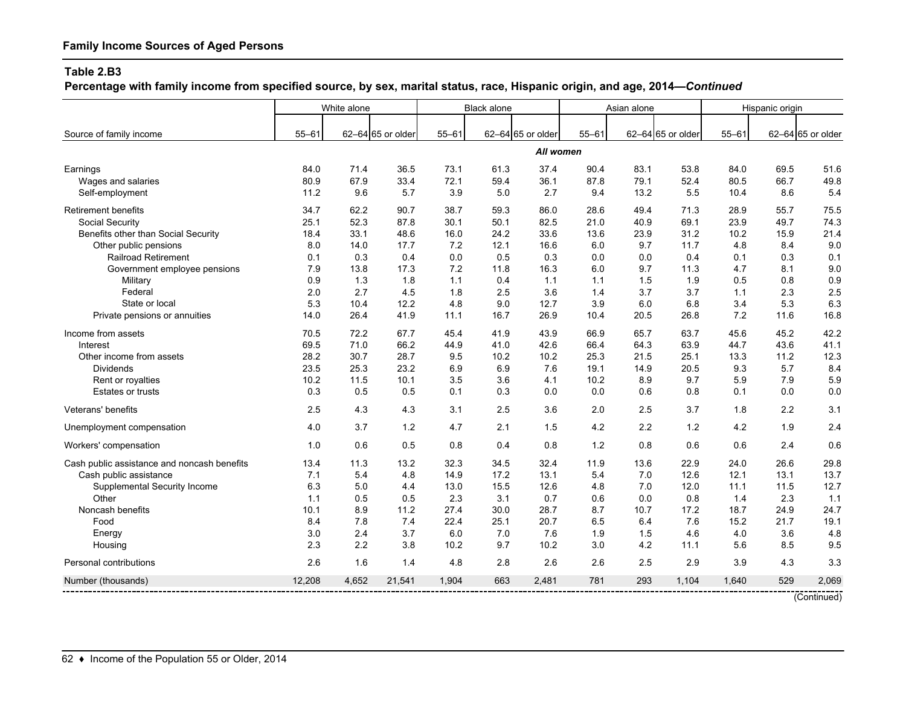**Family Income Sources of Aged Persons**

**Table 2.B3**

**Percentage with family income from specified source, by sex, marital status, race, Hispanic origin, and age, 2014—*Continued***

| Source of family income | White alone | | | Black alone | | | Asian alone | | | Hispanic origin | | |
|---|---|---|---|---|---|---|---|---|---|---|---|---|
| | 55–61 | 62–64 | 65 or older | 55–61 | 62–64 | 65 or older | 55–61 | 62–64 | 65 or older | 55–61 | 62–64 | 65 or older |
| | | | | | | ***All women*** | | | | | | |
| Earnings | 84.0 | 71.4 | 36.5 | 73.1 | 61.3 | 37.4 | 90.4 | 83.1 | 53.8 | 84.0 | 69.5 | 51.6 |
| Wages and salaries | 80.9 | 67.9 | 33.4 | 72.1 | 59.4 | 36.1 | 87.8 | 79.1 | 52.4 | 80.5 | 66.7 | 49.8 |
| Self-employment | 11.2 | 9.6 | 5.7 | 3.9 | 5.0 | 2.7 | 9.4 | 13.2 | 5.5 | 10.4 | 8.6 | 5.4 |
| Retirement benefits | 34.7 | 62.2 | 90.7 | 38.7 | 59.3 | 86.0 | 28.6 | 49.4 | 71.3 | 28.9 | 55.7 | 75.5 |
| Social Security | 25.1 | 52.3 | 87.8 | 30.1 | 50.1 | 82.5 | 21.0 | 40.9 | 69.1 | 23.9 | 49.7 | 74.3 |
| Benefits other than Social Security | 18.4 | 33.1 | 48.6 | 16.0 | 24.2 | 33.6 | 13.6 | 23.9 | 31.2 | 10.2 | 15.9 | 21.4 |
| Other public pensions | 8.0 | 14.0 | 17.7 | 7.2 | 12.1 | 16.6 | 6.0 | 9.7 | 11.7 | 4.8 | 8.4 | 9.0 |
| Railroad Retirement | 0.1 | 0.3 | 0.4 | 0.0 | 0.5 | 0.3 | 0.0 | 0.0 | 0.4 | 0.1 | 0.3 | 0.1 |
| Government employee pensions | 7.9 | 13.8 | 17.3 | 7.2 | 11.8 | 16.3 | 6.0 | 9.7 | 11.3 | 4.7 | 8.1 | 9.0 |
| Military | 0.9 | 1.3 | 1.8 | 1.1 | 0.4 | 1.1 | 1.1 | 1.5 | 1.9 | 0.5 | 0.8 | 0.9 |
| Federal | 2.0 | 2.7 | 4.5 | 1.8 | 2.5 | 3.6 | 1.4 | 3.7 | 3.7 | 1.1 | 2.3 | 2.5 |
| State or local | 5.3 | 10.4 | 12.2 | 4.8 | 9.0 | 12.7 | 3.9 | 6.0 | 6.8 | 3.4 | 5.3 | 6.3 |
| Private pensions or annuities | 14.0 | 26.4 | 41.9 | 11.1 | 16.7 | 26.9 | 10.4 | 20.5 | 26.8 | 7.2 | 11.6 | 16.8 |
| Income from assets | 70.5 | 72.2 | 67.7 | 45.4 | 41.9 | 43.9 | 66.9 | 65.7 | 63.7 | 45.6 | 45.2 | 42.2 |
| Interest | 69.5 | 71.0 | 66.2 | 44.9 | 41.0 | 42.6 | 66.4 | 64.3 | 63.9 | 44.7 | 43.6 | 41.1 |
| Other income from assets | 28.2 | 30.7 | 28.7 | 9.5 | 10.2 | 10.2 | 25.3 | 21.5 | 25.1 | 13.3 | 11.2 | 12.3 |
| Dividends | 23.5 | 25.3 | 23.2 | 6.9 | 6.9 | 7.6 | 19.1 | 14.9 | 20.5 | 9.3 | 5.7 | 8.4 |
| Rent or royalties | 10.2 | 11.5 | 10.1 | 3.5 | 3.6 | 4.1 | 10.2 | 8.9 | 9.7 | 5.9 | 7.9 | 5.9 |
| Estates or trusts | 0.3 | 0.5 | 0.5 | 0.1 | 0.3 | 0.0 | 0.0 | 0.6 | 0.8 | 0.1 | 0.0 | 0.0 |
| Veterans' benefits | 2.5 | 4.3 | 4.3 | 3.1 | 2.5 | 3.6 | 2.0 | 2.5 | 3.7 | 1.8 | 2.2 | 3.1 |
| Unemployment compensation | 4.0 | 3.7 | 1.2 | 4.7 | 2.1 | 1.5 | 4.2 | 2.2 | 1.2 | 4.2 | 1.9 | 2.4 |
| Workers' compensation | 1.0 | 0.6 | 0.5 | 0.8 | 0.4 | 0.8 | 1.2 | 0.8 | 0.6 | 0.6 | 2.4 | 0.6 |
| Cash public assistance and noncash benefits | 13.4 | 11.3 | 13.2 | 32.3 | 34.5 | 32.4 | 11.9 | 13.6 | 22.9 | 24.0 | 26.6 | 29.8 |
| Cash public assistance | 7.1 | 5.4 | 4.8 | 14.9 | 17.2 | 13.1 | 5.4 | 7.0 | 12.6 | 12.1 | 13.1 | 13.7 |
| Supplemental Security Income | 6.3 | 5.0 | 4.4 | 13.0 | 15.5 | 12.6 | 4.8 | 7.0 | 12.0 | 11.1 | 11.5 | 12.7 |
| Other | 1.1 | 0.5 | 0.5 | 2.3 | 3.1 | 0.7 | 0.6 | 0.0 | 0.8 | 1.4 | 2.3 | 1.1 |
| Noncash benefits | 10.1 | 8.9 | 11.2 | 27.4 | 30.0 | 28.7 | 8.7 | 10.7 | 17.2 | 18.7 | 24.9 | 24.7 |
| Food | 8.4 | 7.8 | 7.4 | 22.4 | 25.1 | 20.7 | 6.5 | 6.4 | 7.6 | 15.2 | 21.7 | 19.1 |
| Energy | 3.0 | 2.4 | 3.7 | 6.0 | 7.0 | 7.6 | 1.9 | 1.5 | 4.6 | 4.0 | 3.6 | 4.8 |
| Housing | 2.3 | 2.2 | 3.8 | 10.2 | 9.7 | 10.2 | 3.0 | 4.2 | 11.1 | 5.6 | 8.5 | 9.5 |
| Personal contributions | 2.6 | 1.6 | 1.4 | 4.8 | 2.8 | 2.6 | 2.6 | 2.5 | 2.9 | 3.9 | 4.3 | 3.3 |
| Number (thousands) | 12,208 | 4,652 | 21,541 | 1,904 | 663 | 2,481 | 781 | 293 | 1,104 | 1,640 | 529 | 2,069 |

(Continued)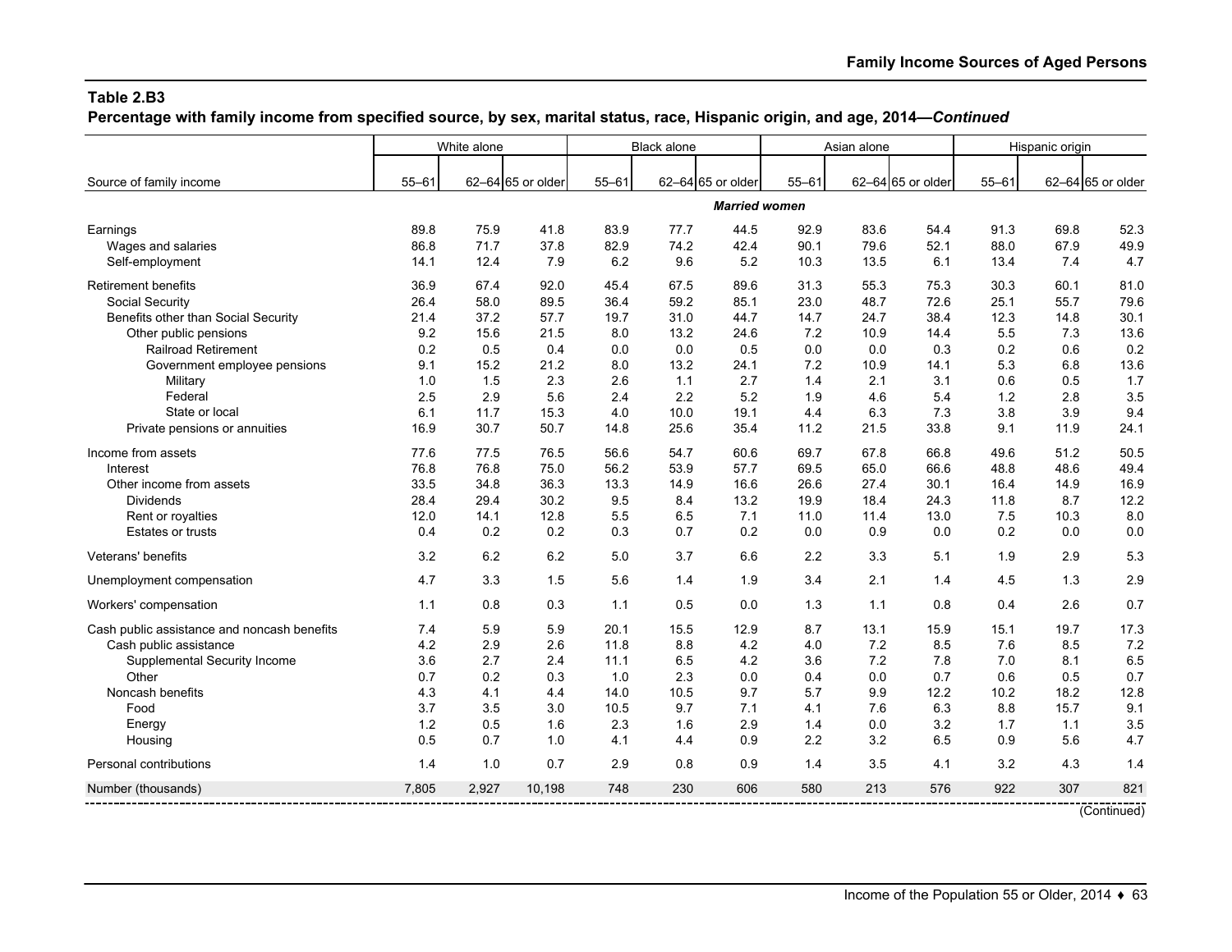## Table 2.B3

**Percentage with family income from specified source, by sex, marital status, race, Hispanic origin, and age, 2014—*Continued***

| Source of family income | White alone | | | Black alone | | | Asian alone | | | Hispanic origin | | |
|---|---|---|---|---|---|---|---|---|---|---|---|---|
| | 55–61 | 62–64 | 65 or older | 55–61 | 62–64 | 65 or older | 55–61 | 62–64 | 65 or older | 55–61 | 62–64 | 65 or older |
| | | | | | | ***Married women*** | | | | | | |
| Earnings | 89.8 | 75.9 | 41.8 | 83.9 | 77.7 | 44.5 | 92.9 | 83.6 | 54.4 | 91.3 | 69.8 | 52.3 |
| Wages and salaries | 86.8 | 71.7 | 37.8 | 82.9 | 74.2 | 42.4 | 90.1 | 79.6 | 52.1 | 88.0 | 67.9 | 49.9 |
| Self-employment | 14.1 | 12.4 | 7.9 | 6.2 | 9.6 | 5.2 | 10.3 | 13.5 | 6.1 | 13.4 | 7.4 | 4.7 |
| Retirement benefits | 36.9 | 67.4 | 92.0 | 45.4 | 67.5 | 89.6 | 31.3 | 55.3 | 75.3 | 30.3 | 60.1 | 81.0 |
| Social Security | 26.4 | 58.0 | 89.5 | 36.4 | 59.2 | 85.1 | 23.0 | 48.7 | 72.6 | 25.1 | 55.7 | 79.6 |
| Benefits other than Social Security | 21.4 | 37.2 | 57.7 | 19.7 | 31.0 | 44.7 | 14.7 | 24.7 | 38.4 | 12.3 | 14.8 | 30.1 |
| Other public pensions | 9.2 | 15.6 | 21.5 | 8.0 | 13.2 | 24.6 | 7.2 | 10.9 | 14.4 | 5.5 | 7.3 | 13.6 |
| Railroad Retirement | 0.2 | 0.5 | 0.4 | 0.0 | 0.0 | 0.5 | 0.0 | 0.0 | 0.3 | 0.2 | 0.6 | 0.2 |
| Government employee pensions | 9.1 | 15.2 | 21.2 | 8.0 | 13.2 | 24.1 | 7.2 | 10.9 | 14.1 | 5.3 | 6.8 | 13.6 |
| Military | 1.0 | 1.5 | 2.3 | 2.6 | 1.1 | 2.7 | 1.4 | 2.1 | 3.1 | 0.6 | 0.5 | 1.7 |
| Federal | 2.5 | 2.9 | 5.6 | 2.4 | 2.2 | 5.2 | 1.9 | 4.6 | 5.4 | 1.2 | 2.8 | 3.5 |
| State or local | 6.1 | 11.7 | 15.3 | 4.0 | 10.0 | 19.1 | 4.4 | 6.3 | 7.3 | 3.8 | 3.9 | 9.4 |
| Private pensions or annuities | 16.9 | 30.7 | 50.7 | 14.8 | 25.6 | 35.4 | 11.2 | 21.5 | 33.8 | 9.1 | 11.9 | 24.1 |
| Income from assets | 77.6 | 77.5 | 76.5 | 56.6 | 54.7 | 60.6 | 69.7 | 67.8 | 66.8 | 49.6 | 51.2 | 50.5 |
| Interest | 76.8 | 76.8 | 75.0 | 56.2 | 53.9 | 57.7 | 69.5 | 65.0 | 66.6 | 48.8 | 48.6 | 49.4 |
| Other income from assets | 33.5 | 34.8 | 36.3 | 13.3 | 14.9 | 16.6 | 26.6 | 27.4 | 30.1 | 16.4 | 14.9 | 16.9 |
| Dividends | 28.4 | 29.4 | 30.2 | 9.5 | 8.4 | 13.2 | 19.9 | 18.4 | 24.3 | 11.8 | 8.7 | 12.2 |
| Rent or royalties | 12.0 | 14.1 | 12.8 | 5.5 | 6.5 | 7.1 | 11.0 | 11.4 | 13.0 | 7.5 | 10.3 | 8.0 |
| Estates or trusts | 0.4 | 0.2 | 0.2 | 0.3 | 0.7 | 0.2 | 0.0 | 0.9 | 0.0 | 0.2 | 0.0 | 0.0 |
| Veterans' benefits | 3.2 | 6.2 | 6.2 | 5.0 | 3.7 | 6.6 | 2.2 | 3.3 | 5.1 | 1.9 | 2.9 | 5.3 |
| Unemployment compensation | 4.7 | 3.3 | 1.5 | 5.6 | 1.4 | 1.9 | 3.4 | 2.1 | 1.4 | 4.5 | 1.3 | 2.9 |
| Workers' compensation | 1.1 | 0.8 | 0.3 | 1.1 | 0.5 | 0.0 | 1.3 | 1.1 | 0.8 | 0.4 | 2.6 | 0.7 |
| Cash public assistance and noncash benefits | 7.4 | 5.9 | 5.9 | 20.1 | 15.5 | 12.9 | 8.7 | 13.1 | 15.9 | 15.1 | 19.7 | 17.3 |
| Cash public assistance | 4.2 | 2.9 | 2.6 | 11.8 | 8.8 | 4.2 | 4.0 | 7.2 | 8.5 | 7.6 | 8.5 | 7.2 |
| Supplemental Security Income | 3.6 | 2.7 | 2.4 | 11.1 | 6.5 | 4.2 | 3.6 | 7.2 | 7.8 | 7.0 | 8.1 | 6.5 |
| Other | 0.7 | 0.2 | 0.3 | 1.0 | 2.3 | 0.0 | 0.4 | 0.0 | 0.7 | 0.6 | 0.5 | 0.7 |
| Noncash benefits | 4.3 | 4.1 | 4.4 | 14.0 | 10.5 | 9.7 | 5.7 | 9.9 | 12.2 | 10.2 | 18.2 | 12.8 |
| Food | 3.7 | 3.5 | 3.0 | 10.5 | 9.7 | 7.1 | 4.1 | 7.6 | 6.3 | 8.8 | 15.7 | 9.1 |
| Energy | 1.2 | 0.5 | 1.6 | 2.3 | 1.6 | 2.9 | 1.4 | 0.0 | 3.2 | 1.7 | 1.1 | 3.5 |
| Housing | 0.5 | 0.7 | 1.0 | 4.1 | 4.4 | 0.9 | 2.2 | 3.2 | 6.5 | 0.9 | 5.6 | 4.7 |
| Personal contributions | 1.4 | 1.0 | 0.7 | 2.9 | 0.8 | 0.9 | 1.4 | 3.5 | 4.1 | 3.2 | 4.3 | 1.4 |
| Number (thousands) | 7,805 | 2,927 | 10,198 | 748 | 230 | 606 | 580 | 213 | 576 | 922 | 307 | 821 |

(Continued)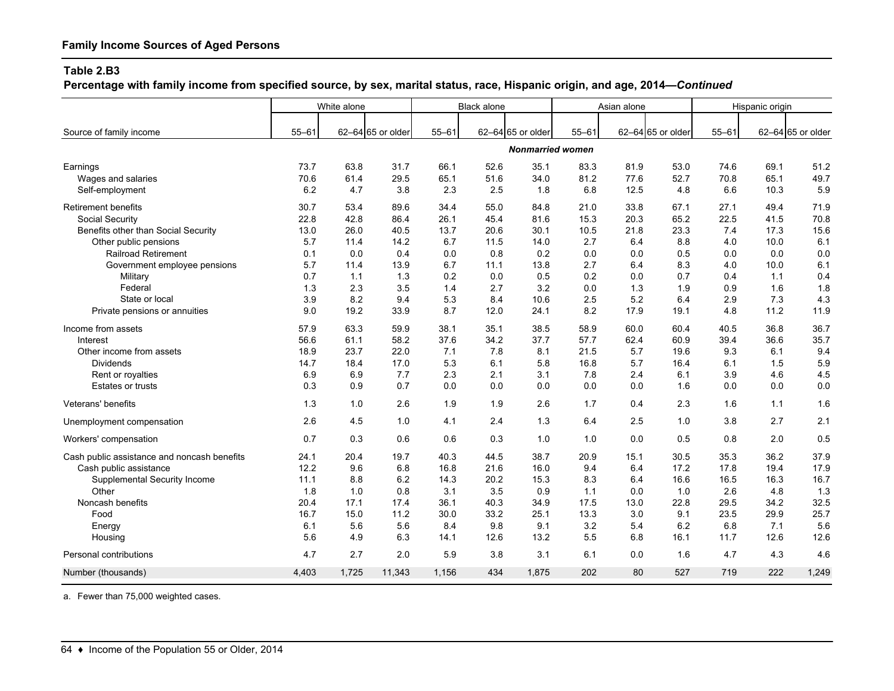**Family Income Sources of Aged Persons**

**Table 2.B3**
**Percentage with family income from specified source, by sex, marital status, race, Hispanic origin, and age, 2014—*Continued***

| Source of family income | White alone | | | Black alone | | | Asian alone | | | Hispanic origin | | |
|---|---|---|---|---|---|---|---|---|---|---|---|---|
| | 55–61 | 62–64 | 65 or older | 55–61 | 62–64 | 65 or older | 55–61 | 62–64 | 65 or older | 55–61 | 62–64 | 65 or older |
| | | | | | | ***Nonmarried women*** | | | | | | |
| Earnings | 73.7 | 63.8 | 31.7 | 66.1 | 52.6 | 35.1 | 83.3 | 81.9 | 53.0 | 74.6 | 69.1 | 51.2 |
| Wages and salaries | 70.6 | 61.4 | 29.5 | 65.1 | 51.6 | 34.0 | 81.2 | 77.6 | 52.7 | 70.8 | 65.1 | 49.7 |
| Self-employment | 6.2 | 4.7 | 3.8 | 2.3 | 2.5 | 1.8 | 6.8 | 12.5 | 4.8 | 6.6 | 10.3 | 5.9 |
| Retirement benefits | 30.7 | 53.4 | 89.6 | 34.4 | 55.0 | 84.8 | 21.0 | 33.8 | 67.1 | 27.1 | 49.4 | 71.9 |
| Social Security | 22.8 | 42.8 | 86.4 | 26.1 | 45.4 | 81.6 | 15.3 | 20.3 | 65.2 | 22.5 | 41.5 | 70.8 |
| Benefits other than Social Security | 13.0 | 26.0 | 40.5 | 13.7 | 20.6 | 30.1 | 10.5 | 21.8 | 23.3 | 7.4 | 17.3 | 15.6 |
| Other public pensions | 5.7 | 11.4 | 14.2 | 6.7 | 11.5 | 14.0 | 2.7 | 6.4 | 8.8 | 4.0 | 10.0 | 6.1 |
| Railroad Retirement | 0.1 | 0.0 | 0.4 | 0.0 | 0.8 | 0.2 | 0.0 | 0.0 | 0.5 | 0.0 | 0.0 | 0.0 |
| Government employee pensions | 5.7 | 11.4 | 13.9 | 6.7 | 11.1 | 13.8 | 2.7 | 6.4 | 8.3 | 4.0 | 10.0 | 6.1 |
| Military | 0.7 | 1.1 | 1.3 | 0.2 | 0.0 | 0.5 | 0.2 | 0.0 | 0.7 | 0.4 | 1.1 | 0.4 |
| Federal | 1.3 | 2.3 | 3.5 | 1.4 | 2.7 | 3.2 | 0.0 | 1.3 | 1.9 | 0.9 | 1.6 | 1.8 |
| State or local | 3.9 | 8.2 | 9.4 | 5.3 | 8.4 | 10.6 | 2.5 | 5.2 | 6.4 | 2.9 | 7.3 | 4.3 |
| Private pensions or annuities | 9.0 | 19.2 | 33.9 | 8.7 | 12.0 | 24.1 | 8.2 | 17.9 | 19.1 | 4.8 | 11.2 | 11.9 |
| Income from assets | 57.9 | 63.3 | 59.9 | 38.1 | 35.1 | 38.5 | 58.9 | 60.0 | 60.4 | 40.5 | 36.8 | 36.7 |
| Interest | 56.6 | 61.1 | 58.2 | 37.6 | 34.2 | 37.7 | 57.7 | 62.4 | 60.9 | 39.4 | 36.6 | 35.7 |
| Other income from assets | 18.9 | 23.7 | 22.0 | 7.1 | 7.8 | 8.1 | 21.5 | 5.7 | 19.6 | 9.3 | 6.1 | 9.4 |
| Dividends | 14.7 | 18.4 | 17.0 | 5.3 | 6.1 | 5.8 | 16.8 | 5.7 | 16.4 | 6.1 | 1.5 | 5.9 |
| Rent or royalties | 6.9 | 6.9 | 7.7 | 2.3 | 2.1 | 3.1 | 7.8 | 2.4 | 6.1 | 3.9 | 4.6 | 4.5 |
| Estates or trusts | 0.3 | 0.9 | 0.7 | 0.0 | 0.0 | 0.0 | 0.0 | 0.0 | 1.6 | 0.0 | 0.0 | 0.0 |
| Veterans' benefits | 1.3 | 1.0 | 2.6 | 1.9 | 1.9 | 2.6 | 1.7 | 0.4 | 2.3 | 1.6 | 1.1 | 1.6 |
| Unemployment compensation | 2.6 | 4.5 | 1.0 | 4.1 | 2.4 | 1.3 | 6.4 | 2.5 | 1.0 | 3.8 | 2.7 | 2.1 |
| Workers' compensation | 0.7 | 0.3 | 0.6 | 0.6 | 0.3 | 1.0 | 1.0 | 0.0 | 0.5 | 0.8 | 2.0 | 0.5 |
| Cash public assistance and noncash benefits | 24.1 | 20.4 | 19.7 | 40.3 | 44.5 | 38.7 | 20.9 | 15.1 | 30.5 | 35.3 | 36.2 | 37.9 |
| Cash public assistance | 12.2 | 9.6 | 6.8 | 16.8 | 21.6 | 16.0 | 9.4 | 6.4 | 17.2 | 17.8 | 19.4 | 17.9 |
| Supplemental Security Income | 11.1 | 8.8 | 6.2 | 14.3 | 20.2 | 15.3 | 8.3 | 6.4 | 16.6 | 16.5 | 16.3 | 16.7 |
| Other | 1.8 | 1.0 | 0.8 | 3.1 | 3.5 | 0.9 | 1.1 | 0.0 | 1.0 | 2.6 | 4.8 | 1.3 |
| Noncash benefits | 20.4 | 17.1 | 17.4 | 36.1 | 40.3 | 34.9 | 17.5 | 13.0 | 22.8 | 29.5 | 34.2 | 32.5 |
| Food | 16.7 | 15.0 | 11.2 | 30.0 | 33.2 | 25.1 | 13.3 | 3.0 | 9.1 | 23.5 | 29.9 | 25.7 |
| Energy | 6.1 | 5.6 | 5.6 | 8.4 | 9.8 | 9.1 | 3.2 | 5.4 | 6.2 | 6.8 | 7.1 | 5.6 |
| Housing | 5.6 | 4.9 | 6.3 | 14.1 | 12.6 | 13.2 | 5.5 | 6.8 | 16.1 | 11.7 | 12.6 | 12.6 |
| Personal contributions | 4.7 | 2.7 | 2.0 | 5.9 | 3.8 | 3.1 | 6.1 | 0.0 | 1.6 | 4.7 | 4.3 | 4.6 |
| Number (thousands) | 4,403 | 1,725 | 11,343 | 1,156 | 434 | 1,875 | 202 | 80 | 527 | 719 | 222 | 1,249 |

a. Fewer than 75,000 weighted cases.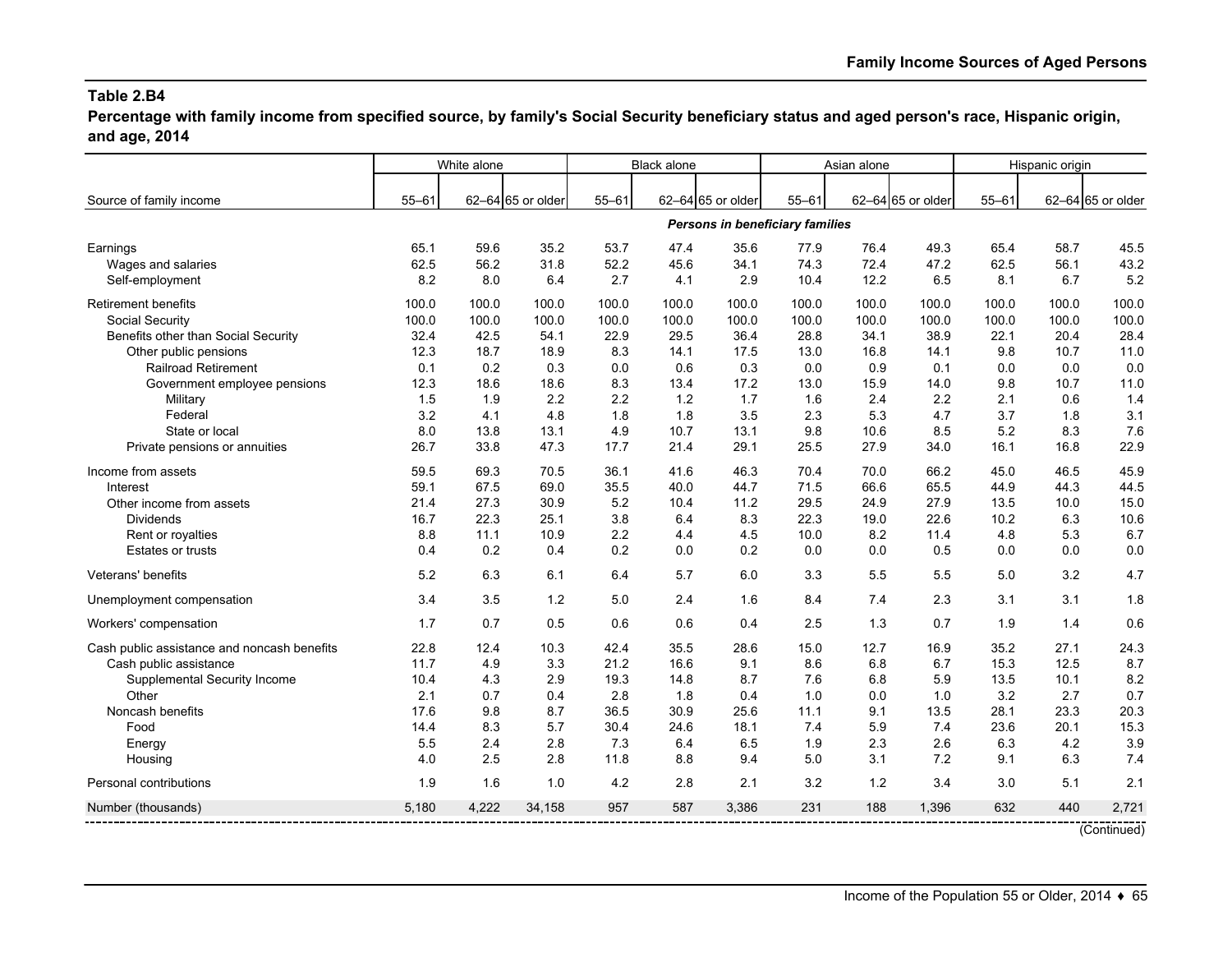## Table 2.B4

**Percentage with family income from specified source, by family's Social Security beneficiary status and aged person's race, Hispanic origin, and age, 2014**

| Source of family income | White alone | | | Black alone | | | Asian alone | | | Hispanic origin | | |
|---|---|---|---|---|---|---|---|---|---|---|---|---|
| | 55–61 | 62–64 | 65 or older | 55–61 | 62–64 | 65 or older | 55–61 | 62–64 | 65 or older | 55–61 | 62–64 | 65 or older |
| | *Persons in beneficiary families* | | | | | | | | | | | |
| Earnings | 65.1 | 59.6 | 35.2 | 53.7 | 47.4 | 35.6 | 77.9 | 76.4 | 49.3 | 65.4 | 58.7 | 45.5 |
| Wages and salaries | 62.5 | 56.2 | 31.8 | 52.2 | 45.6 | 34.1 | 74.3 | 72.4 | 47.2 | 62.5 | 56.1 | 43.2 |
| Self-employment | 8.2 | 8.0 | 6.4 | 2.7 | 4.1 | 2.9 | 10.4 | 12.2 | 6.5 | 8.1 | 6.7 | 5.2 |
| Retirement benefits | 100.0 | 100.0 | 100.0 | 100.0 | 100.0 | 100.0 | 100.0 | 100.0 | 100.0 | 100.0 | 100.0 | 100.0 |
| Social Security | 100.0 | 100.0 | 100.0 | 100.0 | 100.0 | 100.0 | 100.0 | 100.0 | 100.0 | 100.0 | 100.0 | 100.0 |
| Benefits other than Social Security | 32.4 | 42.5 | 54.1 | 22.9 | 29.5 | 36.4 | 28.8 | 34.1 | 38.9 | 22.1 | 20.4 | 28.4 |
| Other public pensions | 12.3 | 18.7 | 18.9 | 8.3 | 14.1 | 17.5 | 13.0 | 16.8 | 14.1 | 9.8 | 10.7 | 11.0 |
| Railroad Retirement | 0.1 | 0.2 | 0.3 | 0.0 | 0.6 | 0.3 | 0.0 | 0.9 | 0.1 | 0.0 | 0.0 | 0.0 |
| Government employee pensions | 12.3 | 18.6 | 18.6 | 8.3 | 13.4 | 17.2 | 13.0 | 15.9 | 14.0 | 9.8 | 10.7 | 11.0 |
| Military | 1.5 | 1.9 | 2.2 | 2.2 | 1.2 | 1.7 | 1.6 | 2.4 | 2.2 | 2.1 | 0.6 | 1.4 |
| Federal | 3.2 | 4.1 | 4.8 | 1.8 | 1.8 | 3.5 | 2.3 | 5.3 | 4.7 | 3.7 | 1.8 | 3.1 |
| State or local | 8.0 | 13.8 | 13.1 | 4.9 | 10.7 | 13.1 | 9.8 | 10.6 | 8.5 | 5.2 | 8.3 | 7.6 |
| Private pensions or annuities | 26.7 | 33.8 | 47.3 | 17.7 | 21.4 | 29.1 | 25.5 | 27.9 | 34.0 | 16.1 | 16.8 | 22.9 |
| Income from assets | 59.5 | 69.3 | 70.5 | 36.1 | 41.6 | 46.3 | 70.4 | 70.0 | 66.2 | 45.0 | 46.5 | 45.9 |
| Interest | 59.1 | 67.5 | 69.0 | 35.5 | 40.0 | 44.7 | 71.5 | 66.6 | 65.5 | 44.9 | 44.3 | 44.5 |
| Other income from assets | 21.4 | 27.3 | 30.9 | 5.2 | 10.4 | 11.2 | 29.5 | 24.9 | 27.9 | 13.5 | 10.0 | 15.0 |
| Dividends | 16.7 | 22.3 | 25.1 | 3.8 | 6.4 | 8.3 | 22.3 | 19.0 | 22.6 | 10.2 | 6.3 | 10.6 |
| Rent or royalties | 8.8 | 11.1 | 10.9 | 2.2 | 4.4 | 4.5 | 10.0 | 8.2 | 11.4 | 4.8 | 5.3 | 6.7 |
| Estates or trusts | 0.4 | 0.2 | 0.4 | 0.2 | 0.0 | 0.2 | 0.0 | 0.0 | 0.5 | 0.0 | 0.0 | 0.0 |
| Veterans' benefits | 5.2 | 6.3 | 6.1 | 6.4 | 5.7 | 6.0 | 3.3 | 5.5 | 5.5 | 5.0 | 3.2 | 4.7 |
| Unemployment compensation | 3.4 | 3.5 | 1.2 | 5.0 | 2.4 | 1.6 | 8.4 | 7.4 | 2.3 | 3.1 | 3.1 | 1.8 |
| Workers' compensation | 1.7 | 0.7 | 0.5 | 0.6 | 0.6 | 0.4 | 2.5 | 1.3 | 0.7 | 1.9 | 1.4 | 0.6 |
| Cash public assistance and noncash benefits | 22.8 | 12.4 | 10.3 | 42.4 | 35.5 | 28.6 | 15.0 | 12.7 | 16.9 | 35.2 | 27.1 | 24.3 |
| Cash public assistance | 11.7 | 4.9 | 3.3 | 21.2 | 16.6 | 9.1 | 8.6 | 6.8 | 6.7 | 15.3 | 12.5 | 8.7 |
| Supplemental Security Income | 10.4 | 4.3 | 2.9 | 19.3 | 14.8 | 8.7 | 7.6 | 6.8 | 5.9 | 13.5 | 10.1 | 8.2 |
| Other | 2.1 | 0.7 | 0.4 | 2.8 | 1.8 | 0.4 | 1.0 | 0.0 | 1.0 | 3.2 | 2.7 | 0.7 |
| Noncash benefits | 17.6 | 9.8 | 8.7 | 36.5 | 30.9 | 25.6 | 11.1 | 9.1 | 13.5 | 28.1 | 23.3 | 20.3 |
| Food | 14.4 | 8.3 | 5.7 | 30.4 | 24.6 | 18.1 | 7.4 | 5.9 | 7.4 | 23.6 | 20.1 | 15.3 |
| Energy | 5.5 | 2.4 | 2.8 | 7.3 | 6.4 | 6.5 | 1.9 | 2.3 | 2.6 | 6.3 | 4.2 | 3.9 |
| Housing | 4.0 | 2.5 | 2.8 | 11.8 | 8.8 | 9.4 | 5.0 | 3.1 | 7.2 | 9.1 | 6.3 | 7.4 |
| Personal contributions | 1.9 | 1.6 | 1.0 | 4.2 | 2.8 | 2.1 | 3.2 | 1.2 | 3.4 | 3.0 | 5.1 | 2.1 |
| Number (thousands) | 5,180 | 4,222 | 34,158 | 957 | 587 | 3,386 | 231 | 188 | 1,396 | 632 | 440 | 2,721 |

(Continued)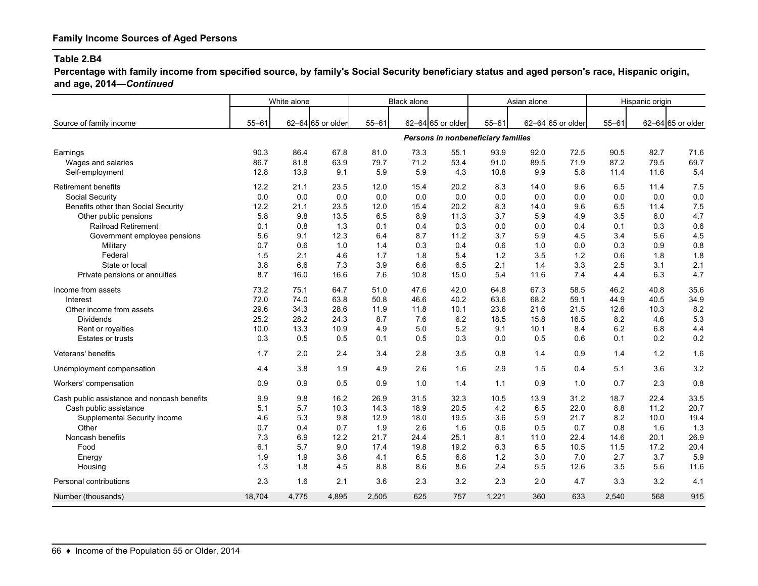**Family Income Sources of Aged Persons**

**Table 2.B4**

**Percentage with family income from specified source, by family's Social Security beneficiary status and aged person's race, Hispanic origin, and age, 2014—*Continued***

| Source of family income | White alone | | | Black alone | | | Asian alone | | | Hispanic origin | | |
|---|---|---|---|---|---|---|---|---|---|---|---|---|
| | 55–61 | 62–64 | 65 or older | 55–61 | 62–64 | 65 or older | 55–61 | 62–64 | 65 or older | 55–61 | 62–64 | 65 or older |
| | | | | | | *Persons in nonbeneficiary families* | | | | | | |
| Earnings | 90.3 | 86.4 | 67.8 | 81.0 | 73.3 | 55.1 | 93.9 | 92.0 | 72.5 | 90.5 | 82.7 | 71.6 |
| Wages and salaries | 86.7 | 81.8 | 63.9 | 79.7 | 71.2 | 53.4 | 91.0 | 89.5 | 71.9 | 87.2 | 79.5 | 69.7 |
| Self-employment | 12.8 | 13.9 | 9.1 | 5.9 | 5.9 | 4.3 | 10.8 | 9.9 | 5.8 | 11.4 | 11.6 | 5.4 |
| Retirement benefits | 12.2 | 21.1 | 23.5 | 12.0 | 15.4 | 20.2 | 8.3 | 14.0 | 9.6 | 6.5 | 11.4 | 7.5 |
| Social Security | 0.0 | 0.0 | 0.0 | 0.0 | 0.0 | 0.0 | 0.0 | 0.0 | 0.0 | 0.0 | 0.0 | 0.0 |
| Benefits other than Social Security | 12.2 | 21.1 | 23.5 | 12.0 | 15.4 | 20.2 | 8.3 | 14.0 | 9.6 | 6.5 | 11.4 | 7.5 |
| Other public pensions | 5.8 | 9.8 | 13.5 | 6.5 | 8.9 | 11.3 | 3.7 | 5.9 | 4.9 | 3.5 | 6.0 | 4.7 |
| Railroad Retirement | 0.1 | 0.8 | 1.3 | 0.1 | 0.4 | 0.3 | 0.0 | 0.0 | 0.4 | 0.1 | 0.3 | 0.6 |
| Government employee pensions | 5.6 | 9.1 | 12.3 | 6.4 | 8.7 | 11.2 | 3.7 | 5.9 | 4.5 | 3.4 | 5.6 | 4.5 |
| Military | 0.7 | 0.6 | 1.0 | 1.4 | 0.3 | 0.4 | 0.6 | 1.0 | 0.0 | 0.3 | 0.9 | 0.8 |
| Federal | 1.5 | 2.1 | 4.6 | 1.7 | 1.8 | 5.4 | 1.2 | 3.5 | 1.2 | 0.6 | 1.8 | 1.8 |
| State or local | 3.8 | 6.6 | 7.3 | 3.9 | 6.6 | 6.5 | 2.1 | 1.4 | 3.3 | 2.5 | 3.1 | 2.1 |
| Private pensions or annuities | 8.7 | 16.0 | 16.6 | 7.6 | 10.8 | 15.0 | 5.4 | 11.6 | 7.4 | 4.4 | 6.3 | 4.7 |
| Income from assets | 73.2 | 75.1 | 64.7 | 51.0 | 47.6 | 42.0 | 64.8 | 67.3 | 58.5 | 46.2 | 40.8 | 35.6 |
| Interest | 72.0 | 74.0 | 63.8 | 50.8 | 46.6 | 40.2 | 63.6 | 68.2 | 59.1 | 44.9 | 40.5 | 34.9 |
| Other income from assets | 29.6 | 34.3 | 28.6 | 11.9 | 11.8 | 10.1 | 23.6 | 21.6 | 21.5 | 12.6 | 10.3 | 8.2 |
| Dividends | 25.2 | 28.2 | 24.3 | 8.7 | 7.6 | 6.2 | 18.5 | 15.8 | 16.5 | 8.2 | 4.6 | 5.3 |
| Rent or royalties | 10.0 | 13.3 | 10.9 | 4.9 | 5.0 | 5.2 | 9.1 | 10.1 | 8.4 | 6.2 | 6.8 | 4.4 |
| Estates or trusts | 0.3 | 0.5 | 0.5 | 0.1 | 0.5 | 0.3 | 0.0 | 0.5 | 0.6 | 0.1 | 0.2 | 0.2 |
| Veterans' benefits | 1.7 | 2.0 | 2.4 | 3.4 | 2.8 | 3.5 | 0.8 | 1.4 | 0.9 | 1.4 | 1.2 | 1.6 |
| Unemployment compensation | 4.4 | 3.8 | 1.9 | 4.9 | 2.6 | 1.6 | 2.9 | 1.5 | 0.4 | 5.1 | 3.6 | 3.2 |
| Workers' compensation | 0.9 | 0.9 | 0.5 | 0.9 | 1.0 | 1.4 | 1.1 | 0.9 | 1.0 | 0.7 | 2.3 | 0.8 |
| Cash public assistance and noncash benefits | 9.9 | 9.8 | 16.2 | 26.9 | 31.5 | 32.3 | 10.5 | 13.9 | 31.2 | 18.7 | 22.4 | 33.5 |
| Cash public assistance | 5.1 | 5.7 | 10.3 | 14.3 | 18.9 | 20.5 | 4.2 | 6.5 | 22.0 | 8.8 | 11.2 | 20.7 |
| Supplemental Security Income | 4.6 | 5.3 | 9.8 | 12.9 | 18.0 | 19.5 | 3.6 | 5.9 | 21.7 | 8.2 | 10.0 | 19.4 |
| Other | 0.7 | 0.4 | 0.7 | 1.9 | 2.6 | 1.6 | 0.6 | 0.5 | 0.7 | 0.8 | 1.6 | 1.3 |
| Noncash benefits | 7.3 | 6.9 | 12.2 | 21.7 | 24.4 | 25.1 | 8.1 | 11.0 | 22.4 | 14.6 | 20.1 | 26.9 |
| Food | 6.1 | 5.7 | 9.0 | 17.4 | 19.8 | 19.2 | 6.3 | 6.5 | 10.5 | 11.5 | 17.2 | 20.4 |
| Energy | 1.9 | 1.9 | 3.6 | 4.1 | 6.5 | 6.8 | 1.2 | 3.0 | 7.0 | 2.7 | 3.7 | 5.9 |
| Housing | 1.3 | 1.8 | 4.5 | 8.8 | 8.6 | 8.6 | 2.4 | 5.5 | 12.6 | 3.5 | 5.6 | 11.6 |
| Personal contributions | 2.3 | 1.6 | 2.1 | 3.6 | 2.3 | 3.2 | 2.3 | 2.0 | 4.7 | 3.3 | 3.2 | 4.1 |
| Number (thousands) | 18,704 | 4,775 | 4,895 | 2,505 | 625 | 757 | 1,221 | 360 | 633 | 2,540 | 568 | 915 |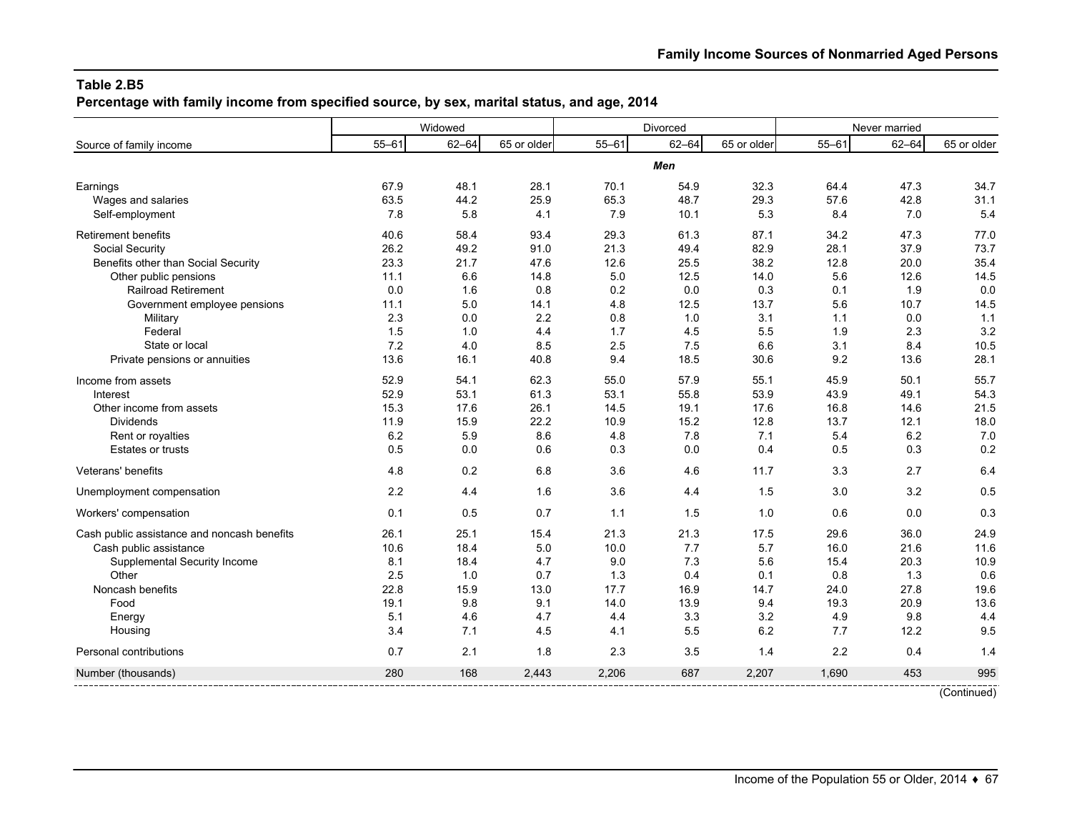## Table 2.B5

**Percentage with family income from specified source, by sex, marital status, and age, 2014**

| Source of family income | Widowed | | | Divorced | | | Never married | | |
|---|---|---|---|---|---|---|---|---|---|
| | 55–61 | 62–64 | 65 or older | 55–61 | 62–64 | 65 or older | 55–61 | 62–64 | 65 or older |
| | | | | | ***Men*** | | | | |
| Earnings | 67.9 | 48.1 | 28.1 | 70.1 | 54.9 | 32.3 | 64.4 | 47.3 | 34.7 |
| Wages and salaries | 63.5 | 44.2 | 25.9 | 65.3 | 48.7 | 29.3 | 57.6 | 42.8 | 31.1 |
| Self-employment | 7.8 | 5.8 | 4.1 | 7.9 | 10.1 | 5.3 | 8.4 | 7.0 | 5.4 |
| Retirement benefits | 40.6 | 58.4 | 93.4 | 29.3 | 61.3 | 87.1 | 34.2 | 47.3 | 77.0 |
| Social Security | 26.2 | 49.2 | 91.0 | 21.3 | 49.4 | 82.9 | 28.1 | 37.9 | 73.7 |
| Benefits other than Social Security | 23.3 | 21.7 | 47.6 | 12.6 | 25.5 | 38.2 | 12.8 | 20.0 | 35.4 |
| Other public pensions | 11.1 | 6.6 | 14.8 | 5.0 | 12.5 | 14.0 | 5.6 | 12.6 | 14.5 |
| Railroad Retirement | 0.0 | 1.6 | 0.8 | 0.2 | 0.0 | 0.3 | 0.1 | 1.9 | 0.0 |
| Government employee pensions | 11.1 | 5.0 | 14.1 | 4.8 | 12.5 | 13.7 | 5.6 | 10.7 | 14.5 |
| Military | 2.3 | 0.0 | 2.2 | 0.8 | 1.0 | 3.1 | 1.1 | 0.0 | 1.1 |
| Federal | 1.5 | 1.0 | 4.4 | 1.7 | 4.5 | 5.5 | 1.9 | 2.3 | 3.2 |
| State or local | 7.2 | 4.0 | 8.5 | 2.5 | 7.5 | 6.6 | 3.1 | 8.4 | 10.5 |
| Private pensions or annuities | 13.6 | 16.1 | 40.8 | 9.4 | 18.5 | 30.6 | 9.2 | 13.6 | 28.1 |
| Income from assets | 52.9 | 54.1 | 62.3 | 55.0 | 57.9 | 55.1 | 45.9 | 50.1 | 55.7 |
| Interest | 52.9 | 53.1 | 61.3 | 53.1 | 55.8 | 53.9 | 43.9 | 49.1 | 54.3 |
| Other income from assets | 15.3 | 17.6 | 26.1 | 14.5 | 19.1 | 17.6 | 16.8 | 14.6 | 21.5 |
| Dividends | 11.9 | 15.9 | 22.2 | 10.9 | 15.2 | 12.8 | 13.7 | 12.1 | 18.0 |
| Rent or royalties | 6.2 | 5.9 | 8.6 | 4.8 | 7.8 | 7.1 | 5.4 | 6.2 | 7.0 |
| Estates or trusts | 0.5 | 0.0 | 0.6 | 0.3 | 0.0 | 0.4 | 0.5 | 0.3 | 0.2 |
| Veterans' benefits | 4.8 | 0.2 | 6.8 | 3.6 | 4.6 | 11.7 | 3.3 | 2.7 | 6.4 |
| Unemployment compensation | 2.2 | 4.4 | 1.6 | 3.6 | 4.4 | 1.5 | 3.0 | 3.2 | 0.5 |
| Workers' compensation | 0.1 | 0.5 | 0.7 | 1.1 | 1.5 | 1.0 | 0.6 | 0.0 | 0.3 |
| Cash public assistance and noncash benefits | 26.1 | 25.1 | 15.4 | 21.3 | 21.3 | 17.5 | 29.6 | 36.0 | 24.9 |
| Cash public assistance | 10.6 | 18.4 | 5.0 | 10.0 | 7.7 | 5.7 | 16.0 | 21.6 | 11.6 |
| Supplemental Security Income | 8.1 | 18.4 | 4.7 | 9.0 | 7.3 | 5.6 | 15.4 | 20.3 | 10.9 |
| Other | 2.5 | 1.0 | 0.7 | 1.3 | 0.4 | 0.1 | 0.8 | 1.3 | 0.6 |
| Noncash benefits | 22.8 | 15.9 | 13.0 | 17.7 | 16.9 | 14.7 | 24.0 | 27.8 | 19.6 |
| Food | 19.1 | 9.8 | 9.1 | 14.0 | 13.9 | 9.4 | 19.3 | 20.9 | 13.6 |
| Energy | 5.1 | 4.6 | 4.7 | 4.4 | 3.3 | 3.2 | 4.9 | 9.8 | 4.4 |
| Housing | 3.4 | 7.1 | 4.5 | 4.1 | 5.5 | 6.2 | 7.7 | 12.2 | 9.5 |
| Personal contributions | 0.7 | 2.1 | 1.8 | 2.3 | 3.5 | 1.4 | 2.2 | 0.4 | 1.4 |
| Number (thousands) | 280 | 168 | 2,443 | 2,206 | 687 | 2,207 | 1,690 | 453 | 995 |

(Continued)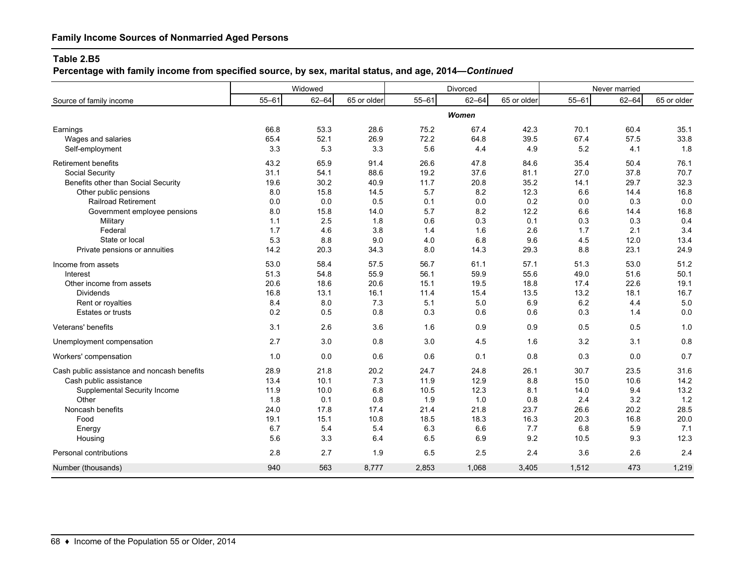## Family Income Sources of Nonmarried Aged Persons

**Table 2.B5**

**Percentage with family income from specified source, by sex, marital status, and age, 2014—*Continued***

| Source of family income | Widowed | | | Divorced | | | Never married | | |
|---|---|---|---|---|---|---|---|---|---|
| | 55–61 | 62–64 | 65 or older | 55–61 | 62–64 | 65 or older | 55–61 | 62–64 | 65 or older |
| | | | | | ***Women*** | | | | |
| Earnings | 66.8 | 53.3 | 28.6 | 75.2 | 67.4 | 42.3 | 70.1 | 60.4 | 35.1 |
| Wages and salaries | 65.4 | 52.1 | 26.9 | 72.2 | 64.8 | 39.5 | 67.4 | 57.5 | 33.8 |
| Self-employment | 3.3 | 5.3 | 3.3 | 5.6 | 4.4 | 4.9 | 5.2 | 4.1 | 1.8 |
| Retirement benefits | 43.2 | 65.9 | 91.4 | 26.6 | 47.8 | 84.6 | 35.4 | 50.4 | 76.1 |
| Social Security | 31.1 | 54.1 | 88.6 | 19.2 | 37.6 | 81.1 | 27.0 | 37.8 | 70.7 |
| Benefits other than Social Security | 19.6 | 30.2 | 40.9 | 11.7 | 20.8 | 35.2 | 14.1 | 29.7 | 32.3 |
| Other public pensions | 8.0 | 15.8 | 14.5 | 5.7 | 8.2 | 12.3 | 6.6 | 14.4 | 16.8 |
| Railroad Retirement | 0.0 | 0.0 | 0.5 | 0.1 | 0.0 | 0.2 | 0.0 | 0.3 | 0.0 |
| Government employee pensions | 8.0 | 15.8 | 14.0 | 5.7 | 8.2 | 12.2 | 6.6 | 14.4 | 16.8 |
| Military | 1.1 | 2.5 | 1.8 | 0.6 | 0.3 | 0.1 | 0.3 | 0.3 | 0.4 |
| Federal | 1.7 | 4.6 | 3.8 | 1.4 | 1.6 | 2.6 | 1.7 | 2.1 | 3.4 |
| State or local | 5.3 | 8.8 | 9.0 | 4.0 | 6.8 | 9.6 | 4.5 | 12.0 | 13.4 |
| Private pensions or annuities | 14.2 | 20.3 | 34.3 | 8.0 | 14.3 | 29.3 | 8.8 | 23.1 | 24.9 |
| Income from assets | 53.0 | 58.4 | 57.5 | 56.7 | 61.1 | 57.1 | 51.3 | 53.0 | 51.2 |
| Interest | 51.3 | 54.8 | 55.9 | 56.1 | 59.9 | 55.6 | 49.0 | 51.6 | 50.1 |
| Other income from assets | 20.6 | 18.6 | 20.6 | 15.1 | 19.5 | 18.8 | 17.4 | 22.6 | 19.1 |
| Dividends | 16.8 | 13.1 | 16.1 | 11.4 | 15.4 | 13.5 | 13.2 | 18.1 | 16.7 |
| Rent or royalties | 8.4 | 8.0 | 7.3 | 5.1 | 5.0 | 6.9 | 6.2 | 4.4 | 5.0 |
| Estates or trusts | 0.2 | 0.5 | 0.8 | 0.3 | 0.6 | 0.6 | 0.3 | 1.4 | 0.0 |
| Veterans' benefits | 3.1 | 2.6 | 3.6 | 1.6 | 0.9 | 0.9 | 0.5 | 0.5 | 1.0 |
| Unemployment compensation | 2.7 | 3.0 | 0.8 | 3.0 | 4.5 | 1.6 | 3.2 | 3.1 | 0.8 |
| Workers' compensation | 1.0 | 0.0 | 0.6 | 0.6 | 0.1 | 0.8 | 0.3 | 0.0 | 0.7 |
| Cash public assistance and noncash benefits | 28.9 | 21.8 | 20.2 | 24.7 | 24.8 | 26.1 | 30.7 | 23.5 | 31.6 |
| Cash public assistance | 13.4 | 10.1 | 7.3 | 11.9 | 12.9 | 8.8 | 15.0 | 10.6 | 14.2 |
| Supplemental Security Income | 11.9 | 10.0 | 6.8 | 10.5 | 12.3 | 8.1 | 14.0 | 9.4 | 13.2 |
| Other | 1.8 | 0.1 | 0.8 | 1.9 | 1.0 | 0.8 | 2.4 | 3.2 | 1.2 |
| Noncash benefits | 24.0 | 17.8 | 17.4 | 21.4 | 21.8 | 23.7 | 26.6 | 20.2 | 28.5 |
| Food | 19.1 | 15.1 | 10.8 | 18.5 | 18.3 | 16.3 | 20.3 | 16.8 | 20.0 |
| Energy | 6.7 | 5.4 | 5.4 | 6.3 | 6.6 | 7.7 | 6.8 | 5.9 | 7.1 |
| Housing | 5.6 | 3.3 | 6.4 | 6.5 | 6.9 | 9.2 | 10.5 | 9.3 | 12.3 |
| Personal contributions | 2.8 | 2.7 | 1.9 | 6.5 | 2.5 | 2.4 | 3.6 | 2.6 | 2.4 |
| Number (thousands) | 940 | 563 | 8,777 | 2,853 | 1,068 | 3,405 | 1,512 | 473 | 1,219 |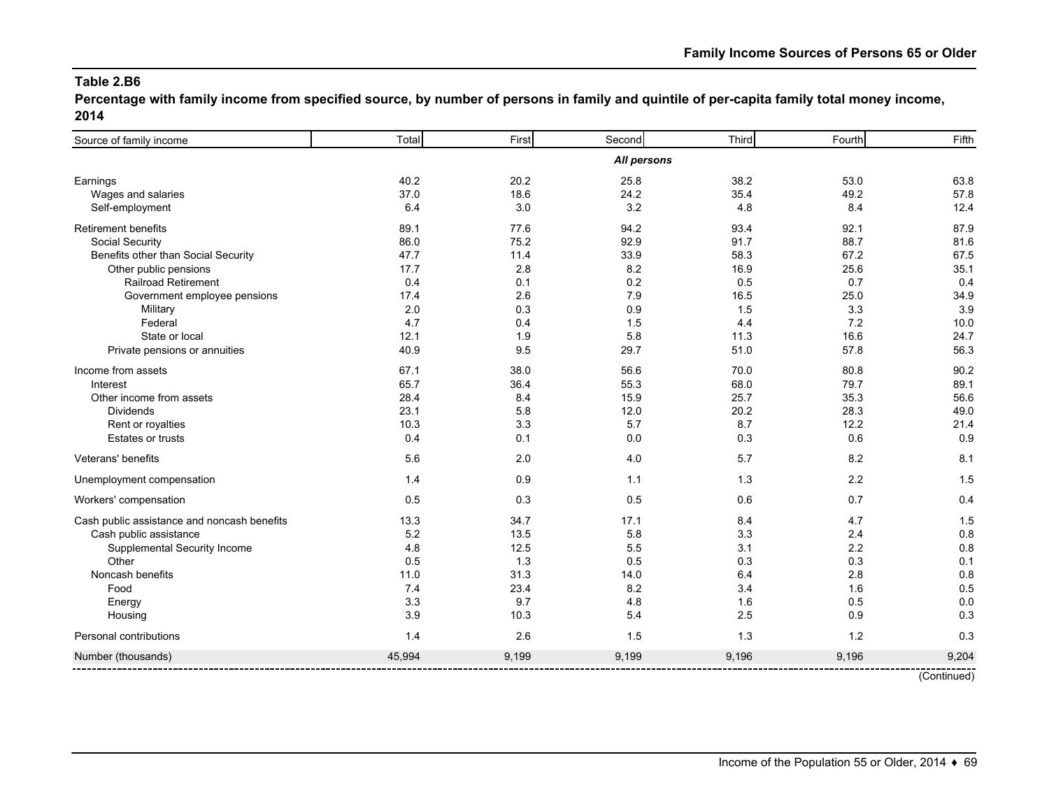## Table 2.B6

**Percentage with family income from specified source, by number of persons in family and quintile of per-capita family total money income, 2014**

| Source of family income | Total | First | Second | Third | Fourth | Fifth |
|---|---|---|---|---|---|---|
| | | | *All persons* | | | |
| Earnings | 40.2 | 20.2 | 25.8 | 38.2 | 53.0 | 63.8 |
| Wages and salaries | 37.0 | 18.6 | 24.2 | 35.4 | 49.2 | 57.8 |
| Self-employment | 6.4 | 3.0 | 3.2 | 4.8 | 8.4 | 12.4 |
| Retirement benefits | 89.1 | 77.6 | 94.2 | 93.4 | 92.1 | 87.9 |
| Social Security | 86.0 | 75.2 | 92.9 | 91.7 | 88.7 | 81.6 |
| Benefits other than Social Security | 47.7 | 11.4 | 33.9 | 58.3 | 67.2 | 67.5 |
| Other public pensions | 17.7 | 2.8 | 8.2 | 16.9 | 25.6 | 35.1 |
| Railroad Retirement | 0.4 | 0.1 | 0.2 | 0.5 | 0.7 | 0.4 |
| Government employee pensions | 17.4 | 2.6 | 7.9 | 16.5 | 25.0 | 34.9 |
| Military | 2.0 | 0.3 | 0.9 | 1.5 | 3.3 | 3.9 |
| Federal | 4.7 | 0.4 | 1.5 | 4.4 | 7.2 | 10.0 |
| State or local | 12.1 | 1.9 | 5.8 | 11.3 | 16.6 | 24.7 |
| Private pensions or annuities | 40.9 | 9.5 | 29.7 | 51.0 | 57.8 | 56.3 |
| Income from assets | 67.1 | 38.0 | 56.6 | 70.0 | 80.8 | 90.2 |
| Interest | 65.7 | 36.4 | 55.3 | 68.0 | 79.7 | 89.1 |
| Other income from assets | 28.4 | 8.4 | 15.9 | 25.7 | 35.3 | 56.6 |
| Dividends | 23.1 | 5.8 | 12.0 | 20.2 | 28.3 | 49.0 |
| Rent or royalties | 10.3 | 3.3 | 5.7 | 8.7 | 12.2 | 21.4 |
| Estates or trusts | 0.4 | 0.1 | 0.0 | 0.3 | 0.6 | 0.9 |
| Veterans' benefits | 5.6 | 2.0 | 4.0 | 5.7 | 8.2 | 8.1 |
| Unemployment compensation | 1.4 | 0.9 | 1.1 | 1.3 | 2.2 | 1.5 |
| Workers' compensation | 0.5 | 0.3 | 0.5 | 0.6 | 0.7 | 0.4 |
| Cash public assistance and noncash benefits | 13.3 | 34.7 | 17.1 | 8.4 | 4.7 | 1.5 |
| Cash public assistance | 5.2 | 13.5 | 5.8 | 3.3 | 2.4 | 0.8 |
| Supplemental Security Income | 4.8 | 12.5 | 5.5 | 3.1 | 2.2 | 0.8 |
| Other | 0.5 | 1.3 | 0.5 | 0.3 | 0.3 | 0.1 |
| Noncash benefits | 11.0 | 31.3 | 14.0 | 6.4 | 2.8 | 0.8 |
| Food | 7.4 | 23.4 | 8.2 | 3.4 | 1.6 | 0.5 |
| Energy | 3.3 | 9.7 | 4.8 | 1.6 | 0.5 | 0.0 |
| Housing | 3.9 | 10.3 | 5.4 | 2.5 | 0.9 | 0.3 |
| Personal contributions | 1.4 | 2.6 | 1.5 | 1.3 | 1.2 | 0.3 |
| Number (thousands) | 45,994 | 9,199 | 9,199 | 9,196 | 9,196 | 9,204 |

(Continued)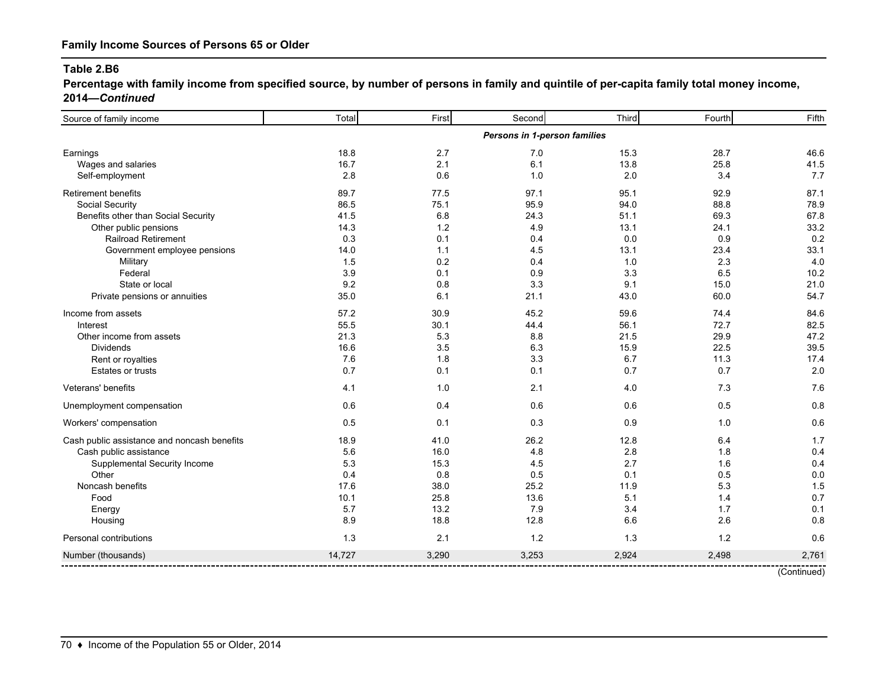**Family Income Sources of Persons 65 or Older**

**Table 2.B6**

**Percentage with family income from specified source, by number of persons in family and quintile of per-capita family total money income, 2014—*Continued***

| Source of family income | Total | First | Second | Third | Fourth | Fifth |
|---|---|---|---|---|---|---|
| | | | ***Persons in 1-person families*** | | | |
| Earnings | 18.8 | 2.7 | 7.0 | 15.3 | 28.7 | 46.6 |
| Wages and salaries | 16.7 | 2.1 | 6.1 | 13.8 | 25.8 | 41.5 |
| Self-employment | 2.8 | 0.6 | 1.0 | 2.0 | 3.4 | 7.7 |
| Retirement benefits | 89.7 | 77.5 | 97.1 | 95.1 | 92.9 | 87.1 |
| Social Security | 86.5 | 75.1 | 95.9 | 94.0 | 88.8 | 78.9 |
| Benefits other than Social Security | 41.5 | 6.8 | 24.3 | 51.1 | 69.3 | 67.8 |
| Other public pensions | 14.3 | 1.2 | 4.9 | 13.1 | 24.1 | 33.2 |
| Railroad Retirement | 0.3 | 0.1 | 0.4 | 0.0 | 0.9 | 0.2 |
| Government employee pensions | 14.0 | 1.1 | 4.5 | 13.1 | 23.4 | 33.1 |
| Military | 1.5 | 0.2 | 0.4 | 1.0 | 2.3 | 4.0 |
| Federal | 3.9 | 0.1 | 0.9 | 3.3 | 6.5 | 10.2 |
| State or local | 9.2 | 0.8 | 3.3 | 9.1 | 15.0 | 21.0 |
| Private pensions or annuities | 35.0 | 6.1 | 21.1 | 43.0 | 60.0 | 54.7 |
| Income from assets | 57.2 | 30.9 | 45.2 | 59.6 | 74.4 | 84.6 |
| Interest | 55.5 | 30.1 | 44.4 | 56.1 | 72.7 | 82.5 |
| Other income from assets | 21.3 | 5.3 | 8.8 | 21.5 | 29.9 | 47.2 |
| Dividends | 16.6 | 3.5 | 6.3 | 15.9 | 22.5 | 39.5 |
| Rent or royalties | 7.6 | 1.8 | 3.3 | 6.7 | 11.3 | 17.4 |
| Estates or trusts | 0.7 | 0.1 | 0.1 | 0.7 | 0.7 | 2.0 |
| Veterans' benefits | 4.1 | 1.0 | 2.1 | 4.0 | 7.3 | 7.6 |
| Unemployment compensation | 0.6 | 0.4 | 0.6 | 0.6 | 0.5 | 0.8 |
| Workers' compensation | 0.5 | 0.1 | 0.3 | 0.9 | 1.0 | 0.6 |
| Cash public assistance and noncash benefits | 18.9 | 41.0 | 26.2 | 12.8 | 6.4 | 1.7 |
| Cash public assistance | 5.6 | 16.0 | 4.8 | 2.8 | 1.8 | 0.4 |
| Supplemental Security Income | 5.3 | 15.3 | 4.5 | 2.7 | 1.6 | 0.4 |
| Other | 0.4 | 0.8 | 0.5 | 0.1 | 0.5 | 0.0 |
| Noncash benefits | 17.6 | 38.0 | 25.2 | 11.9 | 5.3 | 1.5 |
| Food | 10.1 | 25.8 | 13.6 | 5.1 | 1.4 | 0.7 |
| Energy | 5.7 | 13.2 | 7.9 | 3.4 | 1.7 | 0.1 |
| Housing | 8.9 | 18.8 | 12.8 | 6.6 | 2.6 | 0.8 |
| Personal contributions | 1.3 | 2.1 | 1.2 | 1.3 | 1.2 | 0.6 |
| Number (thousands) | 14,727 | 3,290 | 3,253 | 2,924 | 2,498 | 2,761 |

(Continued)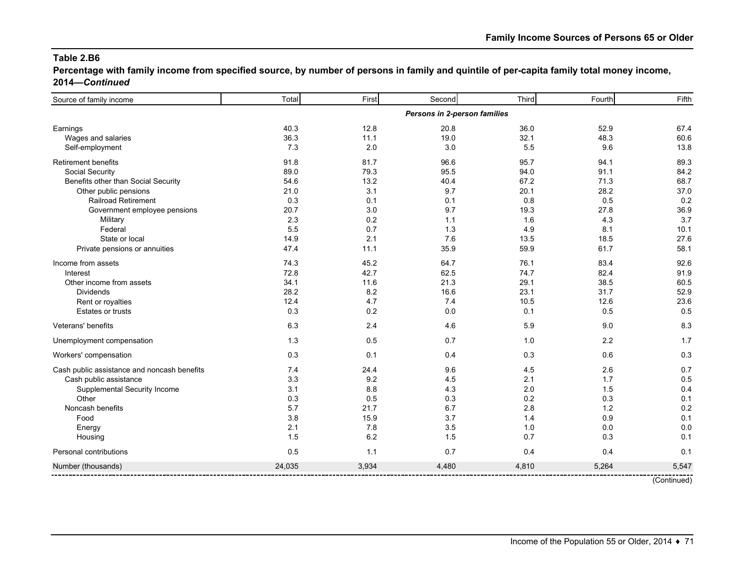## Table 2.B6

**Percentage with family income from specified source, by number of persons in family and quintile of per-capita family total money income, 2014—*Continued***

| Source of family income | Total | First | Second | Third | Fourth | Fifth |
|---|---|---|---|---|---|---|
| | | | *Persons in 2-person families* | | | |
| Earnings | 40.3 | 12.8 | 20.8 | 36.0 | 52.9 | 67.4 |
| Wages and salaries | 36.3 | 11.1 | 19.0 | 32.1 | 48.3 | 60.6 |
| Self-employment | 7.3 | 2.0 | 3.0 | 5.5 | 9.6 | 13.8 |
| Retirement benefits | 91.8 | 81.7 | 96.6 | 95.7 | 94.1 | 89.3 |
| Social Security | 89.0 | 79.3 | 95.5 | 94.0 | 91.1 | 84.2 |
| Benefits other than Social Security | 54.6 | 13.2 | 40.4 | 67.2 | 71.3 | 68.7 |
| Other public pensions | 21.0 | 3.1 | 9.7 | 20.1 | 28.2 | 37.0 |
| Railroad Retirement | 0.3 | 0.1 | 0.1 | 0.8 | 0.5 | 0.2 |
| Government employee pensions | 20.7 | 3.0 | 9.7 | 19.3 | 27.8 | 36.9 |
| Military | 2.3 | 0.2 | 1.1 | 1.6 | 4.3 | 3.7 |
| Federal | 5.5 | 0.7 | 1.3 | 4.9 | 8.1 | 10.1 |
| State or local | 14.9 | 2.1 | 7.6 | 13.5 | 18.5 | 27.6 |
| Private pensions or annuities | 47.4 | 11.1 | 35.9 | 59.9 | 61.7 | 58.1 |
| Income from assets | 74.3 | 45.2 | 64.7 | 76.1 | 83.4 | 92.6 |
| Interest | 72.8 | 42.7 | 62.5 | 74.7 | 82.4 | 91.9 |
| Other income from assets | 34.1 | 11.6 | 21.3 | 29.1 | 38.5 | 60.5 |
| Dividends | 28.2 | 8.2 | 16.6 | 23.1 | 31.7 | 52.9 |
| Rent or royalties | 12.4 | 4.7 | 7.4 | 10.5 | 12.6 | 23.6 |
| Estates or trusts | 0.3 | 0.2 | 0.0 | 0.1 | 0.5 | 0.5 |
| Veterans' benefits | 6.3 | 2.4 | 4.6 | 5.9 | 9.0 | 8.3 |
| Unemployment compensation | 1.3 | 0.5 | 0.7 | 1.0 | 2.2 | 1.7 |
| Workers' compensation | 0.3 | 0.1 | 0.4 | 0.3 | 0.6 | 0.3 |
| Cash public assistance and noncash benefits | 7.4 | 24.4 | 9.6 | 4.5 | 2.6 | 0.7 |
| Cash public assistance | 3.3 | 9.2 | 4.5 | 2.1 | 1.7 | 0.5 |
| Supplemental Security Income | 3.1 | 8.8 | 4.3 | 2.0 | 1.5 | 0.4 |
| Other | 0.3 | 0.5 | 0.3 | 0.2 | 0.3 | 0.1 |
| Noncash benefits | 5.7 | 21.7 | 6.7 | 2.8 | 1.2 | 0.2 |
| Food | 3.8 | 15.9 | 3.7 | 1.4 | 0.9 | 0.1 |
| Energy | 2.1 | 7.8 | 3.5 | 1.0 | 0.0 | 0.0 |
| Housing | 1.5 | 6.2 | 1.5 | 0.7 | 0.3 | 0.1 |
| Personal contributions | 0.5 | 1.1 | 0.7 | 0.4 | 0.4 | 0.1 |
| Number (thousands) | 24,035 | 3,934 | 4,480 | 4,810 | 5,264 | 5,547 |

(Continued)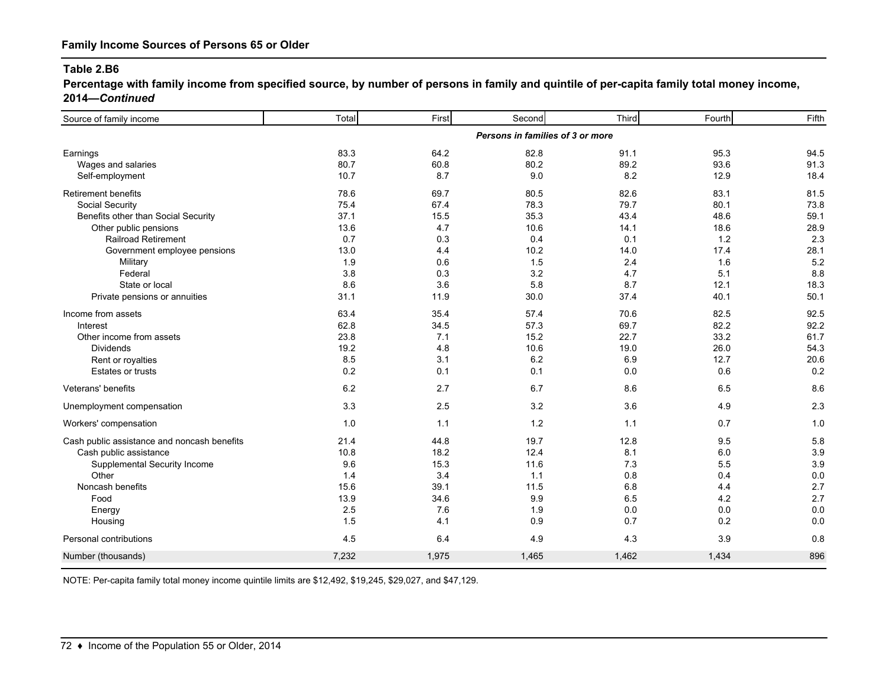## Family Income Sources of Persons 65 or Older

### Table 2.B6

**Percentage with family income from specified source, by number of persons in family and quintile of per-capita family total money income, 2014—*Continued***

| Source of family income | Total | First | Second | Third | Fourth | Fifth |
|---|---|---|---|---|---|---|
| | | | ***Persons in families of 3 or more*** | | | |
| Earnings | 83.3 | 64.2 | 82.8 | 91.1 | 95.3 | 94.5 |
| Wages and salaries | 80.7 | 60.8 | 80.2 | 89.2 | 93.6 | 91.3 |
| Self-employment | 10.7 | 8.7 | 9.0 | 8.2 | 12.9 | 18.4 |
| Retirement benefits | 78.6 | 69.7 | 80.5 | 82.6 | 83.1 | 81.5 |
| Social Security | 75.4 | 67.4 | 78.3 | 79.7 | 80.1 | 73.8 |
| Benefits other than Social Security | 37.1 | 15.5 | 35.3 | 43.4 | 48.6 | 59.1 |
| Other public pensions | 13.6 | 4.7 | 10.6 | 14.1 | 18.6 | 28.9 |
| Railroad Retirement | 0.7 | 0.3 | 0.4 | 0.1 | 1.2 | 2.3 |
| Government employee pensions | 13.0 | 4.4 | 10.2 | 14.0 | 17.4 | 28.1 |
| Military | 1.9 | 0.6 | 1.5 | 2.4 | 1.6 | 5.2 |
| Federal | 3.8 | 0.3 | 3.2 | 4.7 | 5.1 | 8.8 |
| State or local | 8.6 | 3.6 | 5.8 | 8.7 | 12.1 | 18.3 |
| Private pensions or annuities | 31.1 | 11.9 | 30.0 | 37.4 | 40.1 | 50.1 |
| Income from assets | 63.4 | 35.4 | 57.4 | 70.6 | 82.5 | 92.5 |
| Interest | 62.8 | 34.5 | 57.3 | 69.7 | 82.2 | 92.2 |
| Other income from assets | 23.8 | 7.1 | 15.2 | 22.7 | 33.2 | 61.7 |
| Dividends | 19.2 | 4.8 | 10.6 | 19.0 | 26.0 | 54.3 |
| Rent or royalties | 8.5 | 3.1 | 6.2 | 6.9 | 12.7 | 20.6 |
| Estates or trusts | 0.2 | 0.1 | 0.1 | 0.0 | 0.6 | 0.2 |
| Veterans' benefits | 6.2 | 2.7 | 6.7 | 8.6 | 6.5 | 8.6 |
| Unemployment compensation | 3.3 | 2.5 | 3.2 | 3.6 | 4.9 | 2.3 |
| Workers' compensation | 1.0 | 1.1 | 1.2 | 1.1 | 0.7 | 1.0 |
| Cash public assistance and noncash benefits | 21.4 | 44.8 | 19.7 | 12.8 | 9.5 | 5.8 |
| Cash public assistance | 10.8 | 18.2 | 12.4 | 8.1 | 6.0 | 3.9 |
| Supplemental Security Income | 9.6 | 15.3 | 11.6 | 7.3 | 5.5 | 3.9 |
| Other | 1.4 | 3.4 | 1.1 | 0.8 | 0.4 | 0.0 |
| Noncash benefits | 15.6 | 39.1 | 11.5 | 6.8 | 4.4 | 2.7 |
| Food | 13.9 | 34.6 | 9.9 | 6.5 | 4.2 | 2.7 |
| Energy | 2.5 | 7.6 | 1.9 | 0.0 | 0.0 | 0.0 |
| Housing | 1.5 | 4.1 | 0.9 | 0.7 | 0.2 | 0.0 |
| Personal contributions | 4.5 | 6.4 | 4.9 | 4.3 | 3.9 | 0.8 |
| Number (thousands) | 7,232 | 1,975 | 1,465 | 1,462 | 1,434 | 896 |

NOTE: Per-capita family total money income quintile limits are $12,492, $19,245, $29,027, and $47,129.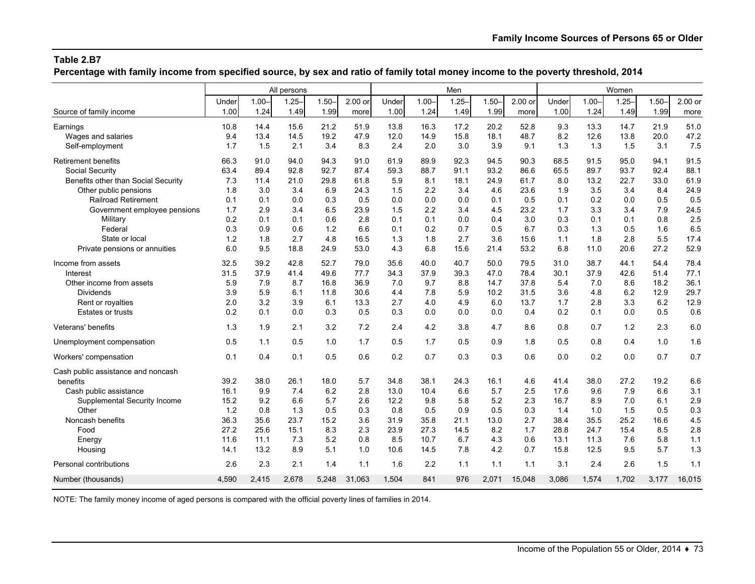**Table 2.B7**

**Percentage with family income from specified source, by sex and ratio of family total money income to the poverty threshold, 2014**

| Source of family income | All persons | | | | | Men | | | | | Women | | | | |
|---|---|---|---|---|---|---|---|---|---|---|---|---|---|---|---|
| | Under 1.00 | 1.00–1.24 | 1.25–1.49 | 1.50–1.99 | 2.00 or more | Under 1.00 | 1.00–1.24 | 1.25–1.49 | 1.50–1.99 | 2.00 or more | Under 1.00 | 1.00–1.24 | 1.25–1.49 | 1.50–1.99 | 2.00 or more |
| Earnings | 10.8 | 14.4 | 15.6 | 21.2 | 51.9 | 13.8 | 16.3 | 17.2 | 20.2 | 52.8 | 9.3 | 13.3 | 14.7 | 21.9 | 51.0 |
| Wages and salaries | 9.4 | 13.4 | 14.5 | 19.2 | 47.9 | 12.0 | 14.9 | 15.8 | 18.1 | 48.7 | 8.2 | 12.6 | 13.8 | 20.0 | 47.2 |
| Self-employment | 1.7 | 1.5 | 2.1 | 3.4 | 8.3 | 2.4 | 2.0 | 3.0 | 3.9 | 9.1 | 1.3 | 1.3 | 1.5 | 3.1 | 7.5 |
| Retirement benefits | 66.3 | 91.0 | 94.0 | 94.3 | 91.0 | 61.9 | 89.9 | 92.3 | 94.5 | 90.3 | 68.5 | 91.5 | 95.0 | 94.1 | 91.5 |
| Social Security | 63.4 | 89.4 | 92.8 | 92.7 | 87.4 | 59.3 | 88.7 | 91.1 | 93.2 | 86.6 | 65.5 | 89.7 | 93.7 | 92.4 | 88.1 |
| Benefits other than Social Security | 7.3 | 11.4 | 21.0 | 29.8 | 61.8 | 5.9 | 8.1 | 18.1 | 24.9 | 61.7 | 8.0 | 13.2 | 22.7 | 33.0 | 61.9 |
| Other public pensions | 1.8 | 3.0 | 3.4 | 6.9 | 24.3 | 1.5 | 2.2 | 3.4 | 4.6 | 23.6 | 1.9 | 3.5 | 3.4 | 8.4 | 24.9 |
| Railroad Retirement | 0.1 | 0.1 | 0.0 | 0.3 | 0.5 | 0.0 | 0.0 | 0.0 | 0.1 | 0.5 | 0.1 | 0.2 | 0.0 | 0.5 | 0.5 |
| Government employee pensions | 1.7 | 2.9 | 3.4 | 6.5 | 23.9 | 1.5 | 2.2 | 3.4 | 4.5 | 23.2 | 1.7 | 3.3 | 3.4 | 7.9 | 24.5 |
| Military | 0.2 | 0.1 | 0.1 | 0.6 | 2.8 | 0.1 | 0.1 | 0.0 | 0.4 | 3.0 | 0.3 | 0.1 | 0.1 | 0.8 | 2.5 |
| Federal | 0.3 | 0.9 | 0.6 | 1.2 | 6.6 | 0.1 | 0.2 | 0.7 | 0.5 | 6.7 | 0.3 | 1.3 | 0.5 | 1.6 | 6.5 |
| State or local | 1.2 | 1.8 | 2.7 | 4.8 | 16.5 | 1.3 | 1.8 | 2.7 | 3.6 | 15.6 | 1.1 | 1.8 | 2.8 | 5.5 | 17.4 |
| Private pensions or annuities | 6.0 | 9.5 | 18.8 | 24.9 | 53.0 | 4.3 | 6.8 | 15.6 | 21.4 | 53.2 | 6.8 | 11.0 | 20.6 | 27.2 | 52.9 |
| Income from assets | 32.5 | 39.2 | 42.8 | 52.7 | 79.0 | 35.6 | 40.0 | 40.7 | 50.0 | 79.5 | 31.0 | 38.7 | 44.1 | 54.4 | 78.4 |
| Interest | 31.5 | 37.9 | 41.4 | 49.6 | 77.7 | 34.3 | 37.9 | 39.3 | 47.0 | 78.4 | 30.1 | 37.9 | 42.6 | 51.4 | 77.1 |
| Other income from assets | 5.9 | 7.9 | 8.7 | 16.8 | 36.9 | 7.0 | 9.7 | 8.8 | 14.7 | 37.8 | 5.4 | 7.0 | 8.6 | 18.2 | 36.1 |
| Dividends | 3.9 | 5.9 | 6.1 | 11.8 | 30.6 | 4.4 | 7.8 | 5.9 | 10.2 | 31.5 | 3.6 | 4.8 | 6.2 | 12.9 | 29.7 |
| Rent or royalties | 2.0 | 3.2 | 3.9 | 6.1 | 13.3 | 2.7 | 4.0 | 4.9 | 6.0 | 13.7 | 1.7 | 2.8 | 3.3 | 6.2 | 12.9 |
| Estates or trusts | 0.2 | 0.1 | 0.0 | 0.3 | 0.5 | 0.3 | 0.0 | 0.0 | 0.0 | 0.4 | 0.2 | 0.1 | 0.0 | 0.5 | 0.6 |
| Veterans' benefits | 1.3 | 1.9 | 2.1 | 3.2 | 7.2 | 2.4 | 4.2 | 3.8 | 4.7 | 8.6 | 0.8 | 0.7 | 1.2 | 2.3 | 6.0 |
| Unemployment compensation | 0.5 | 1.1 | 0.5 | 1.0 | 1.7 | 0.5 | 1.7 | 0.5 | 0.9 | 1.8 | 0.5 | 0.8 | 0.4 | 1.0 | 1.6 |
| Workers' compensation | 0.1 | 0.4 | 0.1 | 0.5 | 0.6 | 0.2 | 0.7 | 0.3 | 0.3 | 0.6 | 0.0 | 0.2 | 0.0 | 0.7 | 0.7 |
| Cash public assistance and noncash benefits | 39.2 | 38.0 | 26.1 | 18.0 | 5.7 | 34.8 | 38.1 | 24.3 | 16.1 | 4.6 | 41.4 | 38.0 | 27.2 | 19.2 | 6.6 |
| Cash public assistance | 16.1 | 9.9 | 7.4 | 6.2 | 2.8 | 13.0 | 10.4 | 6.6 | 5.7 | 2.5 | 17.6 | 9.6 | 7.9 | 6.6 | 3.1 |
| Supplemental Security Income | 15.2 | 9.2 | 6.6 | 5.7 | 2.6 | 12.2 | 9.8 | 5.8 | 5.2 | 2.3 | 16.7 | 8.9 | 7.0 | 6.1 | 2.9 |
| Other | 1.2 | 0.8 | 1.3 | 0.5 | 0.3 | 0.8 | 0.5 | 0.9 | 0.5 | 0.3 | 1.4 | 1.0 | 1.5 | 0.5 | 0.3 |
| Noncash benefits | 36.3 | 35.6 | 23.7 | 15.2 | 3.6 | 31.9 | 35.8 | 21.1 | 13.0 | 2.7 | 38.4 | 35.5 | 25.2 | 16.6 | 4.5 |
| Food | 27.2 | 25.6 | 15.1 | 8.3 | 2.3 | 23.9 | 27.3 | 14.5 | 8.2 | 1.7 | 28.8 | 24.7 | 15.4 | 8.5 | 2.8 |
| Energy | 11.6 | 11.1 | 7.3 | 5.2 | 0.8 | 8.5 | 10.7 | 6.7 | 4.3 | 0.6 | 13.1 | 11.3 | 7.6 | 5.8 | 1.1 |
| Housing | 14.1 | 13.2 | 8.9 | 5.1 | 1.0 | 10.6 | 14.5 | 7.8 | 4.2 | 0.7 | 15.8 | 12.5 | 9.5 | 5.7 | 1.3 |
| Personal contributions | 2.6 | 2.3 | 2.1 | 1.4 | 1.1 | 1.6 | 2.2 | 1.1 | 1.1 | 1.1 | 3.1 | 2.4 | 2.6 | 1.5 | 1.1 |
| Number (thousands) | 4,590 | 2,415 | 2,678 | 5,248 | 31,063 | 1,504 | 841 | 976 | 2,071 | 15,048 | 3,086 | 1,574 | 1,702 | 3,177 | 16,015 |

NOTE: The family money income of aged persons is compared with the official poverty lines of families in 2014.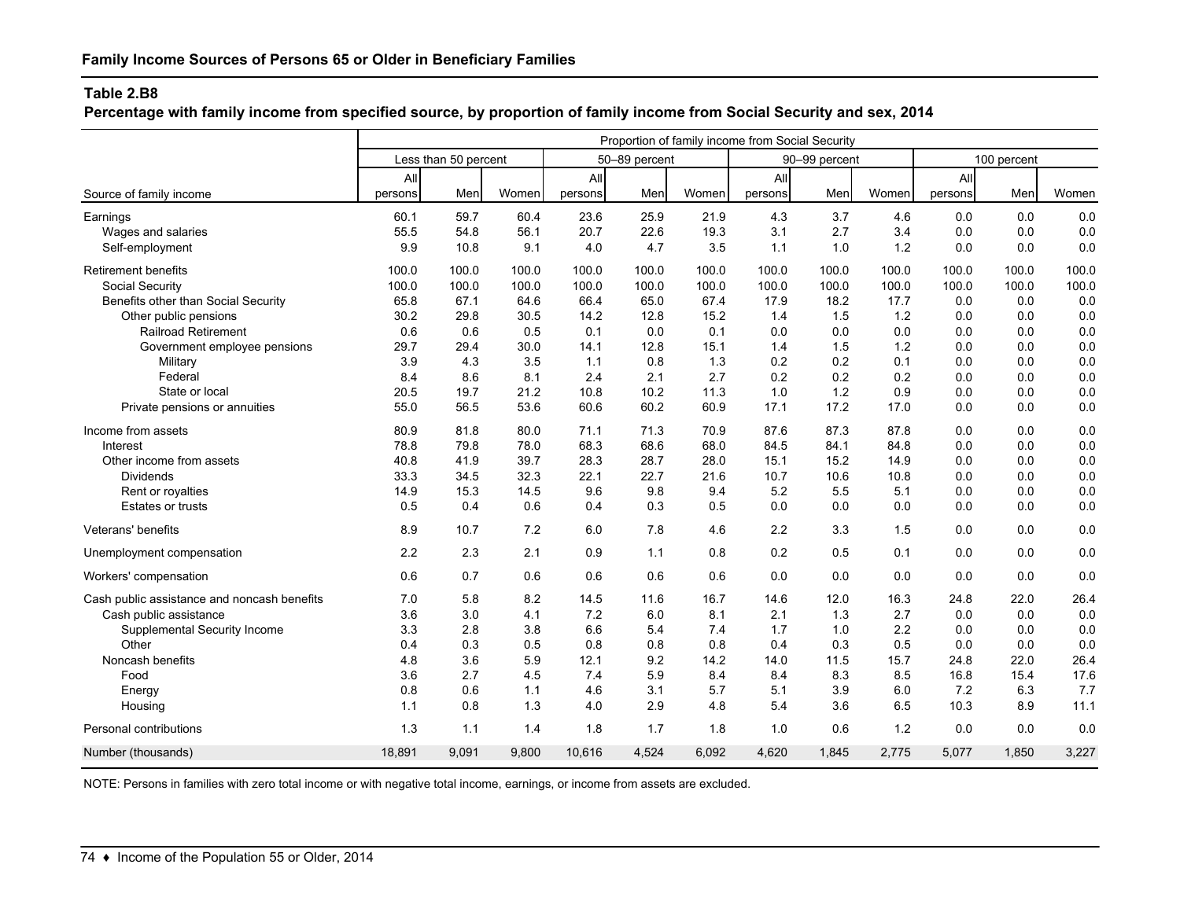**Family Income Sources of Persons 65 or Older in Beneficiary Families**

**Table 2.B8**

**Percentage with family income from specified source, by proportion of family income from Social Security and sex, 2014**

| | Proportion of family income from Social Security | | | | | | | | | | | |
|---|---|---|---|---|---|---|---|---|---|---|---|---|
| | Less than 50 percent | | | 50–89 percent | | | 90–99 percent | | | 100 percent | | |
| Source of family income | All persons | Men | Women | All persons | Men | Women | All persons | Men | Women | All persons | Men | Women |
| Earnings | 60.1 | 59.7 | 60.4 | 23.6 | 25.9 | 21.9 | 4.3 | 3.7 | 4.6 | 0.0 | 0.0 | 0.0 |
| Wages and salaries | 55.5 | 54.8 | 56.1 | 20.7 | 22.6 | 19.3 | 3.1 | 2.7 | 3.4 | 0.0 | 0.0 | 0.0 |
| Self-employment | 9.9 | 10.8 | 9.1 | 4.0 | 4.7 | 3.5 | 1.1 | 1.0 | 1.2 | 0.0 | 0.0 | 0.0 |
| Retirement benefits | 100.0 | 100.0 | 100.0 | 100.0 | 100.0 | 100.0 | 100.0 | 100.0 | 100.0 | 100.0 | 100.0 | 100.0 |
| Social Security | 100.0 | 100.0 | 100.0 | 100.0 | 100.0 | 100.0 | 100.0 | 100.0 | 100.0 | 100.0 | 100.0 | 100.0 |
| Benefits other than Social Security | 65.8 | 67.1 | 64.6 | 66.4 | 65.0 | 67.4 | 17.9 | 18.2 | 17.7 | 0.0 | 0.0 | 0.0 |
| Other public pensions | 30.2 | 29.8 | 30.5 | 14.2 | 12.8 | 15.2 | 1.4 | 1.5 | 1.2 | 0.0 | 0.0 | 0.0 |
| Railroad Retirement | 0.6 | 0.6 | 0.5 | 0.1 | 0.0 | 0.1 | 0.0 | 0.0 | 0.0 | 0.0 | 0.0 | 0.0 |
| Government employee pensions | 29.7 | 29.4 | 30.0 | 14.1 | 12.8 | 15.1 | 1.4 | 1.5 | 1.2 | 0.0 | 0.0 | 0.0 |
| Military | 3.9 | 4.3 | 3.5 | 1.1 | 0.8 | 1.3 | 0.2 | 0.2 | 0.1 | 0.0 | 0.0 | 0.0 |
| Federal | 8.4 | 8.6 | 8.1 | 2.4 | 2.1 | 2.7 | 0.2 | 0.2 | 0.2 | 0.0 | 0.0 | 0.0 |
| State or local | 20.5 | 19.7 | 21.2 | 10.8 | 10.2 | 11.3 | 1.0 | 1.2 | 0.9 | 0.0 | 0.0 | 0.0 |
| Private pensions or annuities | 55.0 | 56.5 | 53.6 | 60.6 | 60.2 | 60.9 | 17.1 | 17.2 | 17.0 | 0.0 | 0.0 | 0.0 |
| Income from assets | 80.9 | 81.8 | 80.0 | 71.1 | 71.3 | 70.9 | 87.6 | 87.3 | 87.8 | 0.0 | 0.0 | 0.0 |
| Interest | 78.8 | 79.8 | 78.0 | 68.3 | 68.6 | 68.0 | 84.5 | 84.1 | 84.8 | 0.0 | 0.0 | 0.0 |
| Other income from assets | 40.8 | 41.9 | 39.7 | 28.3 | 28.7 | 28.0 | 15.1 | 15.2 | 14.9 | 0.0 | 0.0 | 0.0 |
| Dividends | 33.3 | 34.5 | 32.3 | 22.1 | 22.7 | 21.6 | 10.7 | 10.6 | 10.8 | 0.0 | 0.0 | 0.0 |
| Rent or royalties | 14.9 | 15.3 | 14.5 | 9.6 | 9.8 | 9.4 | 5.2 | 5.5 | 5.1 | 0.0 | 0.0 | 0.0 |
| Estates or trusts | 0.5 | 0.4 | 0.6 | 0.4 | 0.3 | 0.5 | 0.0 | 0.0 | 0.0 | 0.0 | 0.0 | 0.0 |
| Veterans' benefits | 8.9 | 10.7 | 7.2 | 6.0 | 7.8 | 4.6 | 2.2 | 3.3 | 1.5 | 0.0 | 0.0 | 0.0 |
| Unemployment compensation | 2.2 | 2.3 | 2.1 | 0.9 | 1.1 | 0.8 | 0.2 | 0.5 | 0.1 | 0.0 | 0.0 | 0.0 |
| Workers' compensation | 0.6 | 0.7 | 0.6 | 0.6 | 0.6 | 0.6 | 0.0 | 0.0 | 0.0 | 0.0 | 0.0 | 0.0 |
| Cash public assistance and noncash benefits | 7.0 | 5.8 | 8.2 | 14.5 | 11.6 | 16.7 | 14.6 | 12.0 | 16.3 | 24.8 | 22.0 | 26.4 |
| Cash public assistance | 3.6 | 3.0 | 4.1 | 7.2 | 6.0 | 8.1 | 2.1 | 1.3 | 2.7 | 0.0 | 0.0 | 0.0 |
| Supplemental Security Income | 3.3 | 2.8 | 3.8 | 6.6 | 5.4 | 7.4 | 1.7 | 1.0 | 2.2 | 0.0 | 0.0 | 0.0 |
| Other | 0.4 | 0.3 | 0.5 | 0.8 | 0.8 | 0.8 | 0.4 | 0.3 | 0.5 | 0.0 | 0.0 | 0.0 |
| Noncash benefits | 4.8 | 3.6 | 5.9 | 12.1 | 9.2 | 14.2 | 14.0 | 11.5 | 15.7 | 24.8 | 22.0 | 26.4 |
| Food | 3.6 | 2.7 | 4.5 | 7.4 | 5.9 | 8.4 | 8.4 | 8.3 | 8.5 | 16.8 | 15.4 | 17.6 |
| Energy | 0.8 | 0.6 | 1.1 | 4.6 | 3.1 | 5.7 | 5.1 | 3.9 | 6.0 | 7.2 | 6.3 | 7.7 |
| Housing | 1.1 | 0.8 | 1.3 | 4.0 | 2.9 | 4.8 | 5.4 | 3.6 | 6.5 | 10.3 | 8.9 | 11.1 |
| Personal contributions | 1.3 | 1.1 | 1.4 | 1.8 | 1.7 | 1.8 | 1.0 | 0.6 | 1.2 | 0.0 | 0.0 | 0.0 |
| Number (thousands) | 18,891 | 9,091 | 9,800 | 10,616 | 4,524 | 6,092 | 4,620 | 1,845 | 2,775 | 5,077 | 1,850 | 3,227 |

NOTE: Persons in families with zero total income or with negative total income, earnings, or income from assets are excluded.